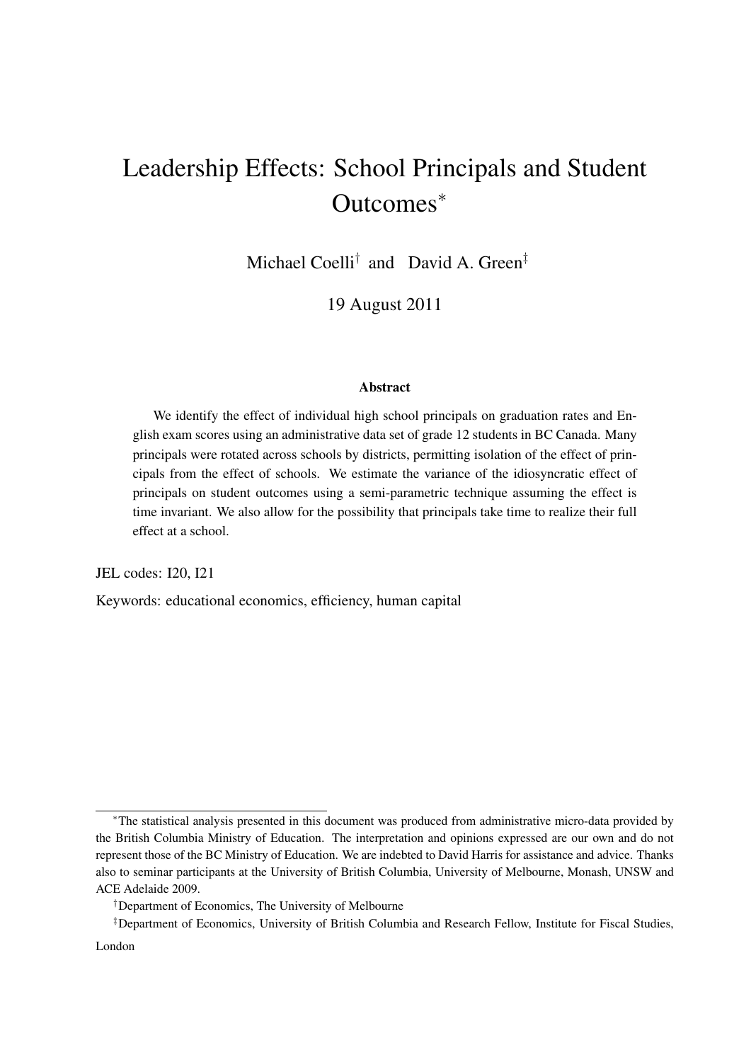# Leadership Effects: School Principals and Student Outcomes[*]

Michael Coelli[†] and David A. Green[‡]

19 August 2011

### Abstract

We identify the effect of individual high school principals on graduation rates and English exam scores using an administrative data set of grade 12 students in BC Canada. Many principals were rotated across schools by districts, permitting isolation of the effect of principals from the effect of schools. We estimate the variance of the idiosyncratic effect of principals on student outcomes using a semi-parametric technique assuming the effect is time invariant. We also allow for the possibility that principals take time to realize their full effect at a school.

JEL codes: I20, I21

Keywords: educational economics, efficiency, human capital

---

[*] The statistical analysis presented in this document was produced from administrative micro-data provided by the British Columbia Ministry of Education. The interpretation and opinions expressed are our own and do not represent those of the BC Ministry of Education. We are indebted to David Harris for assistance and advice. Thanks also to seminar participants at the University of British Columbia, University of Melbourne, Monash, UNSW and ACE Adelaide 2009.

[†] Department of Economics, The University of Melbourne

[‡] Department of Economics, University of British Columbia and Research Fellow, Institute for Fiscal Studies, London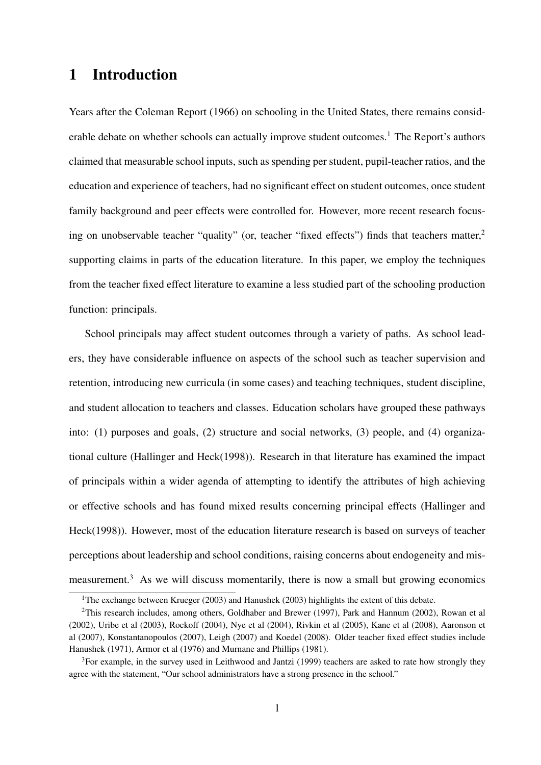# 1 Introduction

Years after the Coleman Report (1966) on schooling in the United States, there remains considerable debate on whether schools can actually improve student outcomes.[1] The Report's authors claimed that measurable school inputs, such as spending per student, pupil-teacher ratios, and the education and experience of teachers, had no significant effect on student outcomes, once student family background and peer effects were controlled for. However, more recent research focusing on unobservable teacher "quality" (or, teacher "fixed effects") finds that teachers matter,[2] supporting claims in parts of the education literature. In this paper, we employ the techniques from the teacher fixed effect literature to examine a less studied part of the schooling production function: principals.

School principals may affect student outcomes through a variety of paths. As school leaders, they have considerable influence on aspects of the school such as teacher supervision and retention, introducing new curricula (in some cases) and teaching techniques, student discipline, and student allocation to teachers and classes. Education scholars have grouped these pathways into: (1) purposes and goals, (2) structure and social networks, (3) people, and (4) organizational culture (Hallinger and Heck(1998)). Research in that literature has examined the impact of principals within a wider agenda of attempting to identify the attributes of high achieving or effective schools and has found mixed results concerning principal effects (Hallinger and Heck(1998)). However, most of the education literature research is based on surveys of teacher perceptions about leadership and school conditions, raising concerns about endogeneity and mismeasurement.[3] As we will discuss momentarily, there is now a small but growing economics

[1] The exchange between Krueger (2003) and Hanushek (2003) highlights the extent of this debate.

[2] This research includes, among others, Goldhaber and Brewer (1997), Park and Hannum (2002), Rowan et al (2002), Uribe et al (2003), Rockoff (2004), Nye et al (2004), Rivkin et al (2005), Kane et al (2008), Aaronson et al (2007), Konstantanopoulos (2007), Leigh (2007) and Koedel (2008). Older teacher fixed effect studies include Hanushek (1971), Armor et al (1976) and Murnane and Phillips (1981).

[3] For example, in the survey used in Leithwood and Jantzi (1999) teachers are asked to rate how strongly they agree with the statement, "Our school administrators have a strong presence in the school."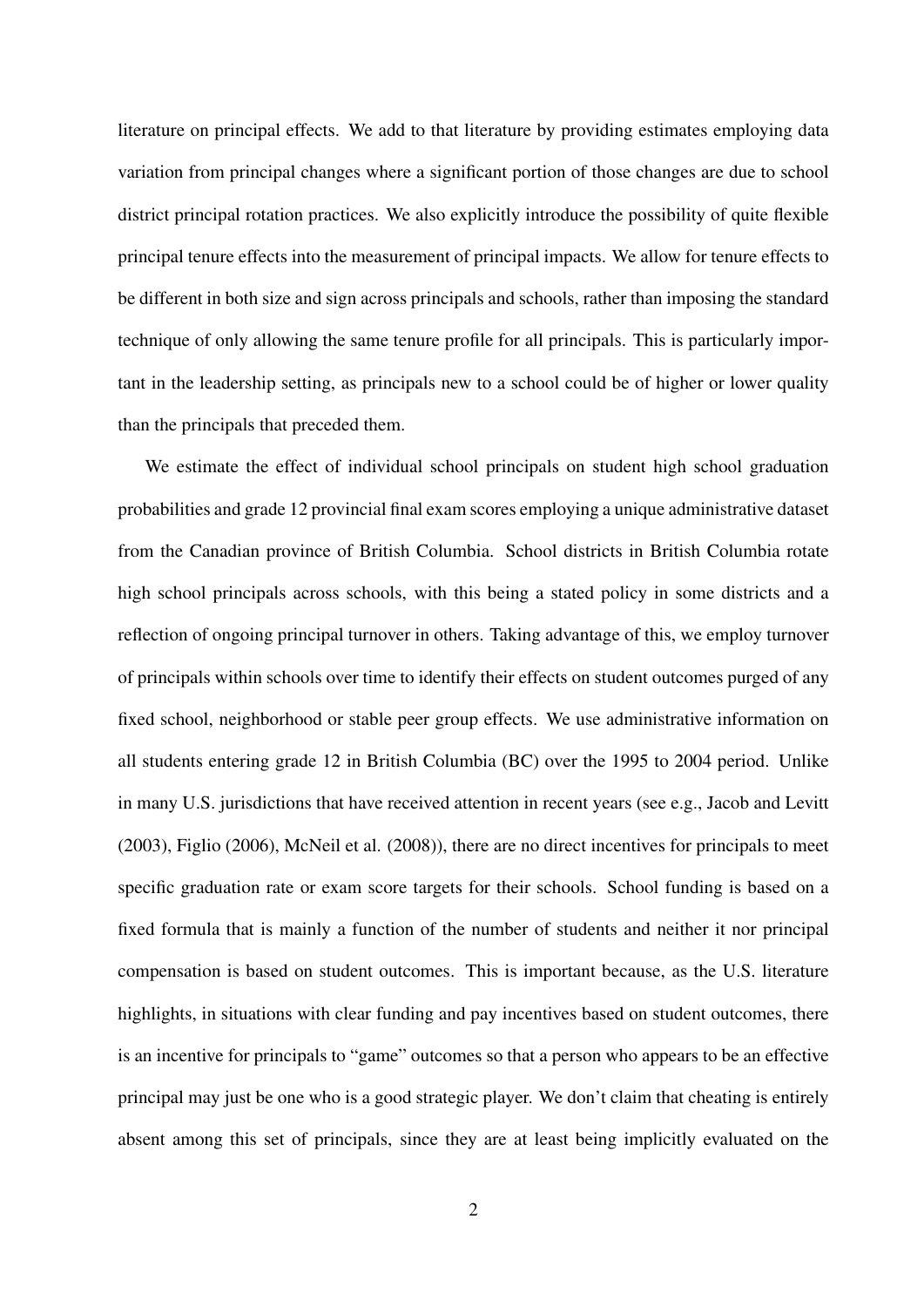literature on principal effects. We add to that literature by providing estimates employing data variation from principal changes where a significant portion of those changes are due to school district principal rotation practices. We also explicitly introduce the possibility of quite flexible principal tenure effects into the measurement of principal impacts. We allow for tenure effects to be different in both size and sign across principals and schools, rather than imposing the standard technique of only allowing the same tenure profile for all principals. This is particularly important in the leadership setting, as principals new to a school could be of higher or lower quality than the principals that preceded them.

We estimate the effect of individual school principals on student high school graduation probabilities and grade 12 provincial final exam scores employing a unique administrative dataset from the Canadian province of British Columbia. School districts in British Columbia rotate high school principals across schools, with this being a stated policy in some districts and a reflection of ongoing principal turnover in others. Taking advantage of this, we employ turnover of principals within schools over time to identify their effects on student outcomes purged of any fixed school, neighborhood or stable peer group effects. We use administrative information on all students entering grade 12 in British Columbia (BC) over the 1995 to 2004 period. Unlike in many U.S. jurisdictions that have received attention in recent years (see e.g., Jacob and Levitt (2003), Figlio (2006), McNeil et al. (2008)), there are no direct incentives for principals to meet specific graduation rate or exam score targets for their schools. School funding is based on a fixed formula that is mainly a function of the number of students and neither it nor principal compensation is based on student outcomes. This is important because, as the U.S. literature highlights, in situations with clear funding and pay incentives based on student outcomes, there is an incentive for principals to "game" outcomes so that a person who appears to be an effective principal may just be one who is a good strategic player. We don't claim that cheating is entirely absent among this set of principals, since they are at least being implicitly evaluated on the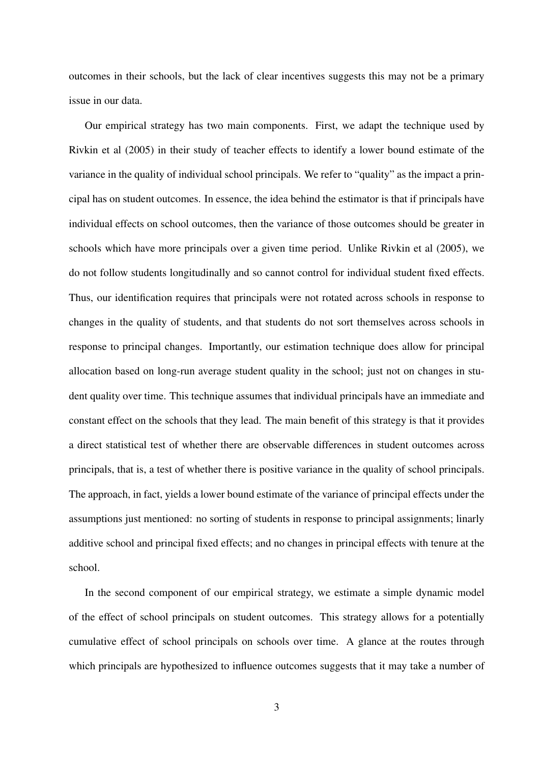outcomes in their schools, but the lack of clear incentives suggests this may not be a primary issue in our data.

Our empirical strategy has two main components. First, we adapt the technique used by Rivkin et al (2005) in their study of teacher effects to identify a lower bound estimate of the variance in the quality of individual school principals. We refer to "quality" as the impact a principal has on student outcomes. In essence, the idea behind the estimator is that if principals have individual effects on school outcomes, then the variance of those outcomes should be greater in schools which have more principals over a given time period. Unlike Rivkin et al (2005), we do not follow students longitudinally and so cannot control for individual student fixed effects. Thus, our identification requires that principals were not rotated across schools in response to changes in the quality of students, and that students do not sort themselves across schools in response to principal changes. Importantly, our estimation technique does allow for principal allocation based on long-run average student quality in the school; just not on changes in student quality over time. This technique assumes that individual principals have an immediate and constant effect on the schools that they lead. The main benefit of this strategy is that it provides a direct statistical test of whether there are observable differences in student outcomes across principals, that is, a test of whether there is positive variance in the quality of school principals. The approach, in fact, yields a lower bound estimate of the variance of principal effects under the assumptions just mentioned: no sorting of students in response to principal assignments; linarly additive school and principal fixed effects; and no changes in principal effects with tenure at the school.

In the second component of our empirical strategy, we estimate a simple dynamic model of the effect of school principals on student outcomes. This strategy allows for a potentially cumulative effect of school principals on schools over time. A glance at the routes through which principals are hypothesized to influence outcomes suggests that it may take a number of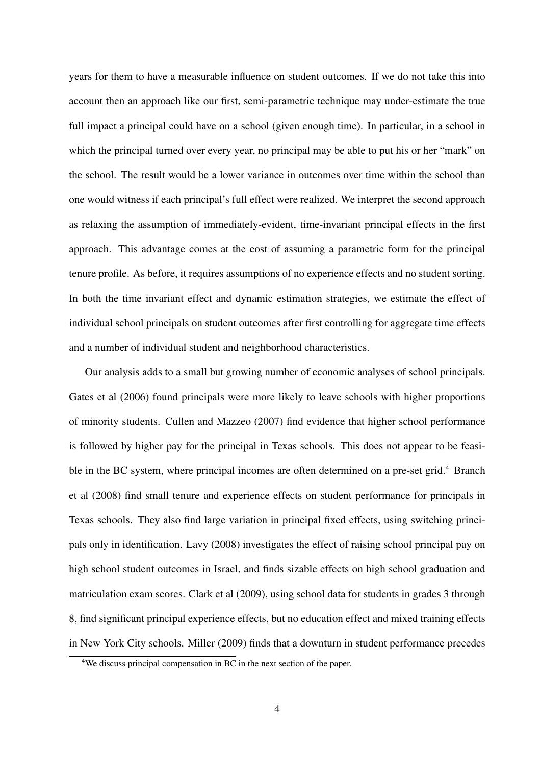years for them to have a measurable influence on student outcomes. If we do not take this into account then an approach like our first, semi-parametric technique may under-estimate the true full impact a principal could have on a school (given enough time). In particular, in a school in which the principal turned over every year, no principal may be able to put his or her "mark" on the school. The result would be a lower variance in outcomes over time within the school than one would witness if each principal's full effect were realized. We interpret the second approach as relaxing the assumption of immediately-evident, time-invariant principal effects in the first approach. This advantage comes at the cost of assuming a parametric form for the principal tenure profile. As before, it requires assumptions of no experience effects and no student sorting. In both the time invariant effect and dynamic estimation strategies, we estimate the effect of individual school principals on student outcomes after first controlling for aggregate time effects and a number of individual student and neighborhood characteristics.

Our analysis adds to a small but growing number of economic analyses of school principals. Gates et al (2006) found principals were more likely to leave schools with higher proportions of minority students. Cullen and Mazzeo (2007) find evidence that higher school performance is followed by higher pay for the principal in Texas schools. This does not appear to be feasible in the BC system, where principal incomes are often determined on a pre-set grid.[4] Branch et al (2008) find small tenure and experience effects on student performance for principals in Texas schools. They also find large variation in principal fixed effects, using switching principals only in identification. Lavy (2008) investigates the effect of raising school principal pay on high school student outcomes in Israel, and finds sizable effects on high school graduation and matriculation exam scores. Clark et al (2009), using school data for students in grades 3 through 8, find significant principal experience effects, but no education effect and mixed training effects in New York City schools. Miller (2009) finds that a downturn in student performance precedes

[4] We discuss principal compensation in BC in the next section of the paper.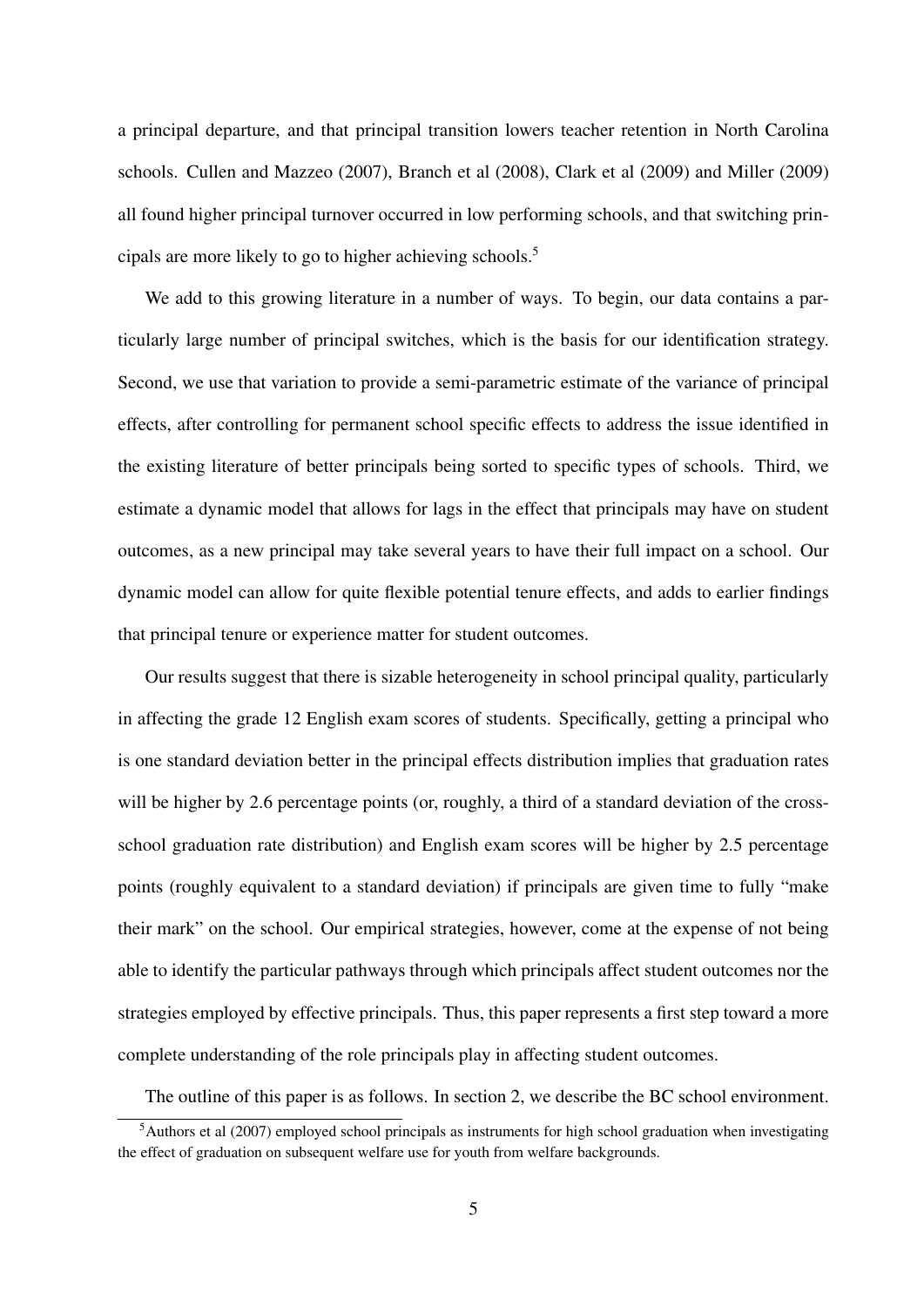a principal departure, and that principal transition lowers teacher retention in North Carolina schools. Cullen and Mazzeo (2007), Branch et al (2008), Clark et al (2009) and Miller (2009) all found higher principal turnover occurred in low performing schools, and that switching principals are more likely to go to higher achieving schools.[5]

We add to this growing literature in a number of ways. To begin, our data contains a particularly large number of principal switches, which is the basis for our identification strategy. Second, we use that variation to provide a semi-parametric estimate of the variance of principal effects, after controlling for permanent school specific effects to address the issue identified in the existing literature of better principals being sorted to specific types of schools. Third, we estimate a dynamic model that allows for lags in the effect that principals may have on student outcomes, as a new principal may take several years to have their full impact on a school. Our dynamic model can allow for quite flexible potential tenure effects, and adds to earlier findings that principal tenure or experience matter for student outcomes.

Our results suggest that there is sizable heterogeneity in school principal quality, particularly in affecting the grade 12 English exam scores of students. Specifically, getting a principal who is one standard deviation better in the principal effects distribution implies that graduation rates will be higher by 2.6 percentage points (or, roughly, a third of a standard deviation of the cross-school graduation rate distribution) and English exam scores will be higher by 2.5 percentage points (roughly equivalent to a standard deviation) if principals are given time to fully "make their mark" on the school. Our empirical strategies, however, come at the expense of not being able to identify the particular pathways through which principals affect student outcomes nor the strategies employed by effective principals. Thus, this paper represents a first step toward a more complete understanding of the role principals play in affecting student outcomes.

The outline of this paper is as follows. In section 2, we describe the BC school environment.

[5] Authors et al (2007) employed school principals as instruments for high school graduation when investigating the effect of graduation on subsequent welfare use for youth from welfare backgrounds.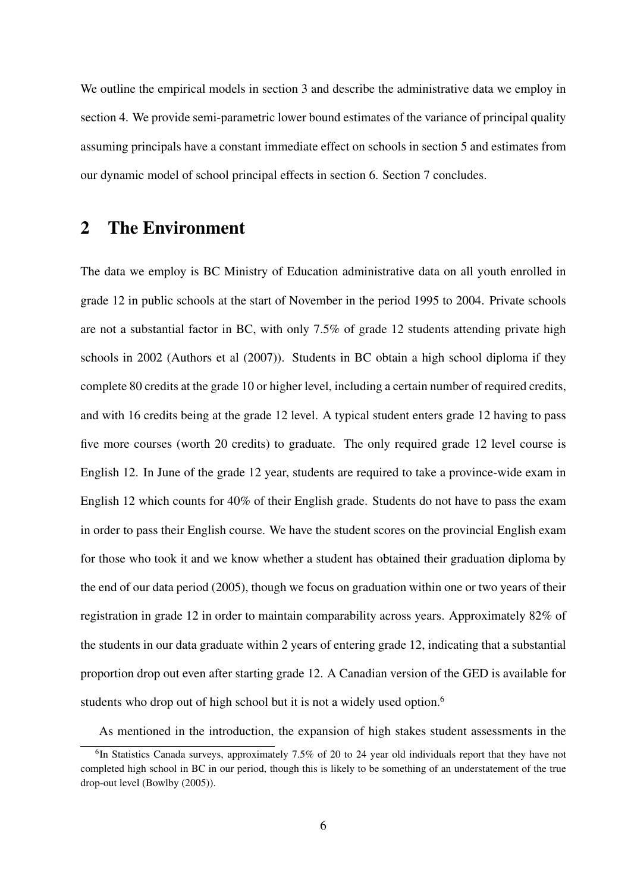We outline the empirical models in section 3 and describe the administrative data we employ in section 4. We provide semi-parametric lower bound estimates of the variance of principal quality assuming principals have a constant immediate effect on schools in section 5 and estimates from our dynamic model of school principal effects in section 6. Section 7 concludes.

## 2 The Environment

The data we employ is BC Ministry of Education administrative data on all youth enrolled in grade 12 in public schools at the start of November in the period 1995 to 2004. Private schools are not a substantial factor in BC, with only 7.5% of grade 12 students attending private high schools in 2002 (Authors et al (2007)). Students in BC obtain a high school diploma if they complete 80 credits at the grade 10 or higher level, including a certain number of required credits, and with 16 credits being at the grade 12 level. A typical student enters grade 12 having to pass five more courses (worth 20 credits) to graduate. The only required grade 12 level course is English 12. In June of the grade 12 year, students are required to take a province-wide exam in English 12 which counts for 40% of their English grade. Students do not have to pass the exam in order to pass their English course. We have the student scores on the provincial English exam for those who took it and we know whether a student has obtained their graduation diploma by the end of our data period (2005), though we focus on graduation within one or two years of their registration in grade 12 in order to maintain comparability across years. Approximately 82% of the students in our data graduate within 2 years of entering grade 12, indicating that a substantial proportion drop out even after starting grade 12. A Canadian version of the GED is available for students who drop out of high school but it is not a widely used option.[6]

As mentioned in the introduction, the expansion of high stakes student assessments in the

[6] In Statistics Canada surveys, approximately 7.5% of 20 to 24 year old individuals report that they have not completed high school in BC in our period, though this is likely to be something of an understatement of the true drop-out level (Bowlby (2005)).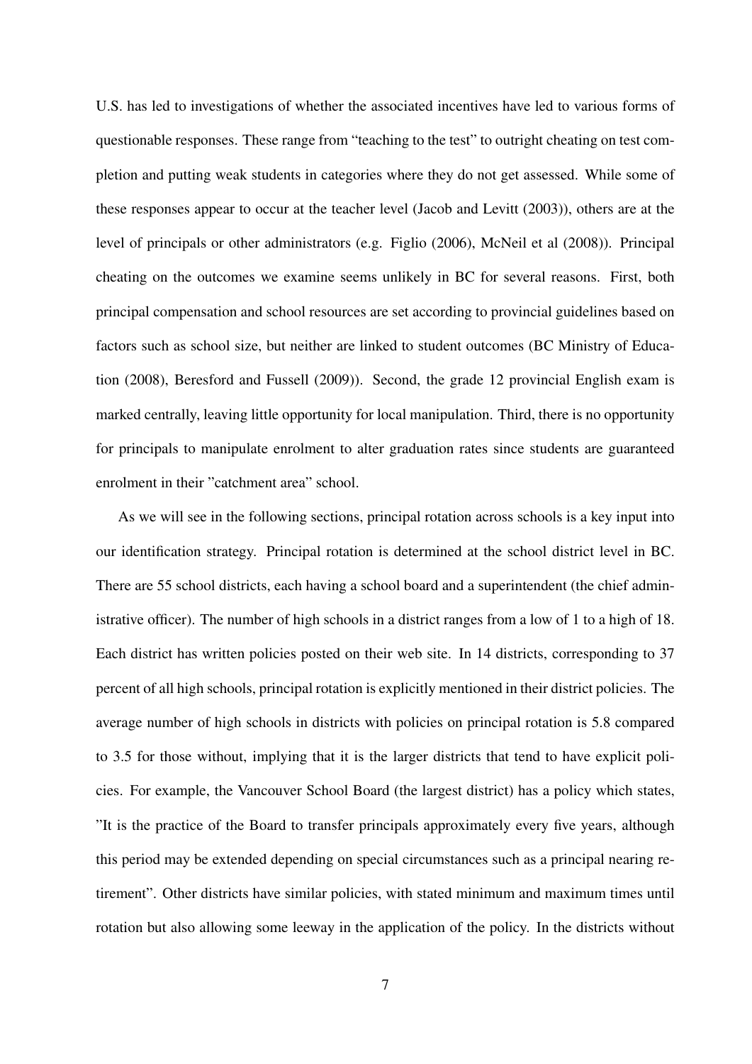U.S. has led to investigations of whether the associated incentives have led to various forms of questionable responses. These range from "teaching to the test" to outright cheating on test completion and putting weak students in categories where they do not get assessed. While some of these responses appear to occur at the teacher level (Jacob and Levitt (2003)), others are at the level of principals or other administrators (e.g. Figlio (2006), McNeil et al (2008)). Principal cheating on the outcomes we examine seems unlikely in BC for several reasons. First, both principal compensation and school resources are set according to provincial guidelines based on factors such as school size, but neither are linked to student outcomes (BC Ministry of Education (2008), Beresford and Fussell (2009)). Second, the grade 12 provincial English exam is marked centrally, leaving little opportunity for local manipulation. Third, there is no opportunity for principals to manipulate enrolment to alter graduation rates since students are guaranteed enrolment in their "catchment area" school.

As we will see in the following sections, principal rotation across schools is a key input into our identification strategy. Principal rotation is determined at the school district level in BC. There are 55 school districts, each having a school board and a superintendent (the chief administrative officer). The number of high schools in a district ranges from a low of 1 to a high of 18. Each district has written policies posted on their web site. In 14 districts, corresponding to 37 percent of all high schools, principal rotation is explicitly mentioned in their district policies. The average number of high schools in districts with policies on principal rotation is 5.8 compared to 3.5 for those without, implying that it is the larger districts that tend to have explicit policies. For example, the Vancouver School Board (the largest district) has a policy which states, "It is the practice of the Board to transfer principals approximately every five years, although this period may be extended depending on special circumstances such as a principal nearing retirement". Other districts have similar policies, with stated minimum and maximum times until rotation but also allowing some leeway in the application of the policy. In the districts without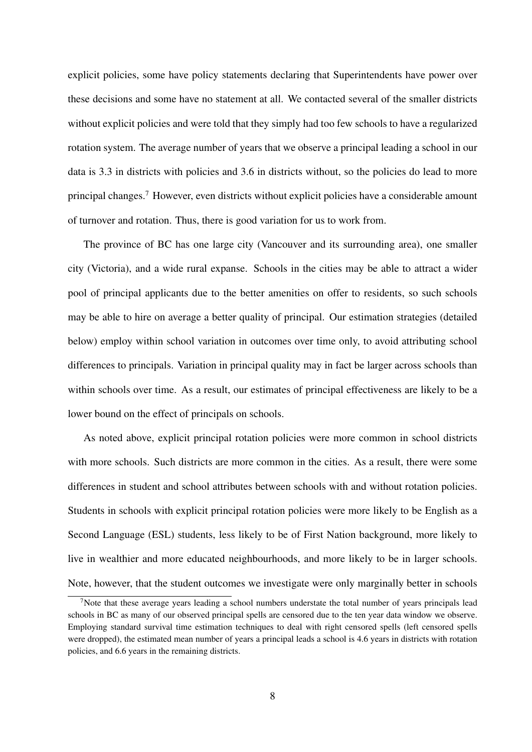explicit policies, some have policy statements declaring that Superintendents have power over these decisions and some have no statement at all. We contacted several of the smaller districts without explicit policies and were told that they simply had too few schools to have a regularized rotation system. The average number of years that we observe a principal leading a school in our data is 3.3 in districts with policies and 3.6 in districts without, so the policies do lead to more principal changes.[7] However, even districts without explicit policies have a considerable amount of turnover and rotation. Thus, there is good variation for us to work from.

The province of BC has one large city (Vancouver and its surrounding area), one smaller city (Victoria), and a wide rural expanse. Schools in the cities may be able to attract a wider pool of principal applicants due to the better amenities on offer to residents, so such schools may be able to hire on average a better quality of principal. Our estimation strategies (detailed below) employ within school variation in outcomes over time only, to avoid attributing school differences to principals. Variation in principal quality may in fact be larger across schools than within schools over time. As a result, our estimates of principal effectiveness are likely to be a lower bound on the effect of principals on schools.

As noted above, explicit principal rotation policies were more common in school districts with more schools. Such districts are more common in the cities. As a result, there were some differences in student and school attributes between schools with and without rotation policies. Students in schools with explicit principal rotation policies were more likely to be English as a Second Language (ESL) students, less likely to be of First Nation background, more likely to live in wealthier and more educated neighbourhoods, and more likely to be in larger schools. Note, however, that the student outcomes we investigate were only marginally better in schools

[7] Note that these average years leading a school numbers understate the total number of years principals lead schools in BC as many of our observed principal spells are censored due to the ten year data window we observe. Employing standard survival time estimation techniques to deal with right censored spells (left censored spells were dropped), the estimated mean number of years a principal leads a school is 4.6 years in districts with rotation policies, and 6.6 years in the remaining districts.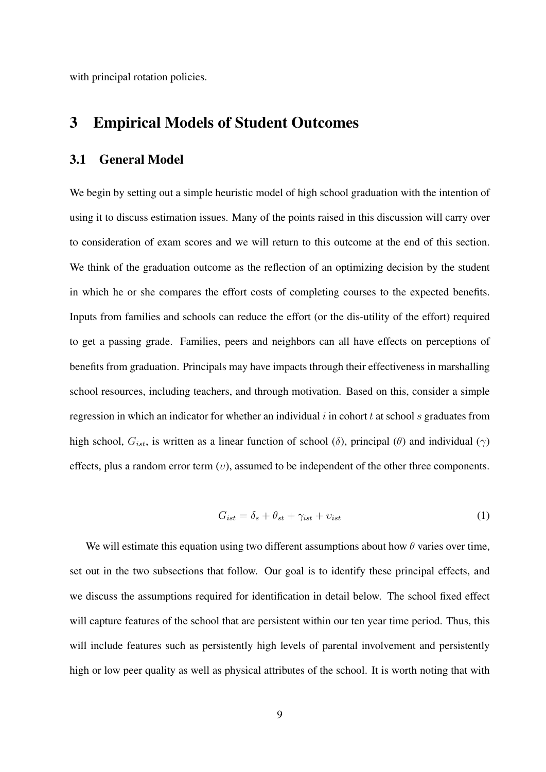with principal rotation policies.

# 3 Empirical Models of Student Outcomes

## 3.1 General Model

We begin by setting out a simple heuristic model of high school graduation with the intention of using it to discuss estimation issues. Many of the points raised in this discussion will carry over to consideration of exam scores and we will return to this outcome at the end of this section. We think of the graduation outcome as the reflection of an optimizing decision by the student in which he or she compares the effort costs of completing courses to the expected benefits. Inputs from families and schools can reduce the effort (or the dis-utility of the effort) required to get a passing grade. Families, peers and neighbors can all have effects on perceptions of benefits from graduation. Principals may have impacts through their effectiveness in marshalling school resources, including teachers, and through motivation. Based on this, consider a simple regression in which an indicator for whether an individual $i$ in cohort $t$ at school $s$ graduates from high school, $G_{ist}$, is written as a linear function of school ($\delta$), principal ($\theta$) and individual ($\gamma$) effects, plus a random error term ($\upsilon$), assumed to be independent of the other three components.

$$G_{ist} = \delta_s + \theta_{st} + \gamma_{ist} + \upsilon_{ist} \tag{1}$$

We will estimate this equation using two different assumptions about how $\theta$ varies over time, set out in the two subsections that follow. Our goal is to identify these principal effects, and we discuss the assumptions required for identification in detail below. The school fixed effect will capture features of the school that are persistent within our ten year time period. Thus, this will include features such as persistently high levels of parental involvement and persistently high or low peer quality as well as physical attributes of the school. It is worth noting that with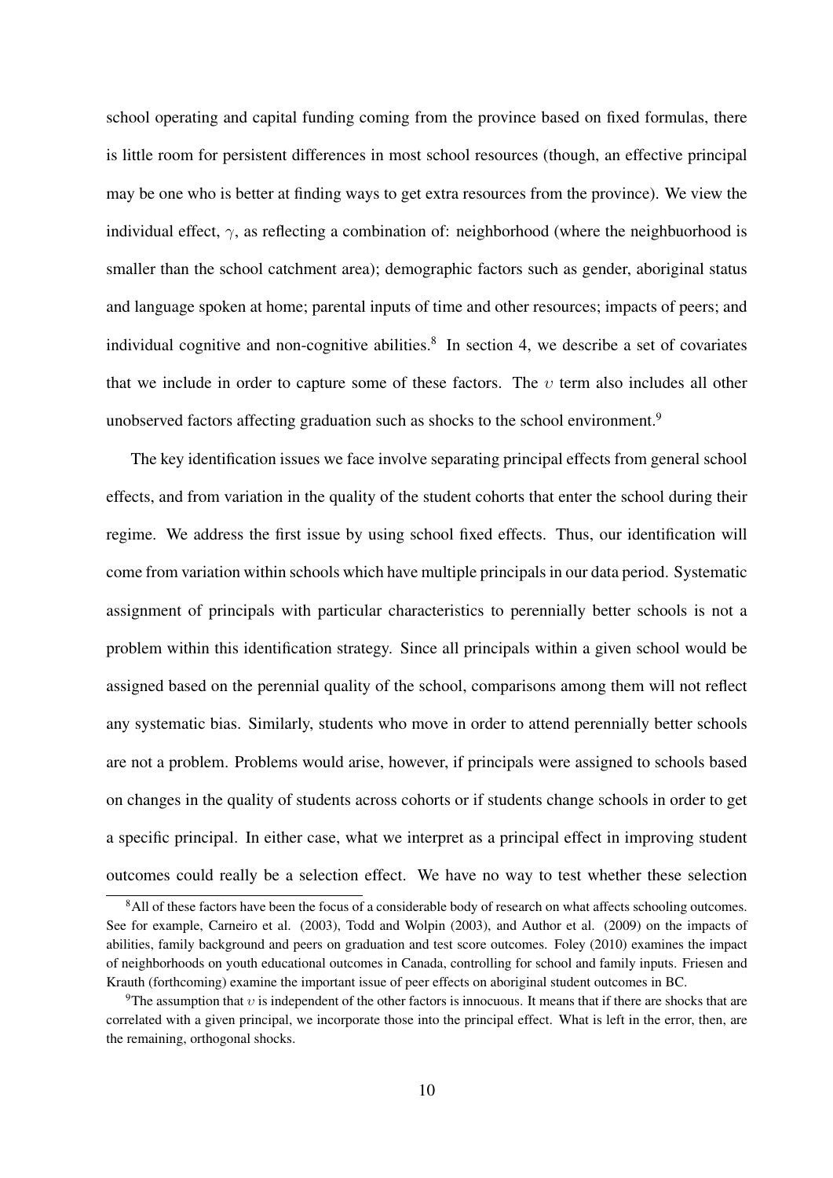school operating and capital funding coming from the province based on fixed formulas, there is little room for persistent differences in most school resources (though, an effective principal may be one who is better at finding ways to get extra resources from the province). We view the individual effect, $\gamma$, as reflecting a combination of: neighborhood (where the neighbuorhood is smaller than the school catchment area); demographic factors such as gender, aboriginal status and language spoken at home; parental inputs of time and other resources; impacts of peers; and individual cognitive and non-cognitive abilities.[8] In section 4, we describe a set of covariates that we include in order to capture some of these factors. The $\upsilon$ term also includes all other unobserved factors affecting graduation such as shocks to the school environment.[9]

The key identification issues we face involve separating principal effects from general school effects, and from variation in the quality of the student cohorts that enter the school during their regime. We address the first issue by using school fixed effects. Thus, our identification will come from variation within schools which have multiple principals in our data period. Systematic assignment of principals with particular characteristics to perennially better schools is not a problem within this identification strategy. Since all principals within a given school would be assigned based on the perennial quality of the school, comparisons among them will not reflect any systematic bias. Similarly, students who move in order to attend perennially better schools are not a problem. Problems would arise, however, if principals were assigned to schools based on changes in the quality of students across cohorts or if students change schools in order to get a specific principal. In either case, what we interpret as a principal effect in improving student outcomes could really be a selection effect. We have no way to test whether these selection

[8] All of these factors have been the focus of a considerable body of research on what affects schooling outcomes. See for example, Carneiro et al. (2003), Todd and Wolpin (2003), and Author et al. (2009) on the impacts of abilities, family background and peers on graduation and test score outcomes. Foley (2010) examines the impact of neighborhoods on youth educational outcomes in Canada, controlling for school and family inputs. Friesen and Krauth (forthcoming) examine the important issue of peer effects on aboriginal student outcomes in BC.

[9] The assumption that $\upsilon$ is independent of the other factors is innocuous. It means that if there are shocks that are correlated with a given principal, we incorporate those into the principal effect. What is left in the error, then, are the remaining, orthogonal shocks.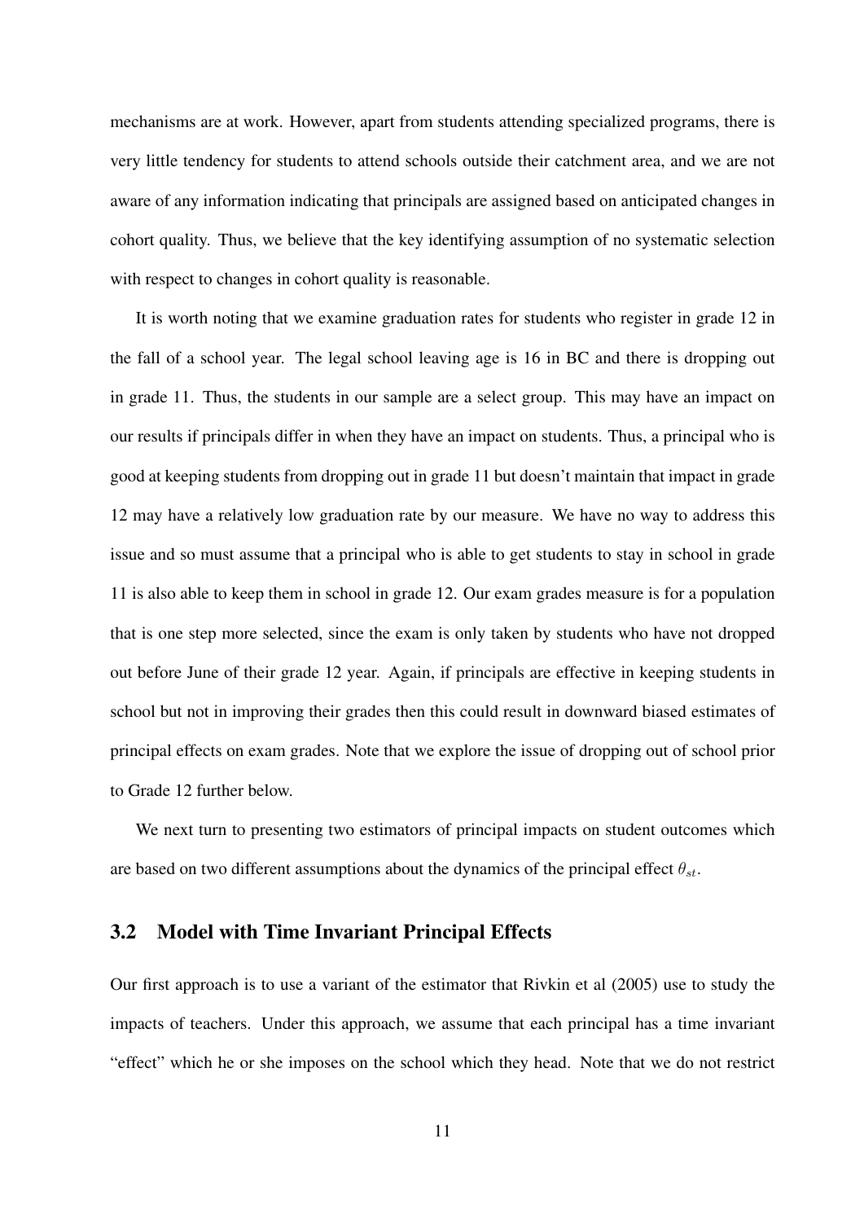mechanisms are at work. However, apart from students attending specialized programs, there is very little tendency for students to attend schools outside their catchment area, and we are not aware of any information indicating that principals are assigned based on anticipated changes in cohort quality. Thus, we believe that the key identifying assumption of no systematic selection with respect to changes in cohort quality is reasonable.

It is worth noting that we examine graduation rates for students who register in grade 12 in the fall of a school year. The legal school leaving age is 16 in BC and there is dropping out in grade 11. Thus, the students in our sample are a select group. This may have an impact on our results if principals differ in when they have an impact on students. Thus, a principal who is good at keeping students from dropping out in grade 11 but doesn't maintain that impact in grade 12 may have a relatively low graduation rate by our measure. We have no way to address this issue and so must assume that a principal who is able to get students to stay in school in grade 11 is also able to keep them in school in grade 12. Our exam grades measure is for a population that is one step more selected, since the exam is only taken by students who have not dropped out before June of their grade 12 year. Again, if principals are effective in keeping students in school but not in improving their grades then this could result in downward biased estimates of principal effects on exam grades. Note that we explore the issue of dropping out of school prior to Grade 12 further below.

We next turn to presenting two estimators of principal impacts on student outcomes which are based on two different assumptions about the dynamics of the principal effect $\theta_{st}$.

## 3.2 Model with Time Invariant Principal Effects

Our first approach is to use a variant of the estimator that Rivkin et al (2005) use to study the impacts of teachers. Under this approach, we assume that each principal has a time invariant "effect" which he or she imposes on the school which they head. Note that we do not restrict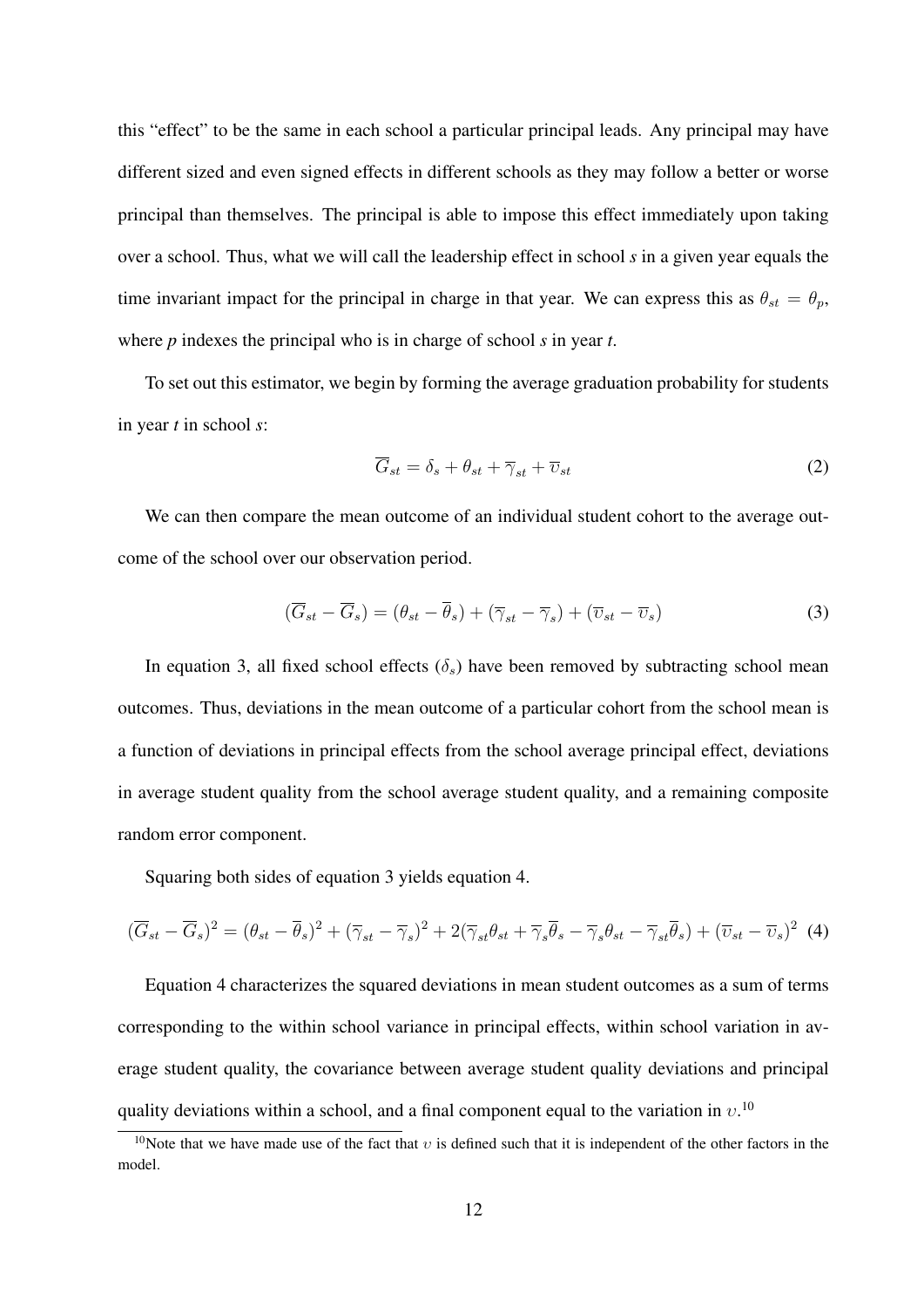this "effect" to be the same in each school a particular principal leads. Any principal may have different sized and even signed effects in different schools as they may follow a better or worse principal than themselves. The principal is able to impose this effect immediately upon taking over a school. Thus, what we will call the leadership effect in school *s* in a given year equals the time invariant impact for the principal in charge in that year. We can express this as $\theta_{st} = \theta_p$, where *p* indexes the principal who is in charge of school *s* in year *t*.

To set out this estimator, we begin by forming the average graduation probability for students in year *t* in school *s*:

$$\overline{G}_{st} = \delta_s + \theta_{st} + \overline{\gamma}_{st} + \overline{\upsilon}_{st} \tag{2}$$

We can then compare the mean outcome of an individual student cohort to the average outcome of the school over our observation period.

$$(\overline{G}_{st} - \overline{G}_s) = (\theta_{st} - \overline{\theta}_s) + (\overline{\gamma}_{st} - \overline{\gamma}_s) + (\overline{\upsilon}_{st} - \overline{\upsilon}_s) \tag{3}$$

In equation 3, all fixed school effects ($\delta_s$) have been removed by subtracting school mean outcomes. Thus, deviations in the mean outcome of a particular cohort from the school mean is a function of deviations in principal effects from the school average principal effect, deviations in average student quality from the school average student quality, and a remaining composite random error component.

Squaring both sides of equation 3 yields equation 4.

$$(\overline{G}_{st} - \overline{G}_s)^2 = (\theta_{st} - \overline{\theta}_s)^2 + (\overline{\gamma}_{st} - \overline{\gamma}_s)^2 + 2(\overline{\gamma}_{st}\theta_{st} + \overline{\gamma}_s\overline{\theta}_s - \overline{\gamma}_s\theta_{st} - \overline{\gamma}_{st}\overline{\theta}_s) + (\overline{\upsilon}_{st} - \overline{\upsilon}_s)^2 \tag{4}$$

Equation 4 characterizes the squared deviations in mean student outcomes as a sum of terms corresponding to the within school variance in principal effects, within school variation in average student quality, the covariance between average student quality deviations and principal quality deviations within a school, and a final component equal to the variation in $\upsilon$.[10]

[10]Note that we have made use of the fact that $\upsilon$ is defined such that it is independent of the other factors in the model.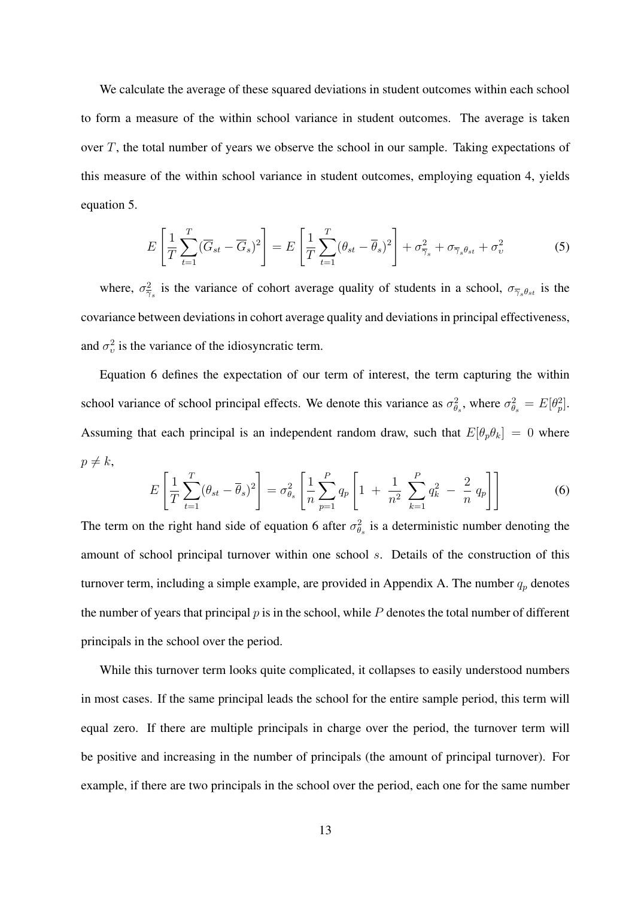We calculate the average of these squared deviations in student outcomes within each school to form a measure of the within school variance in student outcomes. The average is taken over $T$, the total number of years we observe the school in our sample. Taking expectations of this measure of the within school variance in student outcomes, employing equation 4, yields equation 5.

$$E\left[\frac{1}{T}\sum_{t=1}^{T}(\overline{G}_{st}-\overline{G}_{s})^2\right] = E\left[\frac{1}{T}\sum_{t=1}^{T}(\theta_{st}-\overline{\theta}_{s})^2\right] + \sigma^2_{\overline{\gamma}_s} + \sigma_{\overline{\gamma}_s\theta_{st}} + \sigma^2_{\upsilon} \tag{5}$$

where, $\sigma^2_{\overline{\gamma}_s}$ is the variance of cohort average quality of students in a school, $\sigma_{\overline{\gamma}_s\theta_{st}}$ is the covariance between deviations in cohort average quality and deviations in principal effectiveness, and $\sigma^2_{\upsilon}$ is the variance of the idiosyncratic term.

Equation 6 defines the expectation of our term of interest, the term capturing the within school variance of school principal effects. We denote this variance as $\sigma^2_{\theta_s}$, where $\sigma^2_{\theta_s} = E[\theta^2_p]$. Assuming that each principal is an independent random draw, such that $E[\theta_p\theta_k] = 0$ where $p \neq k$,

$$E\left[\frac{1}{T}\sum_{t=1}^{T}(\theta_{st}-\overline{\theta}_{s})^2\right] = \sigma^2_{\theta_s}\left[\frac{1}{n}\sum_{p=1}^{P} q_p\left[1 \ + \ \frac{1}{n^2}\ \sum_{k=1}^{P} q_k^2 \ - \ \frac{2}{n}\ q_p\right]\right] \tag{6}$$

The term on the right hand side of equation 6 after $\sigma^2_{\theta_s}$ is a deterministic number denoting the amount of school principal turnover within one school $s$. Details of the construction of this turnover term, including a simple example, are provided in Appendix A. The number $q_p$ denotes the number of years that principal $p$ is in the school, while $P$ denotes the total number of different principals in the school over the period.

While this turnover term looks quite complicated, it collapses to easily understood numbers in most cases. If the same principal leads the school for the entire sample period, this term will equal zero. If there are multiple principals in charge over the period, the turnover term will be positive and increasing in the number of principals (the amount of principal turnover). For example, if there are two principals in the school over the period, each one for the same number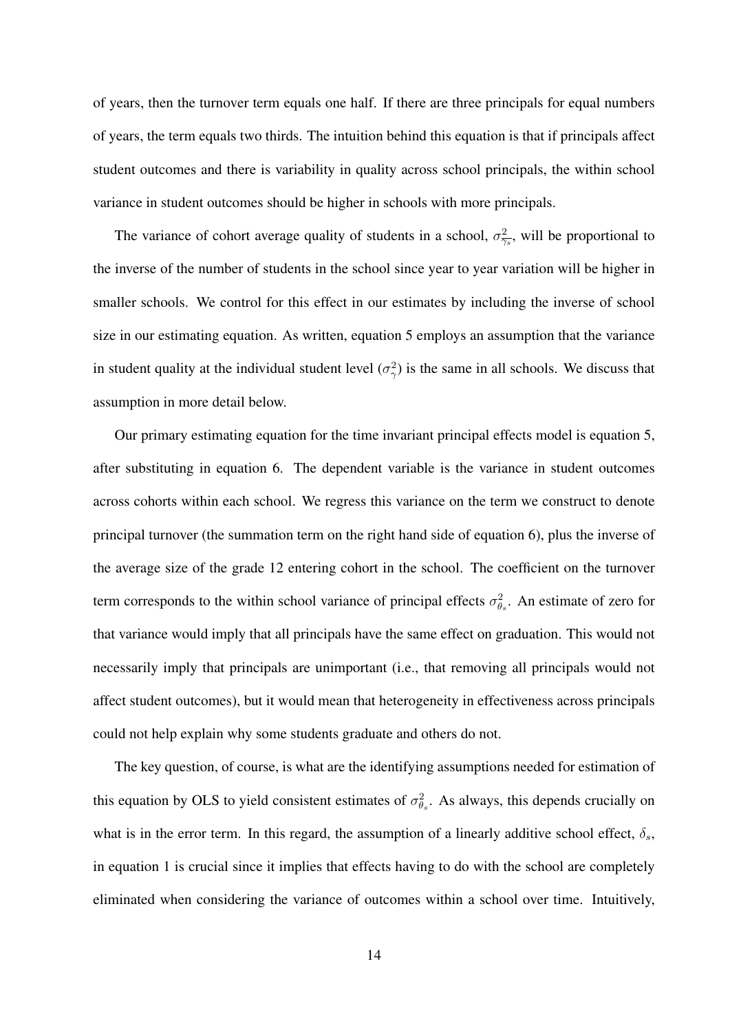of years, then the turnover term equals one half. If there are three principals for equal numbers of years, the term equals two thirds. The intuition behind this equation is that if principals affect student outcomes and there is variability in quality across school principals, the within school variance in student outcomes should be higher in schools with more principals.

The variance of cohort average quality of students in a school, $\sigma^2_{\overline{\gamma_s}}$, will be proportional to the inverse of the number of students in the school since year to year variation will be higher in smaller schools. We control for this effect in our estimates by including the inverse of school size in our estimating equation. As written, equation 5 employs an assumption that the variance in student quality at the individual student level ($\sigma^2_{\gamma}$) is the same in all schools. We discuss that assumption in more detail below.

Our primary estimating equation for the time invariant principal effects model is equation 5, after substituting in equation 6. The dependent variable is the variance in student outcomes across cohorts within each school. We regress this variance on the term we construct to denote principal turnover (the summation term on the right hand side of equation 6), plus the inverse of the average size of the grade 12 entering cohort in the school. The coefficient on the turnover term corresponds to the within school variance of principal effects $\sigma^2_{\theta_s}$. An estimate of zero for that variance would imply that all principals have the same effect on graduation. This would not necessarily imply that principals are unimportant (i.e., that removing all principals would not affect student outcomes), but it would mean that heterogeneity in effectiveness across principals could not help explain why some students graduate and others do not.

The key question, of course, is what are the identifying assumptions needed for estimation of this equation by OLS to yield consistent estimates of $\sigma^2_{\theta_s}$. As always, this depends crucially on what is in the error term. In this regard, the assumption of a linearly additive school effect, $\delta_s$, in equation 1 is crucial since it implies that effects having to do with the school are completely eliminated when considering the variance of outcomes within a school over time. Intuitively,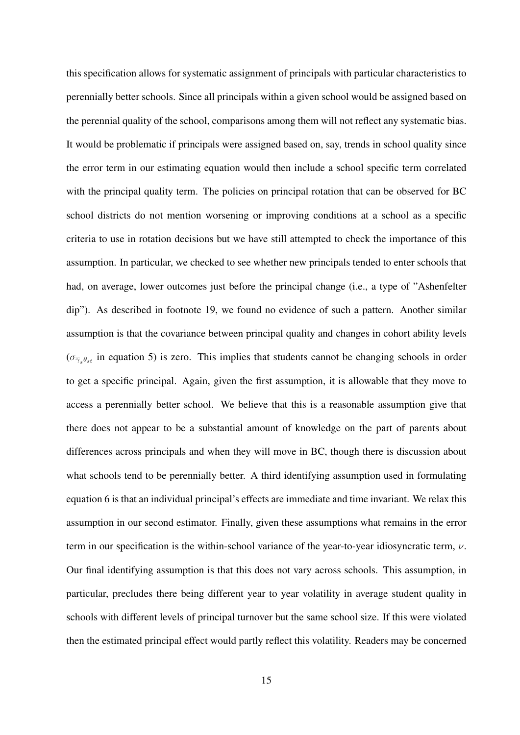this specification allows for systematic assignment of principals with particular characteristics to perennially better schools. Since all principals within a given school would be assigned based on the perennial quality of the school, comparisons among them will not reflect any systematic bias. It would be problematic if principals were assigned based on, say, trends in school quality since the error term in our estimating equation would then include a school specific term correlated with the principal quality term. The policies on principal rotation that can be observed for BC school districts do not mention worsening or improving conditions at a school as a specific criteria to use in rotation decisions but we have still attempted to check the importance of this assumption. In particular, we checked to see whether new principals tended to enter schools that had, on average, lower outcomes just before the principal change (i.e., a type of "Ashenfelter dip"). As described in footnote 19, we found no evidence of such a pattern. Another similar assumption is that the covariance between principal quality and changes in cohort ability levels ($\sigma_{\overline{\gamma}_s \theta_{st}}$ in equation 5) is zero. This implies that students cannot be changing schools in order to get a specific principal. Again, given the first assumption, it is allowable that they move to access a perennially better school. We believe that this is a reasonable assumption give that there does not appear to be a substantial amount of knowledge on the part of parents about differences across principals and when they will move in BC, though there is discussion about what schools tend to be perennially better. A third identifying assumption used in formulating equation 6 is that an individual principal's effects are immediate and time invariant. We relax this assumption in our second estimator. Finally, given these assumptions what remains in the error term in our specification is the within-school variance of the year-to-year idiosyncratic term, $\nu$. Our final identifying assumption is that this does not vary across schools. This assumption, in particular, precludes there being different year to year volatility in average student quality in schools with different levels of principal turnover but the same school size. If this were violated then the estimated principal effect would partly reflect this volatility. Readers may be concerned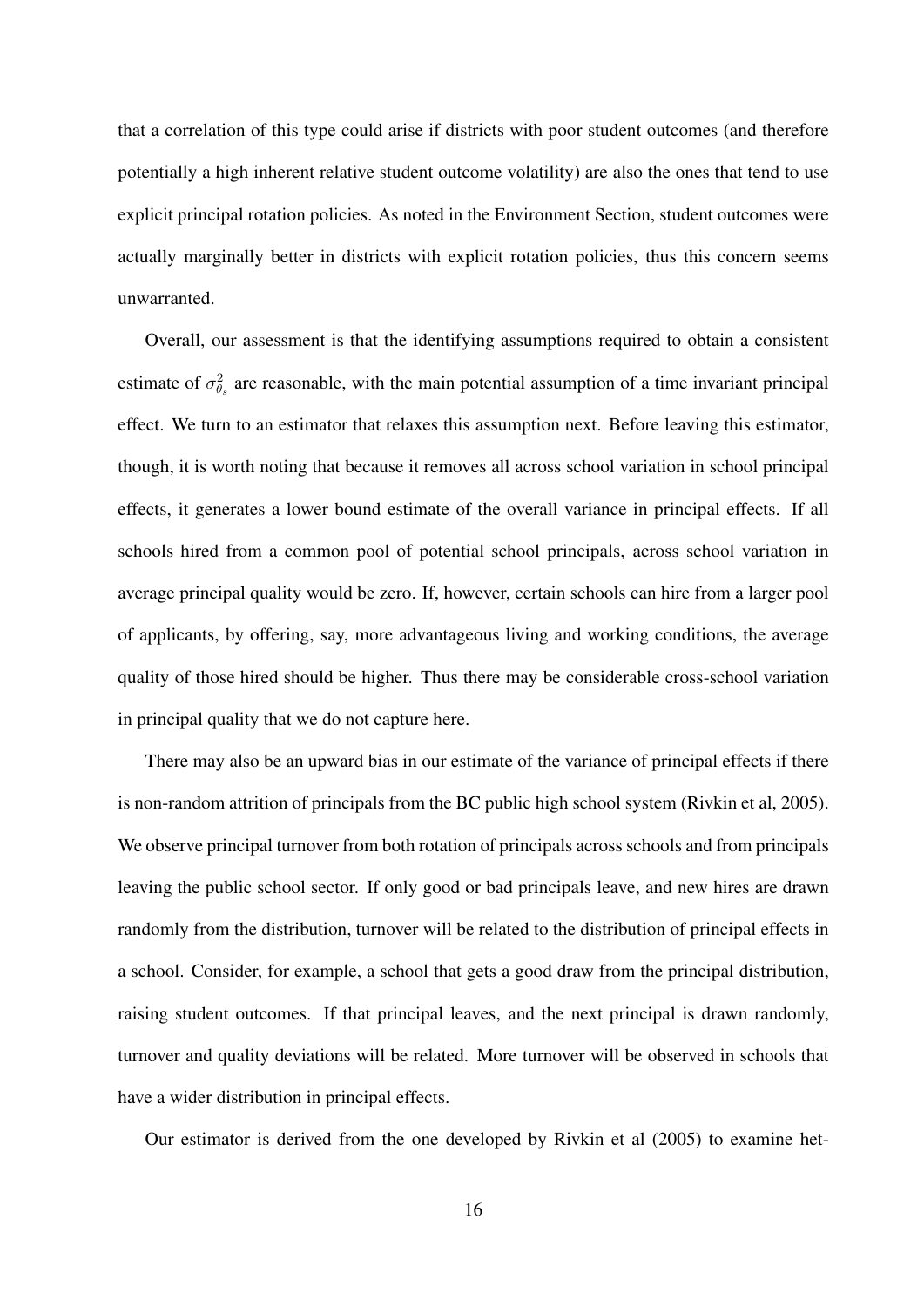that a correlation of this type could arise if districts with poor student outcomes (and therefore potentially a high inherent relative student outcome volatility) are also the ones that tend to use explicit principal rotation policies. As noted in the Environment Section, student outcomes were actually marginally better in districts with explicit rotation policies, thus this concern seems unwarranted.

Overall, our assessment is that the identifying assumptions required to obtain a consistent estimate of $\sigma^2_{\theta_s}$ are reasonable, with the main potential assumption of a time invariant principal effect. We turn to an estimator that relaxes this assumption next. Before leaving this estimator, though, it is worth noting that because it removes all across school variation in school principal effects, it generates a lower bound estimate of the overall variance in principal effects. If all schools hired from a common pool of potential school principals, across school variation in average principal quality would be zero. If, however, certain schools can hire from a larger pool of applicants, by offering, say, more advantageous living and working conditions, the average quality of those hired should be higher. Thus there may be considerable cross-school variation in principal quality that we do not capture here.

There may also be an upward bias in our estimate of the variance of principal effects if there is non-random attrition of principals from the BC public high school system (Rivkin et al, 2005). We observe principal turnover from both rotation of principals across schools and from principals leaving the public school sector. If only good or bad principals leave, and new hires are drawn randomly from the distribution, turnover will be related to the distribution of principal effects in a school. Consider, for example, a school that gets a good draw from the principal distribution, raising student outcomes. If that principal leaves, and the next principal is drawn randomly, turnover and quality deviations will be related. More turnover will be observed in schools that have a wider distribution in principal effects.

Our estimator is derived from the one developed by Rivkin et al (2005) to examine het-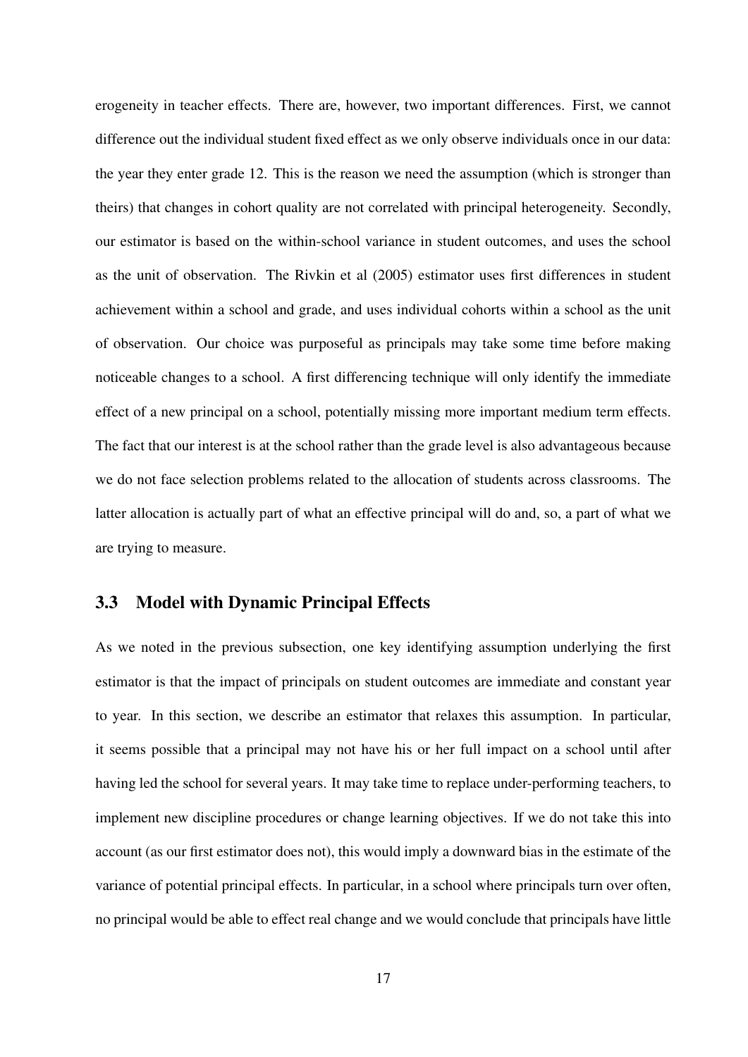erogeneity in teacher effects. There are, however, two important differences. First, we cannot difference out the individual student fixed effect as we only observe individuals once in our data: the year they enter grade 12. This is the reason we need the assumption (which is stronger than theirs) that changes in cohort quality are not correlated with principal heterogeneity. Secondly, our estimator is based on the within-school variance in student outcomes, and uses the school as the unit of observation. The Rivkin et al (2005) estimator uses first differences in student achievement within a school and grade, and uses individual cohorts within a school as the unit of observation. Our choice was purposeful as principals may take some time before making noticeable changes to a school. A first differencing technique will only identify the immediate effect of a new principal on a school, potentially missing more important medium term effects. The fact that our interest is at the school rather than the grade level is also advantageous because we do not face selection problems related to the allocation of students across classrooms. The latter allocation is actually part of what an effective principal will do and, so, a part of what we are trying to measure.

## 3.3 Model with Dynamic Principal Effects

As we noted in the previous subsection, one key identifying assumption underlying the first estimator is that the impact of principals on student outcomes are immediate and constant year to year. In this section, we describe an estimator that relaxes this assumption. In particular, it seems possible that a principal may not have his or her full impact on a school until after having led the school for several years. It may take time to replace under-performing teachers, to implement new discipline procedures or change learning objectives. If we do not take this into account (as our first estimator does not), this would imply a downward bias in the estimate of the variance of potential principal effects. In particular, in a school where principals turn over often, no principal would be able to effect real change and we would conclude that principals have little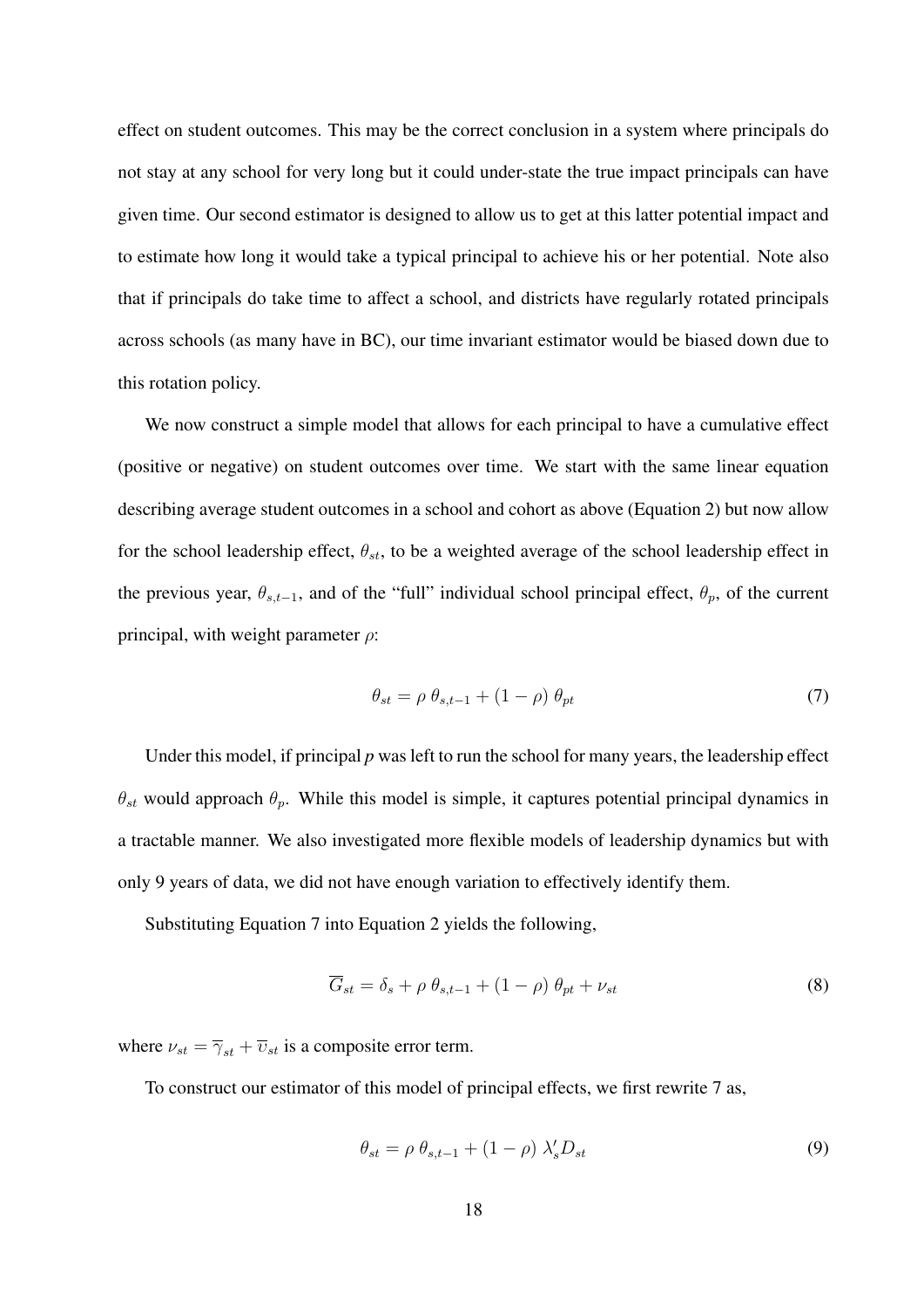effect on student outcomes. This may be the correct conclusion in a system where principals do not stay at any school for very long but it could under-state the true impact principals can have given time. Our second estimator is designed to allow us to get at this latter potential impact and to estimate how long it would take a typical principal to achieve his or her potential. Note also that if principals do take time to affect a school, and districts have regularly rotated principals across schools (as many have in BC), our time invariant estimator would be biased down due to this rotation policy.

We now construct a simple model that allows for each principal to have a cumulative effect (positive or negative) on student outcomes over time. We start with the same linear equation describing average student outcomes in a school and cohort as above (Equation 2) but now allow for the school leadership effect, $\theta_{st}$, to be a weighted average of the school leadership effect in the previous year, $\theta_{s,t-1}$, and of the "full" individual school principal effect, $\theta_p$, of the current principal, with weight parameter $\rho$:

$$\theta_{st} = \rho\ \theta_{s,t-1} + (1 - \rho)\ \theta_{pt} \tag{7}$$

Under this model, if principal *p* was left to run the school for many years, the leadership effect $\theta_{st}$ would approach $\theta_p$. While this model is simple, it captures potential principal dynamics in a tractable manner. We also investigated more flexible models of leadership dynamics but with only 9 years of data, we did not have enough variation to effectively identify them.

Substituting Equation 7 into Equation 2 yields the following,

$$\overline{G}_{st} = \delta_s + \rho\ \theta_{s,t-1} + (1 - \rho)\ \theta_{pt} + \nu_{st} \tag{8}$$

where $\nu_{st} = \overline{\gamma}_{st} + \overline{\upsilon}_{st}$ is a composite error term.

To construct our estimator of this model of principal effects, we first rewrite 7 as,

$$\theta_{st} = \rho\ \theta_{s,t-1} + (1 - \rho)\ \lambda_s' D_{st} \tag{9}$$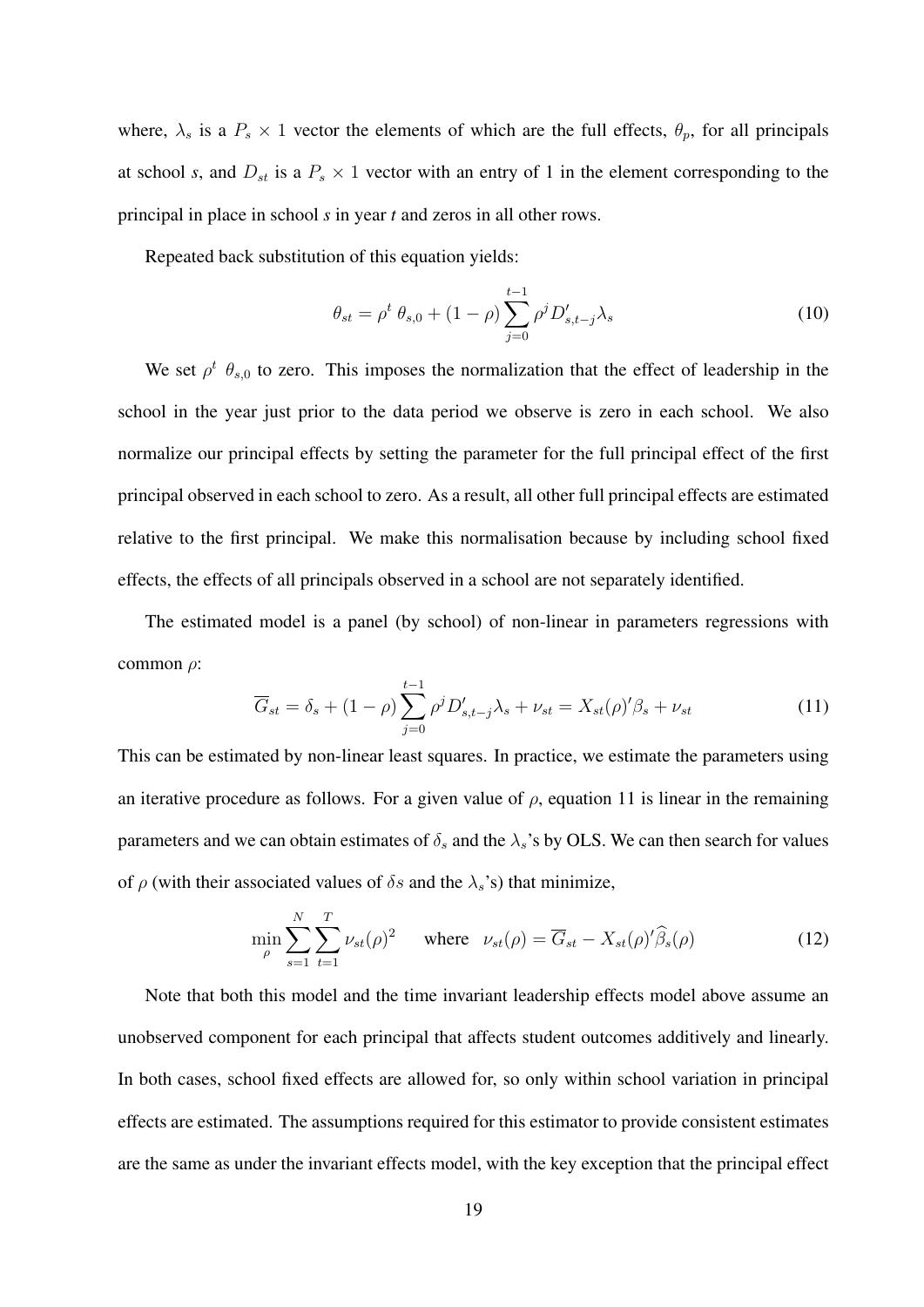where, $\lambda_s$ is a $P_s \times 1$ vector the elements of which are the full effects, $\theta_p$, for all principals at school *s*, and $D_{st}$ is a $P_s \times 1$ vector with an entry of 1 in the element corresponding to the principal in place in school *s* in year *t* and zeros in all other rows.

Repeated back substitution of this equation yields:

$$\theta_{st} = \rho^t \; \theta_{s,0} + (1 - \rho) \sum_{j=0}^{t-1} \rho^j D'_{s,t-j} \lambda_s \tag{10}$$

We set $\rho^t \; \theta_{s,0}$ to zero. This imposes the normalization that the effect of leadership in the school in the year just prior to the data period we observe is zero in each school. We also normalize our principal effects by setting the parameter for the full principal effect of the first principal observed in each school to zero. As a result, all other full principal effects are estimated relative to the first principal. We make this normalisation because by including school fixed effects, the effects of all principals observed in a school are not separately identified.

The estimated model is a panel (by school) of non-linear in parameters regressions with common $\rho$:

$$\overline{G}_{st} = \delta_s + (1 - \rho) \sum_{j=0}^{t-1} \rho^j D'_{s,t-j} \lambda_s + \nu_{st} = X_{st}(\rho)' \beta_s + \nu_{st} \tag{11}$$

This can be estimated by non-linear least squares. In practice, we estimate the parameters using an iterative procedure as follows. For a given value of $\rho$, equation 11 is linear in the remaining parameters and we can obtain estimates of $\delta_s$ and the $\lambda_s$'s by OLS. We can then search for values of $\rho$ (with their associated values of $\delta s$ and the $\lambda_s$'s) that minimize,

$$\min_{\rho} \sum_{s=1}^{N} \sum_{t=1}^{T} \nu_{st}(\rho)^2 \qquad \text{where} \quad \nu_{st}(\rho) = \overline{G}_{st} - X_{st}(\rho)' \widehat{\beta}_s(\rho) \tag{12}$$

Note that both this model and the time invariant leadership effects model above assume an unobserved component for each principal that affects student outcomes additively and linearly. In both cases, school fixed effects are allowed for, so only within school variation in principal effects are estimated. The assumptions required for this estimator to provide consistent estimates are the same as under the invariant effects model, with the key exception that the principal effect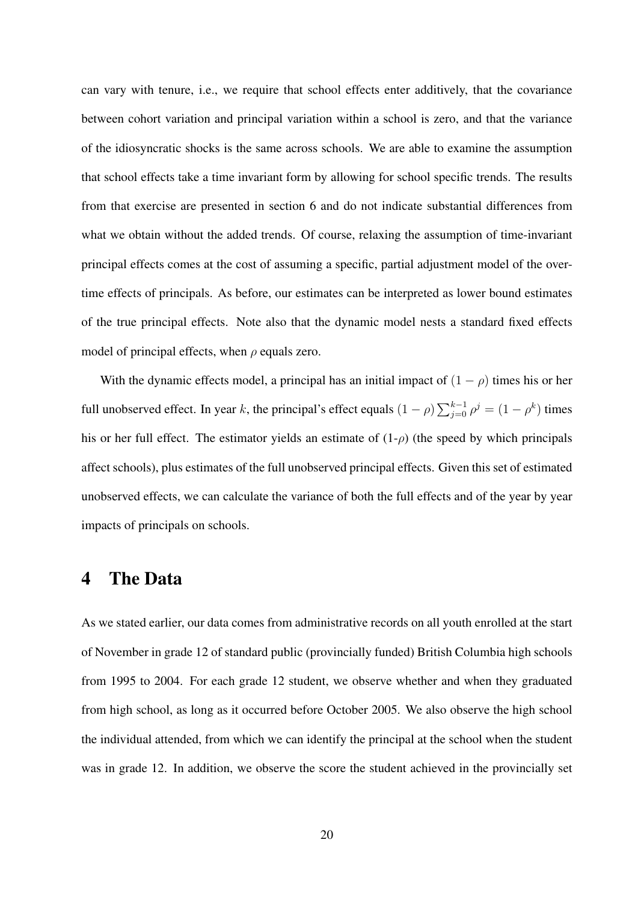can vary with tenure, i.e., we require that school effects enter additively, that the covariance between cohort variation and principal variation within a school is zero, and that the variance of the idiosyncratic shocks is the same across schools. We are able to examine the assumption that school effects take a time invariant form by allowing for school specific trends. The results from that exercise are presented in section 6 and do not indicate substantial differences from what we obtain without the added trends. Of course, relaxing the assumption of time-invariant principal effects comes at the cost of assuming a specific, partial adjustment model of the over-time effects of principals. As before, our estimates can be interpreted as lower bound estimates of the true principal effects. Note also that the dynamic model nests a standard fixed effects model of principal effects, when $\rho$ equals zero.

With the dynamic effects model, a principal has an initial impact of $(1-\rho)$ times his or her full unobserved effect. In year $k$, the principal's effect equals $(1-\rho)\sum_{j=0}^{k-1}\rho^j = (1-\rho^k)$ times his or her full effect. The estimator yields an estimate of (1-$\rho$) (the speed by which principals affect schools), plus estimates of the full unobserved principal effects. Given this set of estimated unobserved effects, we can calculate the variance of both the full effects and of the year by year impacts of principals on schools.

# 4 The Data

As we stated earlier, our data comes from administrative records on all youth enrolled at the start of November in grade 12 of standard public (provincially funded) British Columbia high schools from 1995 to 2004. For each grade 12 student, we observe whether and when they graduated from high school, as long as it occurred before October 2005. We also observe the high school the individual attended, from which we can identify the principal at the school when the student was in grade 12. In addition, we observe the score the student achieved in the provincially set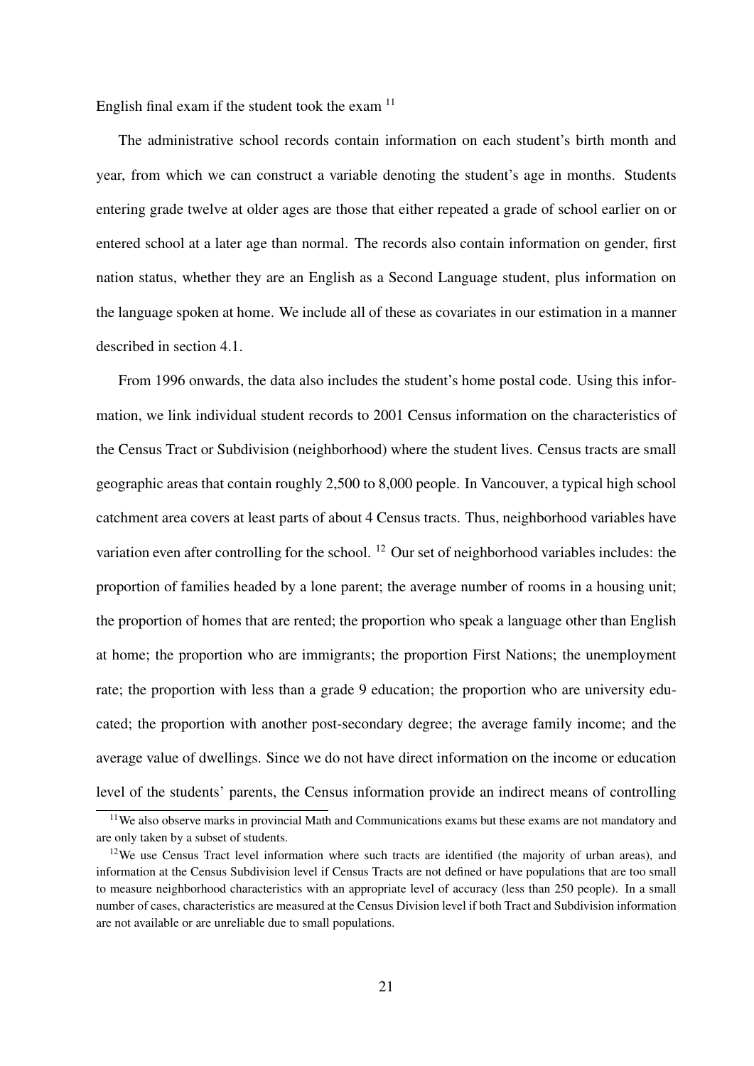English final exam if the student took the exam [11]

The administrative school records contain information on each student's birth month and year, from which we can construct a variable denoting the student's age in months. Students entering grade twelve at older ages are those that either repeated a grade of school earlier on or entered school at a later age than normal. The records also contain information on gender, first nation status, whether they are an English as a Second Language student, plus information on the language spoken at home. We include all of these as covariates in our estimation in a manner described in section 4.1.

From 1996 onwards, the data also includes the student's home postal code. Using this information, we link individual student records to 2001 Census information on the characteristics of the Census Tract or Subdivision (neighborhood) where the student lives. Census tracts are small geographic areas that contain roughly 2,500 to 8,000 people. In Vancouver, a typical high school catchment area covers at least parts of about 4 Census tracts. Thus, neighborhood variables have variation even after controlling for the school. [12] Our set of neighborhood variables includes: the proportion of families headed by a lone parent; the average number of rooms in a housing unit; the proportion of homes that are rented; the proportion who speak a language other than English at home; the proportion who are immigrants; the proportion First Nations; the unemployment rate; the proportion with less than a grade 9 education; the proportion who are university educated; the proportion with another post-secondary degree; the average family income; and the average value of dwellings. Since we do not have direct information on the income or education level of the students' parents, the Census information provide an indirect means of controlling

[11] We also observe marks in provincial Math and Communications exams but these exams are not mandatory and are only taken by a subset of students.

[12] We use Census Tract level information where such tracts are identified (the majority of urban areas), and information at the Census Subdivision level if Census Tracts are not defined or have populations that are too small to measure neighborhood characteristics with an appropriate level of accuracy (less than 250 people). In a small number of cases, characteristics are measured at the Census Division level if both Tract and Subdivision information are not available or are unreliable due to small populations.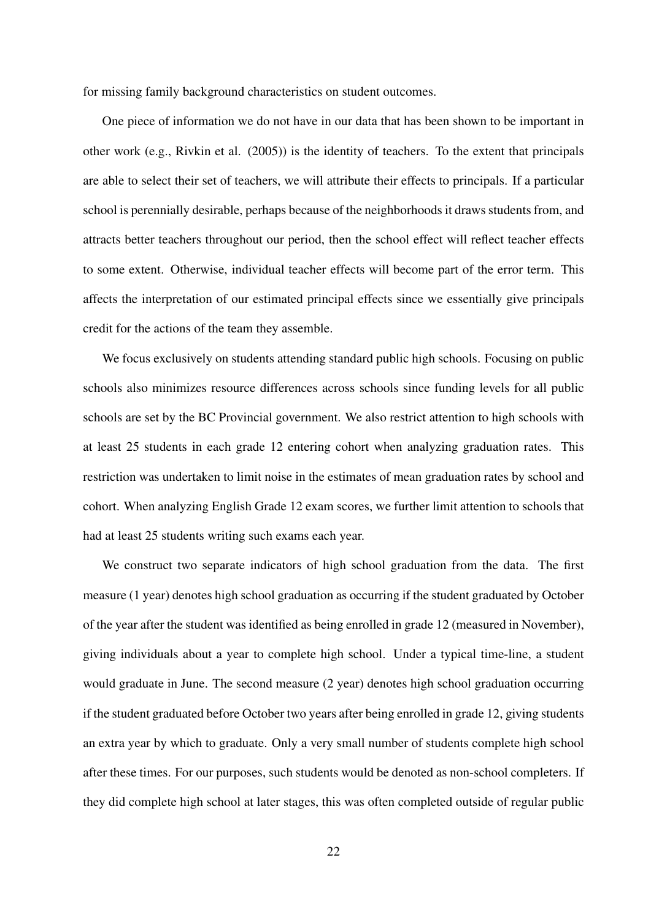for missing family background characteristics on student outcomes.

One piece of information we do not have in our data that has been shown to be important in other work (e.g., Rivkin et al. (2005)) is the identity of teachers. To the extent that principals are able to select their set of teachers, we will attribute their effects to principals. If a particular school is perennially desirable, perhaps because of the neighborhoods it draws students from, and attracts better teachers throughout our period, then the school effect will reflect teacher effects to some extent. Otherwise, individual teacher effects will become part of the error term. This affects the interpretation of our estimated principal effects since we essentially give principals credit for the actions of the team they assemble.

We focus exclusively on students attending standard public high schools. Focusing on public schools also minimizes resource differences across schools since funding levels for all public schools are set by the BC Provincial government. We also restrict attention to high schools with at least 25 students in each grade 12 entering cohort when analyzing graduation rates. This restriction was undertaken to limit noise in the estimates of mean graduation rates by school and cohort. When analyzing English Grade 12 exam scores, we further limit attention to schools that had at least 25 students writing such exams each year.

We construct two separate indicators of high school graduation from the data. The first measure (1 year) denotes high school graduation as occurring if the student graduated by October of the year after the student was identified as being enrolled in grade 12 (measured in November), giving individuals about a year to complete high school. Under a typical time-line, a student would graduate in June. The second measure (2 year) denotes high school graduation occurring if the student graduated before October two years after being enrolled in grade 12, giving students an extra year by which to graduate. Only a very small number of students complete high school after these times. For our purposes, such students would be denoted as non-school completers. If they did complete high school at later stages, this was often completed outside of regular public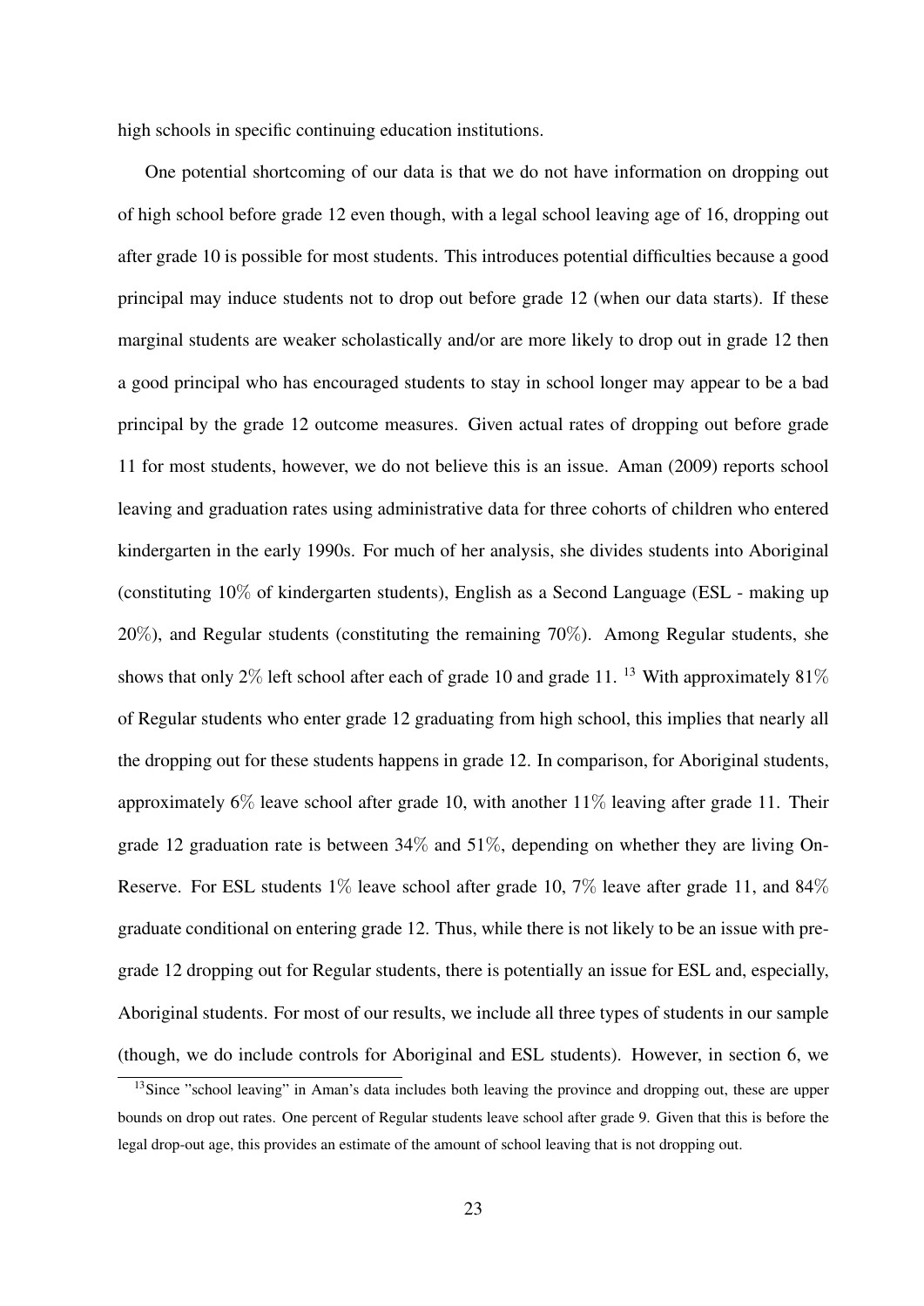high schools in specific continuing education institutions.

One potential shortcoming of our data is that we do not have information on dropping out of high school before grade 12 even though, with a legal school leaving age of 16, dropping out after grade 10 is possible for most students. This introduces potential difficulties because a good principal may induce students not to drop out before grade 12 (when our data starts). If these marginal students are weaker scholastically and/or are more likely to drop out in grade 12 then a good principal who has encouraged students to stay in school longer may appear to be a bad principal by the grade 12 outcome measures. Given actual rates of dropping out before grade 11 for most students, however, we do not believe this is an issue. Aman (2009) reports school leaving and graduation rates using administrative data for three cohorts of children who entered kindergarten in the early 1990s. For much of her analysis, she divides students into Aboriginal (constituting 10% of kindergarten students), English as a Second Language (ESL - making up 20%), and Regular students (constituting the remaining 70%). Among Regular students, she shows that only 2% left school after each of grade 10 and grade 11. [13] With approximately 81% of Regular students who enter grade 12 graduating from high school, this implies that nearly all the dropping out for these students happens in grade 12. In comparison, for Aboriginal students, approximately 6% leave school after grade 10, with another 11% leaving after grade 11. Their grade 12 graduation rate is between 34% and 51%, depending on whether they are living On-Reserve. For ESL students 1% leave school after grade 10, 7% leave after grade 11, and 84% graduate conditional on entering grade 12. Thus, while there is not likely to be an issue with pre-grade 12 dropping out for Regular students, there is potentially an issue for ESL and, especially, Aboriginal students. For most of our results, we include all three types of students in our sample (though, we do include controls for Aboriginal and ESL students). However, in section 6, we

[13] Since "school leaving" in Aman's data includes both leaving the province and dropping out, these are upper bounds on drop out rates. One percent of Regular students leave school after grade 9. Given that this is before the legal drop-out age, this provides an estimate of the amount of school leaving that is not dropping out.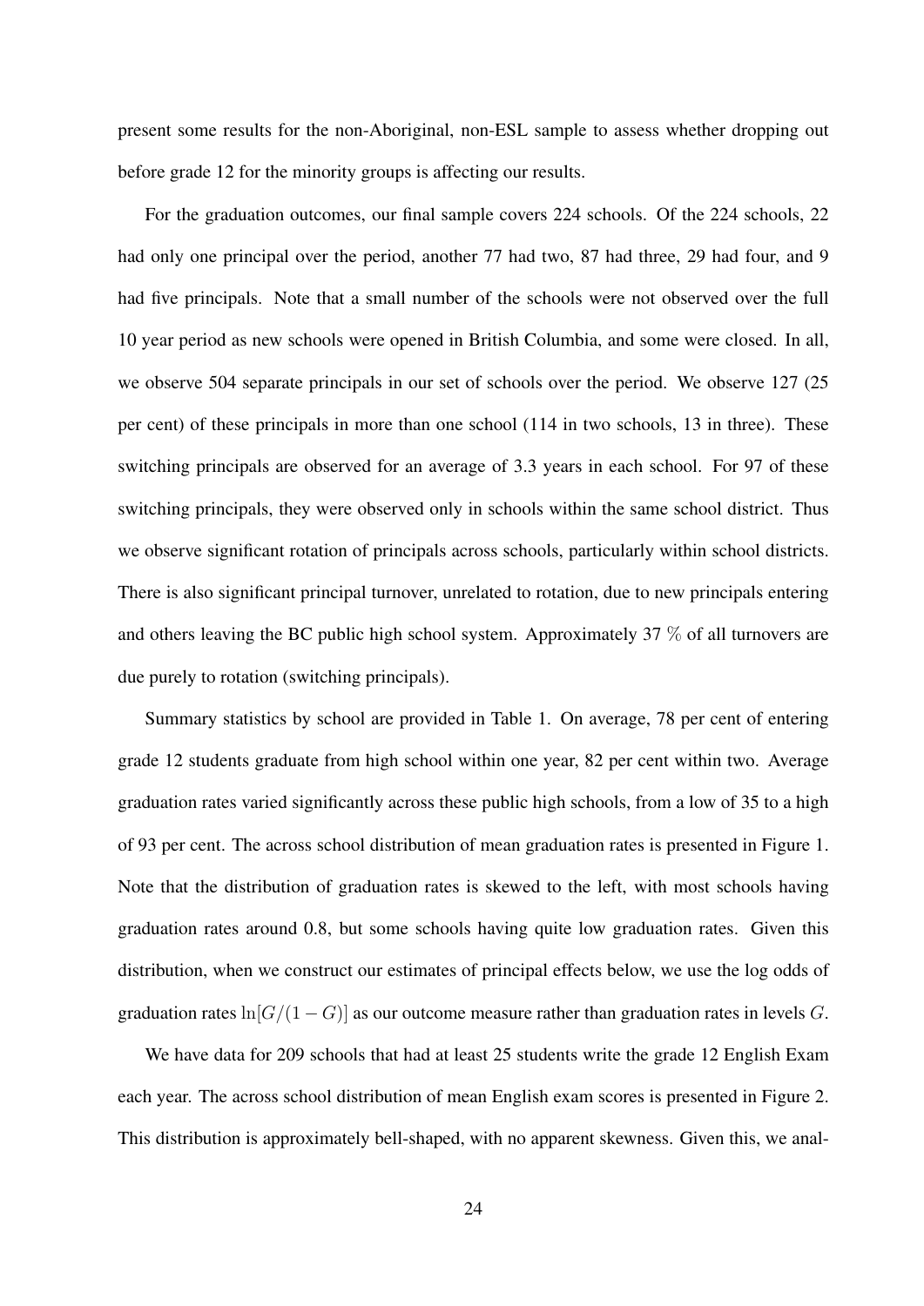present some results for the non-Aboriginal, non-ESL sample to assess whether dropping out before grade 12 for the minority groups is affecting our results.

For the graduation outcomes, our final sample covers 224 schools. Of the 224 schools, 22 had only one principal over the period, another 77 had two, 87 had three, 29 had four, and 9 had five principals. Note that a small number of the schools were not observed over the full 10 year period as new schools were opened in British Columbia, and some were closed. In all, we observe 504 separate principals in our set of schools over the period. We observe 127 (25 per cent) of these principals in more than one school (114 in two schools, 13 in three). These switching principals are observed for an average of 3.3 years in each school. For 97 of these switching principals, they were observed only in schools within the same school district. Thus we observe significant rotation of principals across schools, particularly within school districts. There is also significant principal turnover, unrelated to rotation, due to new principals entering and others leaving the BC public high school system. Approximately 37 % of all turnovers are due purely to rotation (switching principals).

Summary statistics by school are provided in Table 1. On average, 78 per cent of entering grade 12 students graduate from high school within one year, 82 per cent within two. Average graduation rates varied significantly across these public high schools, from a low of 35 to a high of 93 per cent. The across school distribution of mean graduation rates is presented in Figure 1. Note that the distribution of graduation rates is skewed to the left, with most schools having graduation rates around 0.8, but some schools having quite low graduation rates. Given this distribution, when we construct our estimates of principal effects below, we use the log odds of graduation rates $\ln[G/(1-G)]$ as our outcome measure rather than graduation rates in levels $G$.

We have data for 209 schools that had at least 25 students write the grade 12 English Exam each year. The across school distribution of mean English exam scores is presented in Figure 2. This distribution is approximately bell-shaped, with no apparent skewness. Given this, we anal-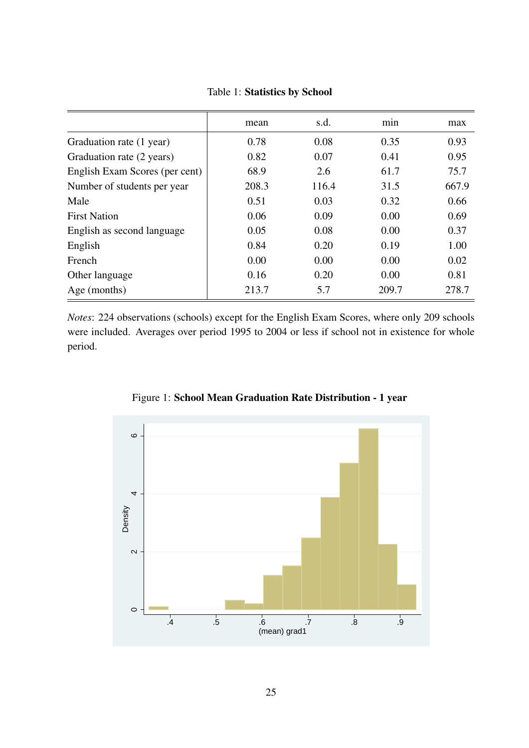Table 1: **Statistics by School**

| | mean | s.d. | min | max |
|---|---|---|---|---|
| Graduation rate (1 year) | 0.78 | 0.08 | 0.35 | 0.93 |
| Graduation rate (2 years) | 0.82 | 0.07 | 0.41 | 0.95 |
| English Exam Scores (per cent) | 68.9 | 2.6 | 61.7 | 75.7 |
| Number of students per year | 208.3 | 116.4 | 31.5 | 667.9 |
| Male | 0.51 | 0.03 | 0.32 | 0.66 |
| First Nation | 0.06 | 0.09 | 0.00 | 0.69 |
| English as second language | 0.05 | 0.08 | 0.00 | 0.37 |
| English | 0.84 | 0.20 | 0.19 | 1.00 |
| French | 0.00 | 0.00 | 0.00 | 0.02 |
| Other language | 0.16 | 0.20 | 0.00 | 0.81 |
| Age (months) | 213.7 | 5.7 | 209.7 | 278.7 |

*Notes*: 224 observations (schools) except for the English Exam Scores, where only 209 schools were included. Averages over period 1995 to 2004 or less if school not in existence for whole period.

Figure 1: **School Mean Graduation Rate Distribution - 1 year**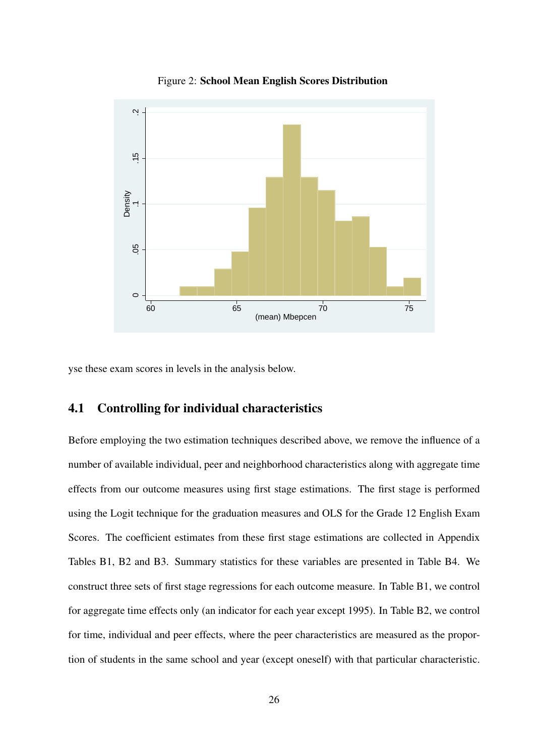Figure 2: **School Mean English Scores Distribution**

yse these exam scores in levels in the analysis below.

## 4.1 Controlling for individual characteristics

Before employing the two estimation techniques described above, we remove the influence of a number of available individual, peer and neighborhood characteristics along with aggregate time effects from our outcome measures using first stage estimations. The first stage is performed using the Logit technique for the graduation measures and OLS for the Grade 12 English Exam Scores. The coefficient estimates from these first stage estimations are collected in Appendix Tables B1, B2 and B3. Summary statistics for these variables are presented in Table B4. We construct three sets of first stage regressions for each outcome measure. In Table B1, we control for aggregate time effects only (an indicator for each year except 1995). In Table B2, we control for time, individual and peer effects, where the peer characteristics are measured as the proportion of students in the same school and year (except oneself) with that particular characteristic.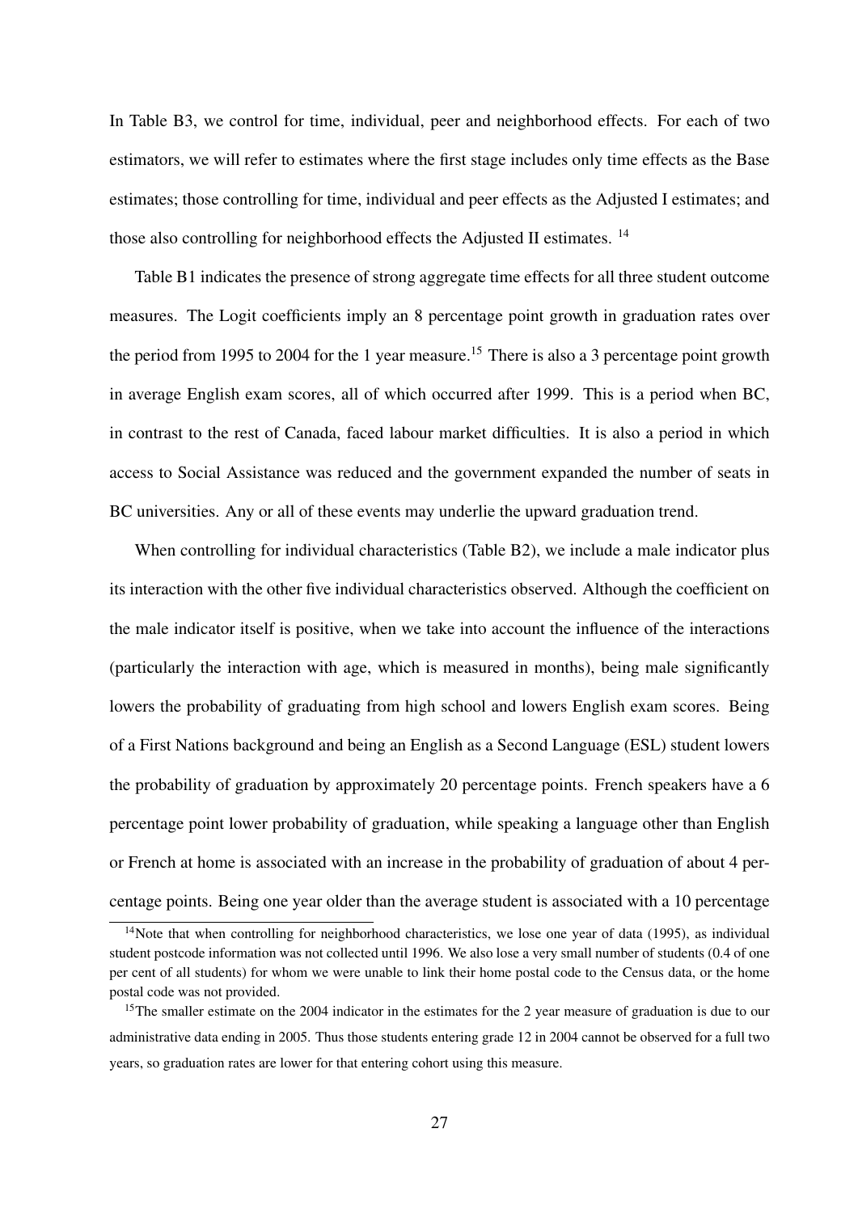In Table B3, we control for time, individual, peer and neighborhood effects. For each of two estimators, we will refer to estimates where the first stage includes only time effects as the Base estimates; those controlling for time, individual and peer effects as the Adjusted I estimates; and those also controlling for neighborhood effects the Adjusted II estimates. [14]

Table B1 indicates the presence of strong aggregate time effects for all three student outcome measures. The Logit coefficients imply an 8 percentage point growth in graduation rates over the period from 1995 to 2004 for the 1 year measure.[15] There is also a 3 percentage point growth in average English exam scores, all of which occurred after 1999. This is a period when BC, in contrast to the rest of Canada, faced labour market difficulties. It is also a period in which access to Social Assistance was reduced and the government expanded the number of seats in BC universities. Any or all of these events may underlie the upward graduation trend.

When controlling for individual characteristics (Table B2), we include a male indicator plus its interaction with the other five individual characteristics observed. Although the coefficient on the male indicator itself is positive, when we take into account the influence of the interactions (particularly the interaction with age, which is measured in months), being male significantly lowers the probability of graduating from high school and lowers English exam scores. Being of a First Nations background and being an English as a Second Language (ESL) student lowers the probability of graduation by approximately 20 percentage points. French speakers have a 6 percentage point lower probability of graduation, while speaking a language other than English or French at home is associated with an increase in the probability of graduation of about 4 percentage points. Being one year older than the average student is associated with a 10 percentage

[14] Note that when controlling for neighborhood characteristics, we lose one year of data (1995), as individual student postcode information was not collected until 1996. We also lose a very small number of students (0.4 of one per cent of all students) for whom we were unable to link their home postal code to the Census data, or the home postal code was not provided.

[15] The smaller estimate on the 2004 indicator in the estimates for the 2 year measure of graduation is due to our administrative data ending in 2005. Thus those students entering grade 12 in 2004 cannot be observed for a full two years, so graduation rates are lower for that entering cohort using this measure.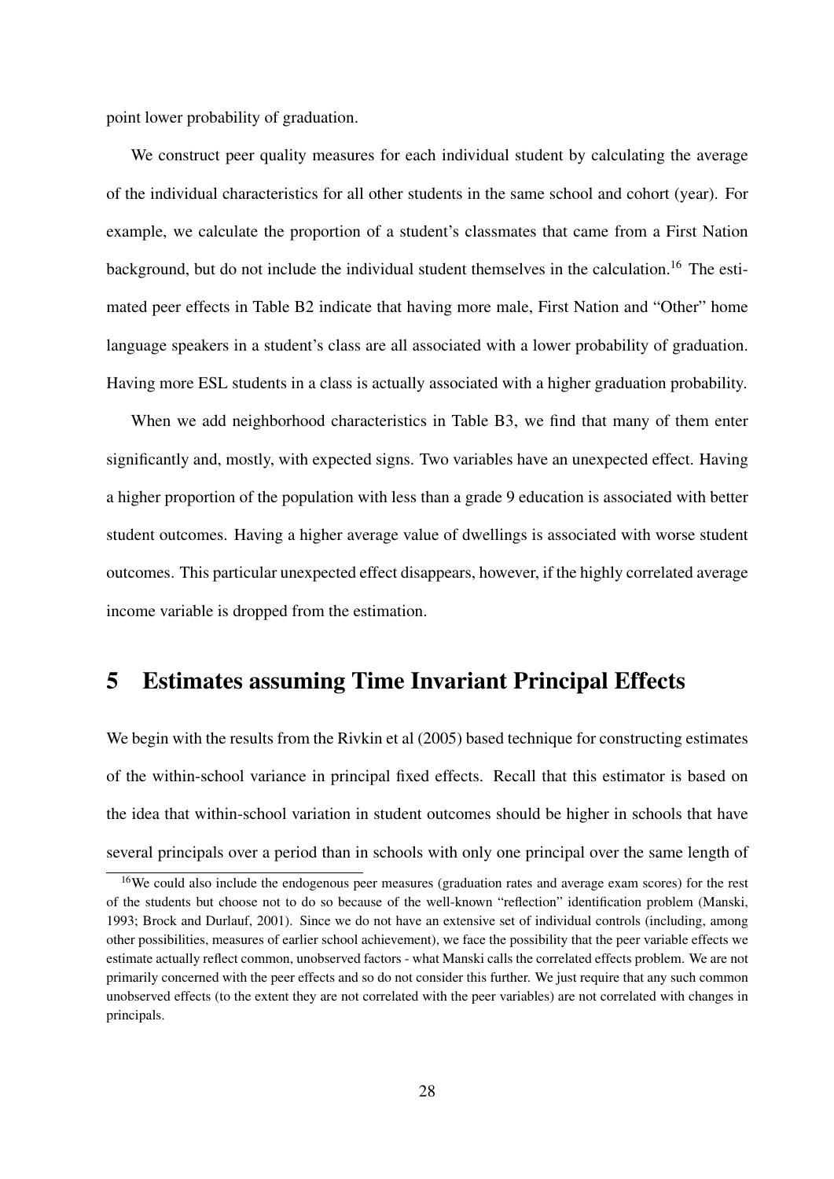point lower probability of graduation.

We construct peer quality measures for each individual student by calculating the average of the individual characteristics for all other students in the same school and cohort (year). For example, we calculate the proportion of a student's classmates that came from a First Nation background, but do not include the individual student themselves in the calculation.[16] The estimated peer effects in Table B2 indicate that having more male, First Nation and "Other" home language speakers in a student's class are all associated with a lower probability of graduation. Having more ESL students in a class is actually associated with a higher graduation probability.

When we add neighborhood characteristics in Table B3, we find that many of them enter significantly and, mostly, with expected signs. Two variables have an unexpected effect. Having a higher proportion of the population with less than a grade 9 education is associated with better student outcomes. Having a higher average value of dwellings is associated with worse student outcomes. This particular unexpected effect disappears, however, if the highly correlated average income variable is dropped from the estimation.

# 5 Estimates assuming Time Invariant Principal Effects

We begin with the results from the Rivkin et al (2005) based technique for constructing estimates of the within-school variance in principal fixed effects. Recall that this estimator is based on the idea that within-school variation in student outcomes should be higher in schools that have several principals over a period than in schools with only one principal over the same length of

[16] We could also include the endogenous peer measures (graduation rates and average exam scores) for the rest of the students but choose not to do so because of the well-known "reflection" identification problem (Manski, 1993; Brock and Durlauf, 2001). Since we do not have an extensive set of individual controls (including, among other possibilities, measures of earlier school achievement), we face the possibility that the peer variable effects we estimate actually reflect common, unobserved factors - what Manski calls the correlated effects problem. We are not primarily concerned with the peer effects and so do not consider this further. We just require that any such common unobserved effects (to the extent they are not correlated with the peer variables) are not correlated with changes in principals.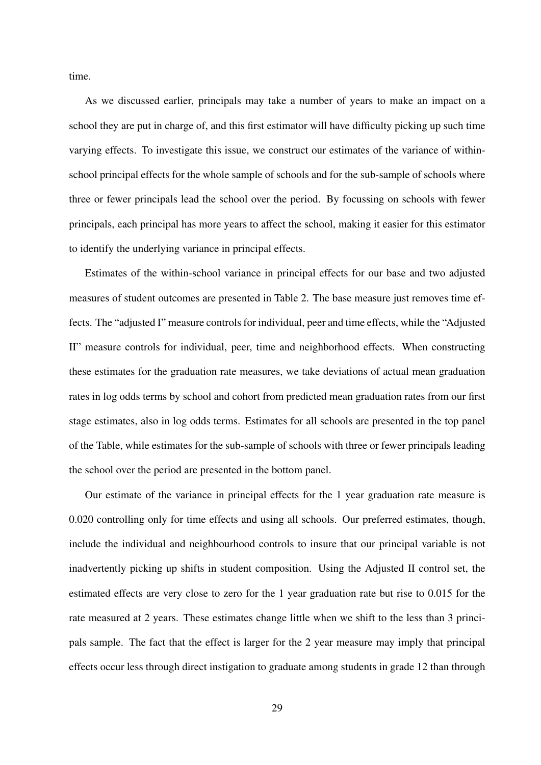time.

As we discussed earlier, principals may take a number of years to make an impact on a school they are put in charge of, and this first estimator will have difficulty picking up such time varying effects. To investigate this issue, we construct our estimates of the variance of within-school principal effects for the whole sample of schools and for the sub-sample of schools where three or fewer principals lead the school over the period. By focussing on schools with fewer principals, each principal has more years to affect the school, making it easier for this estimator to identify the underlying variance in principal effects.

Estimates of the within-school variance in principal effects for our base and two adjusted measures of student outcomes are presented in Table 2. The base measure just removes time effects. The "adjusted I" measure controls for individual, peer and time effects, while the "Adjusted II" measure controls for individual, peer, time and neighborhood effects. When constructing these estimates for the graduation rate measures, we take deviations of actual mean graduation rates in log odds terms by school and cohort from predicted mean graduation rates from our first stage estimates, also in log odds terms. Estimates for all schools are presented in the top panel of the Table, while estimates for the sub-sample of schools with three or fewer principals leading the school over the period are presented in the bottom panel.

Our estimate of the variance in principal effects for the 1 year graduation rate measure is 0.020 controlling only for time effects and using all schools. Our preferred estimates, though, include the individual and neighbourhood controls to insure that our principal variable is not inadvertently picking up shifts in student composition. Using the Adjusted II control set, the estimated effects are very close to zero for the 1 year graduation rate but rise to 0.015 for the rate measured at 2 years. These estimates change little when we shift to the less than 3 principals sample. The fact that the effect is larger for the 2 year measure may imply that principal effects occur less through direct instigation to graduate among students in grade 12 than through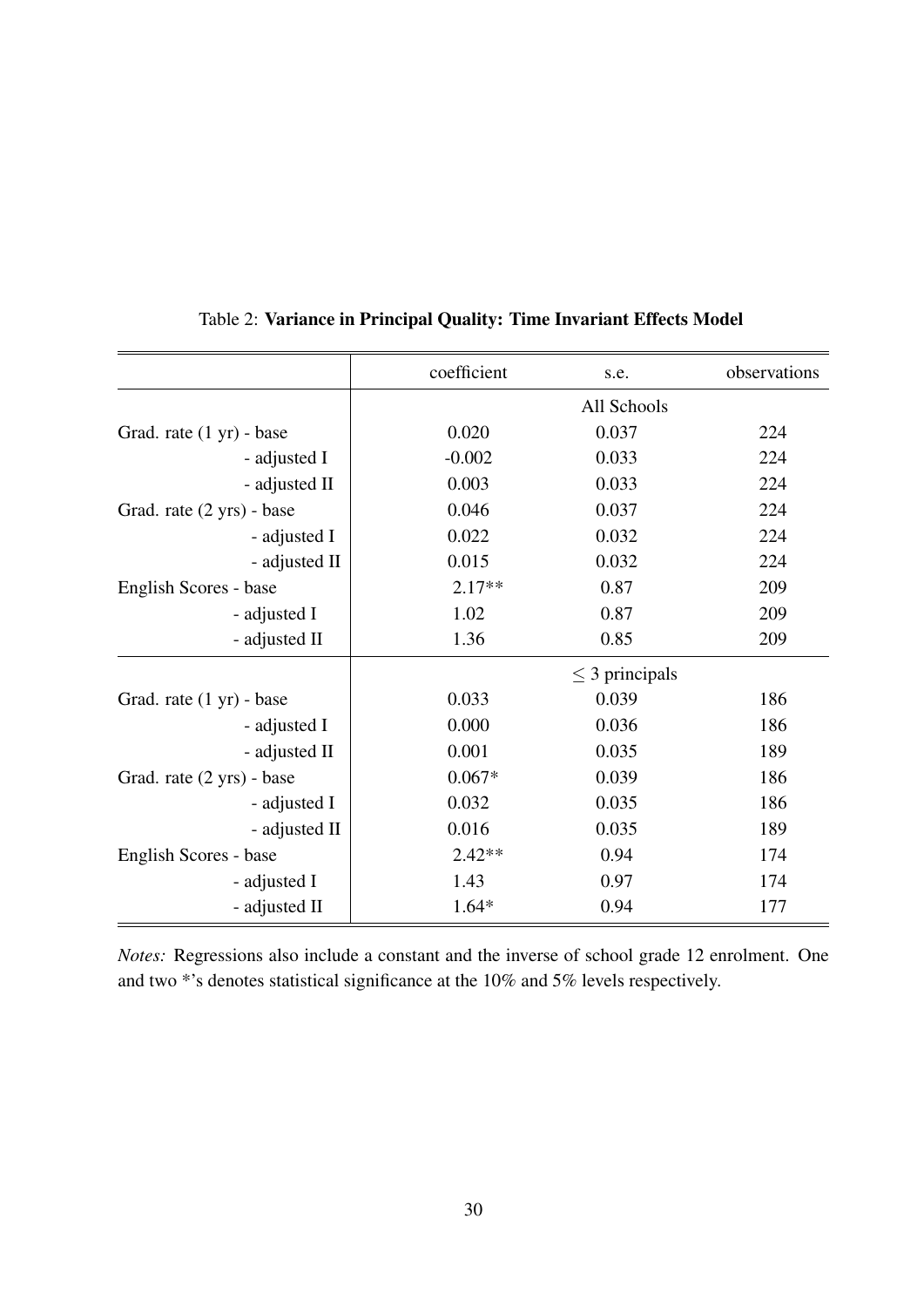Table 2: **Variance in Principal Quality: Time Invariant Effects Model**

| | coefficient | s.e. | observations |
|---|---|---|---|
| | All Schools | | |
| Grad. rate (1 yr) - base | 0.020 | 0.037 | 224 |
| - adjusted I | -0.002 | 0.033 | 224 |
| - adjusted II | 0.003 | 0.033 | 224 |
| Grad. rate (2 yrs) - base | 0.046 | 0.037 | 224 |
| - adjusted I | 0.022 | 0.032 | 224 |
| - adjusted II | 0.015 | 0.032 | 224 |
| English Scores - base | 2.17** | 0.87 | 209 |
| - adjusted I | 1.02 | 0.87 | 209 |
| - adjusted II | 1.36 | 0.85 | 209 |
| | $\leq$ 3 principals | | |
| Grad. rate (1 yr) - base | 0.033 | 0.039 | 186 |
| - adjusted I | 0.000 | 0.036 | 186 |
| - adjusted II | 0.001 | 0.035 | 189 |
| Grad. rate (2 yrs) - base | 0.067* | 0.039 | 186 |
| - adjusted I | 0.032 | 0.035 | 186 |
| - adjusted II | 0.016 | 0.035 | 189 |
| English Scores - base | 2.42** | 0.94 | 174 |
| - adjusted I | 1.43 | 0.97 | 174 |
| - adjusted II | 1.64* | 0.94 | 177 |

*Notes:* Regressions also include a constant and the inverse of school grade 12 enrolment. One and two *'s denotes statistical significance at the 10% and 5% levels respectively.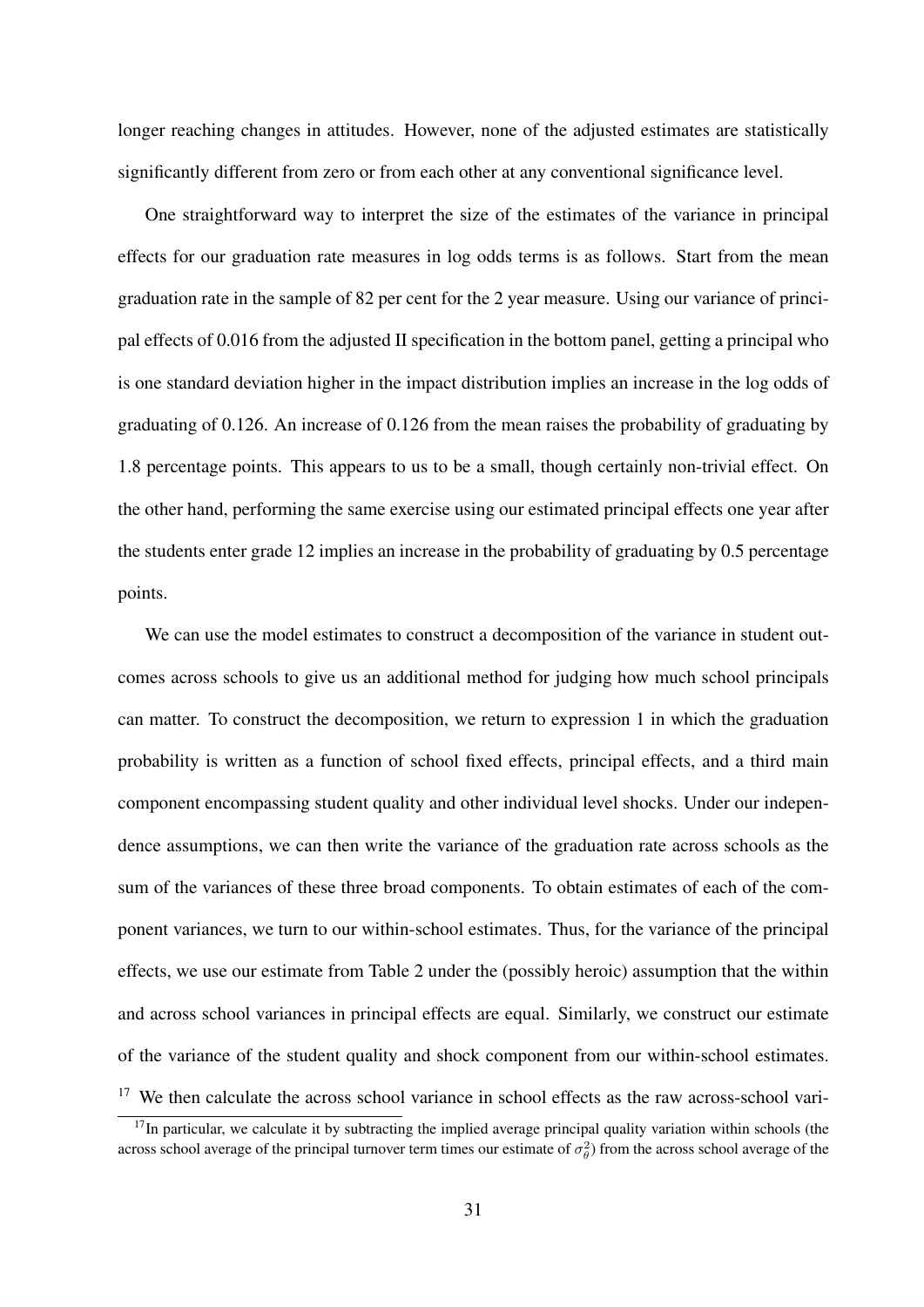longer reaching changes in attitudes. However, none of the adjusted estimates are statistically significantly different from zero or from each other at any conventional significance level.

One straightforward way to interpret the size of the estimates of the variance in principal effects for our graduation rate measures in log odds terms is as follows. Start from the mean graduation rate in the sample of 82 per cent for the 2 year measure. Using our variance of principal effects of 0.016 from the adjusted II specification in the bottom panel, getting a principal who is one standard deviation higher in the impact distribution implies an increase in the log odds of graduating of 0.126. An increase of 0.126 from the mean raises the probability of graduating by 1.8 percentage points. This appears to us to be a small, though certainly non-trivial effect. On the other hand, performing the same exercise using our estimated principal effects one year after the students enter grade 12 implies an increase in the probability of graduating by 0.5 percentage points.

We can use the model estimates to construct a decomposition of the variance in student outcomes across schools to give us an additional method for judging how much school principals can matter. To construct the decomposition, we return to expression 1 in which the graduation probability is written as a function of school fixed effects, principal effects, and a third main component encompassing student quality and other individual level shocks. Under our independence assumptions, we can then write the variance of the graduation rate across schools as the sum of the variances of these three broad components. To obtain estimates of each of the component variances, we turn to our within-school estimates. Thus, for the variance of the principal effects, we use our estimate from Table 2 under the (possibly heroic) assumption that the within and across school variances in principal effects are equal. Similarly, we construct our estimate of the variance of the student quality and shock component from our within-school estimates. [17] We then calculate the across school variance in school effects as the raw across-school vari-

[17]In particular, we calculate it by subtracting the implied average principal quality variation within schools (the across school average of the principal turnover term times our estimate of $\sigma_{\theta}^{2}$) from the across school average of the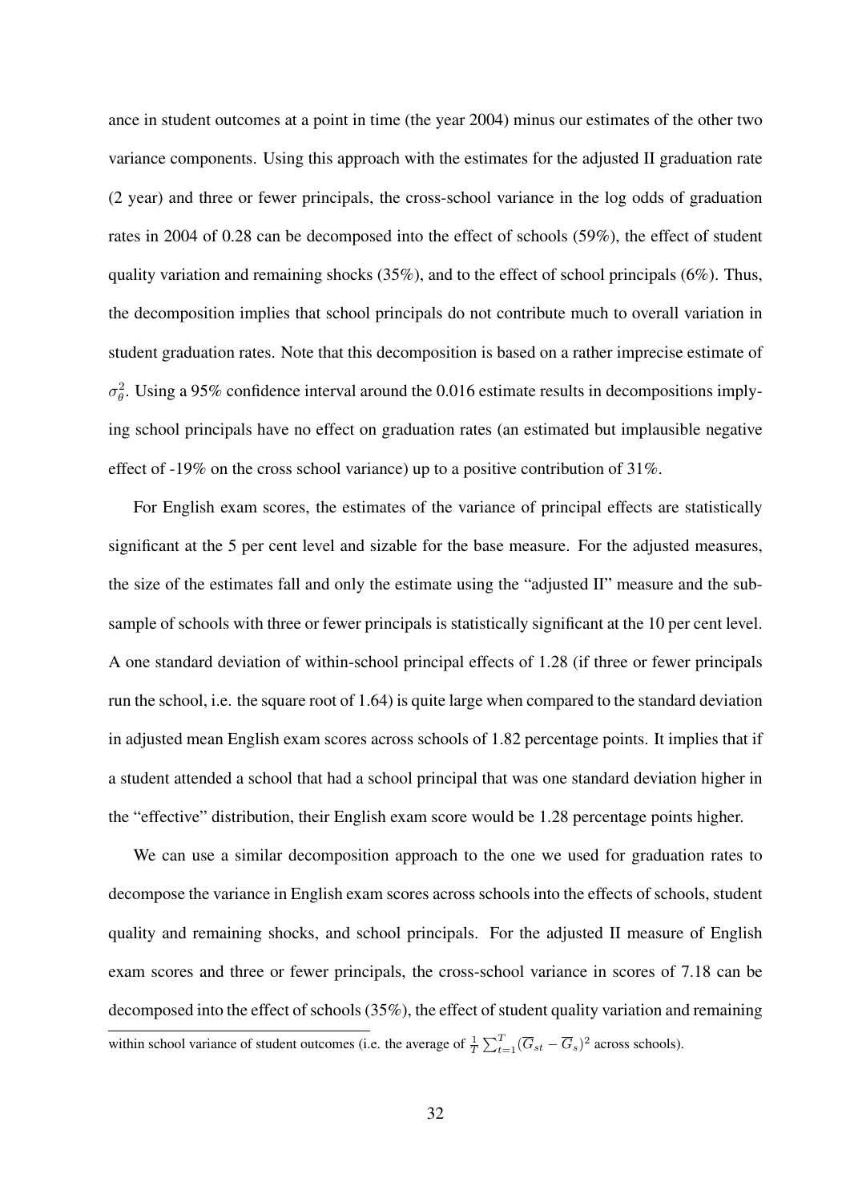ance in student outcomes at a point in time (the year 2004) minus our estimates of the other two variance components. Using this approach with the estimates for the adjusted II graduation rate (2 year) and three or fewer principals, the cross-school variance in the log odds of graduation rates in 2004 of 0.28 can be decomposed into the effect of schools (59%), the effect of student quality variation and remaining shocks (35%), and to the effect of school principals (6%). Thus, the decomposition implies that school principals do not contribute much to overall variation in student graduation rates. Note that this decomposition is based on a rather imprecise estimate of $\sigma_\theta^2$. Using a 95% confidence interval around the 0.016 estimate results in decompositions implying school principals have no effect on graduation rates (an estimated but implausible negative effect of -19% on the cross school variance) up to a positive contribution of 31%.

For English exam scores, the estimates of the variance of principal effects are statistically significant at the 5 per cent level and sizable for the base measure. For the adjusted measures, the size of the estimates fall and only the estimate using the "adjusted II" measure and the subsample of schools with three or fewer principals is statistically significant at the 10 per cent level. A one standard deviation of within-school principal effects of 1.28 (if three or fewer principals run the school, i.e. the square root of 1.64) is quite large when compared to the standard deviation in adjusted mean English exam scores across schools of 1.82 percentage points. It implies that if a student attended a school that had a school principal that was one standard deviation higher in the "effective" distribution, their English exam score would be 1.28 percentage points higher.

We can use a similar decomposition approach to the one we used for graduation rates to decompose the variance in English exam scores across schools into the effects of schools, student quality and remaining shocks, and school principals. For the adjusted II measure of English exam scores and three or fewer principals, the cross-school variance in scores of 7.18 can be decomposed into the effect of schools (35%), the effect of student quality variation and remaining

within school variance of student outcomes (i.e. the average of $\frac{1}{T}\sum_{t=1}^{T}(\overline{G}_{st} - \overline{G}_s)^2$ across schools).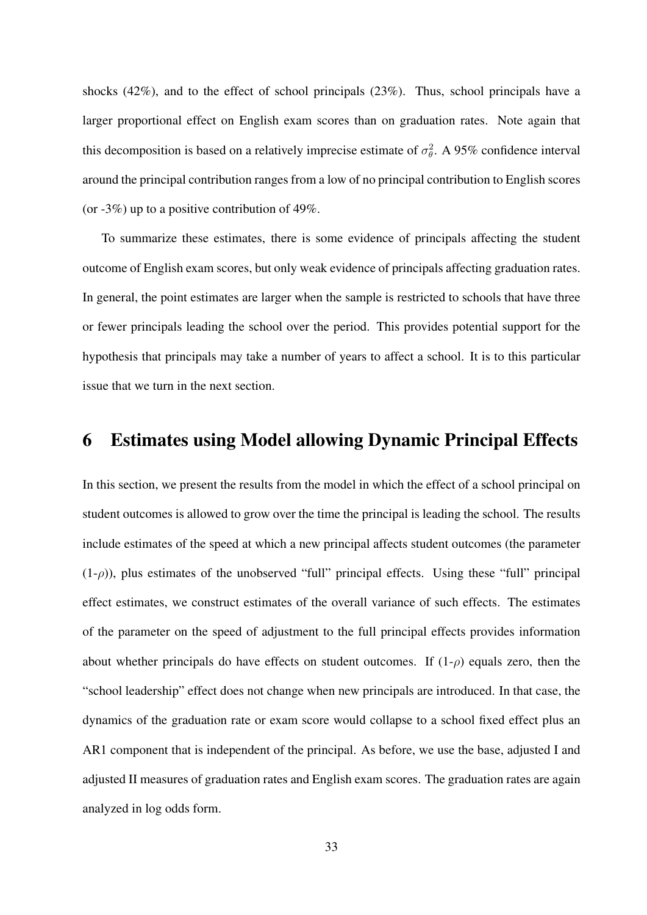shocks (42%), and to the effect of school principals (23%). Thus, school principals have a larger proportional effect on English exam scores than on graduation rates. Note again that this decomposition is based on a relatively imprecise estimate of $\sigma_\theta^2$. A 95% confidence interval around the principal contribution ranges from a low of no principal contribution to English scores (or -3%) up to a positive contribution of 49%.

To summarize these estimates, there is some evidence of principals affecting the student outcome of English exam scores, but only weak evidence of principals affecting graduation rates. In general, the point estimates are larger when the sample is restricted to schools that have three or fewer principals leading the school over the period. This provides potential support for the hypothesis that principals may take a number of years to affect a school. It is to this particular issue that we turn in the next section.

# 6 Estimates using Model allowing Dynamic Principal Effects

In this section, we present the results from the model in which the effect of a school principal on student outcomes is allowed to grow over the time the principal is leading the school. The results include estimates of the speed at which a new principal affects student outcomes (the parameter ($1$-$\rho$)), plus estimates of the unobserved "full" principal effects. Using these "full" principal effect estimates, we construct estimates of the overall variance of such effects. The estimates of the parameter on the speed of adjustment to the full principal effects provides information about whether principals do have effects on student outcomes. If ($1$-$\rho$) equals zero, then the "school leadership" effect does not change when new principals are introduced. In that case, the dynamics of the graduation rate or exam score would collapse to a school fixed effect plus an AR1 component that is independent of the principal. As before, we use the base, adjusted I and adjusted II measures of graduation rates and English exam scores. The graduation rates are again analyzed in log odds form.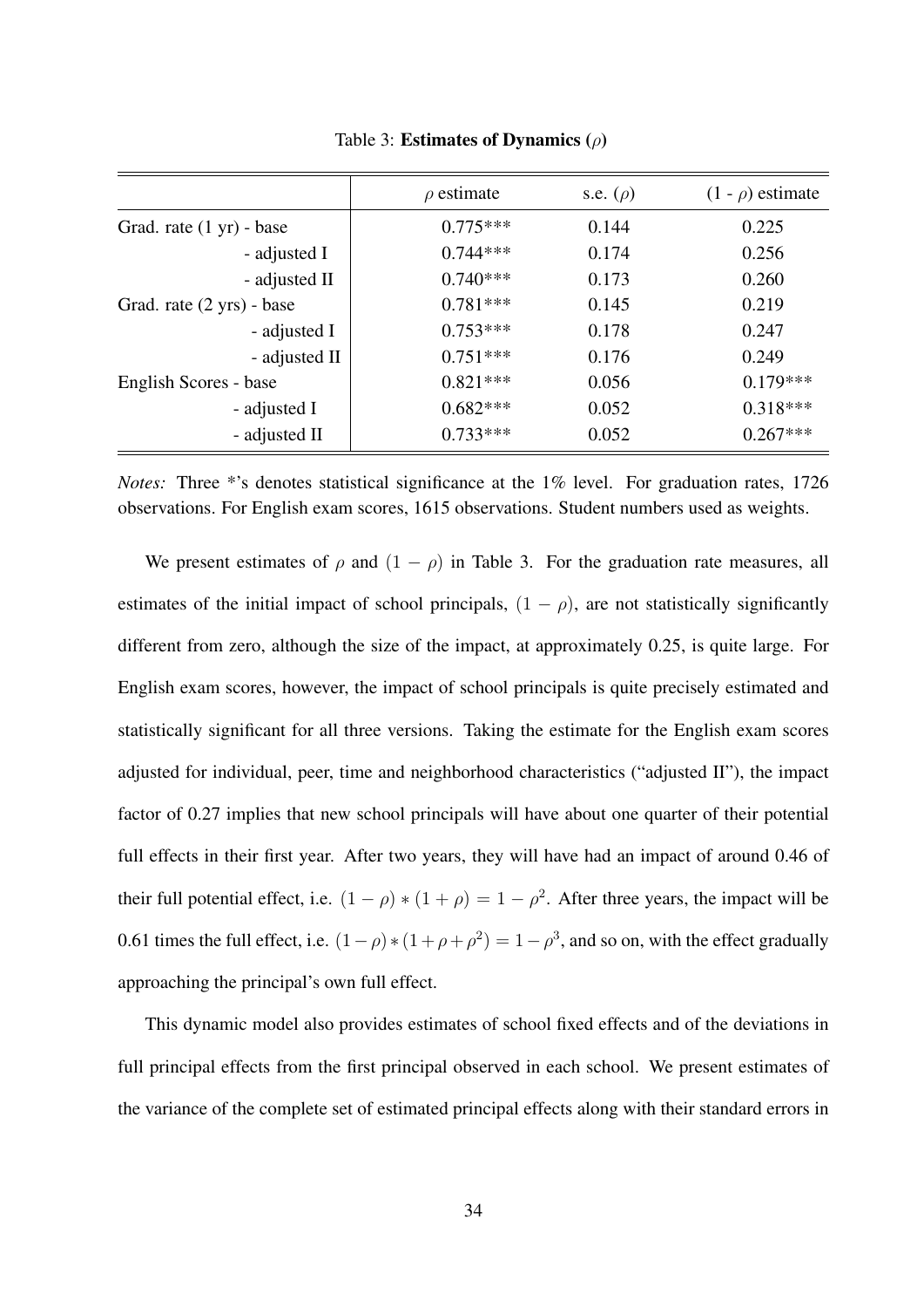Table 3: **Estimates of Dynamics ($\rho$)**

| | $\rho$ estimate | s.e. ($\rho$) | (1 - $\rho$) estimate |
|---|---|---|---|
| Grad. rate (1 yr) - base | 0.775*** | 0.144 | 0.225 |
| - adjusted I | 0.744*** | 0.174 | 0.256 |
| - adjusted II | 0.740*** | 0.173 | 0.260 |
| Grad. rate (2 yrs) - base | 0.781*** | 0.145 | 0.219 |
| - adjusted I | 0.753*** | 0.178 | 0.247 |
| - adjusted II | 0.751*** | 0.176 | 0.249 |
| English Scores - base | 0.821*** | 0.056 | 0.179*** |
| - adjusted I | 0.682*** | 0.052 | 0.318*** |
| - adjusted II | 0.733*** | 0.052 | 0.267*** |

*Notes:* Three *'s denotes statistical significance at the 1% level. For graduation rates, 1726 observations. For English exam scores, 1615 observations. Student numbers used as weights.

We present estimates of $\rho$ and $(1 - \rho)$ in Table 3. For the graduation rate measures, all estimates of the initial impact of school principals, $(1 - \rho)$, are not statistically significantly different from zero, although the size of the impact, at approximately 0.25, is quite large. For English exam scores, however, the impact of school principals is quite precisely estimated and statistically significant for all three versions. Taking the estimate for the English exam scores adjusted for individual, peer, time and neighborhood characteristics ("adjusted II"), the impact factor of 0.27 implies that new school principals will have about one quarter of their potential full effects in their first year. After two years, they will have had an impact of around 0.46 of their full potential effect, i.e. $(1 - \rho) * (1 + \rho) = 1 - \rho^2$. After three years, the impact will be 0.61 times the full effect, i.e. $(1 - \rho) * (1 + \rho + \rho^2) = 1 - \rho^3$, and so on, with the effect gradually approaching the principal's own full effect.

This dynamic model also provides estimates of school fixed effects and of the deviations in full principal effects from the first principal observed in each school. We present estimates of the variance of the complete set of estimated principal effects along with their standard errors in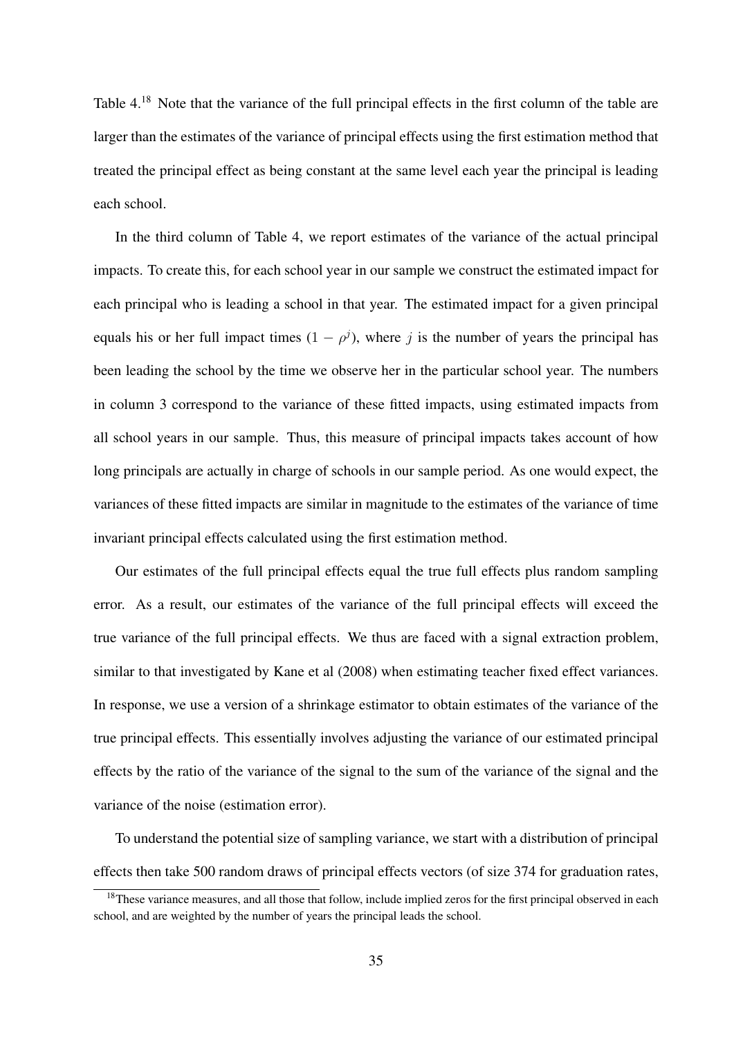Table 4.[18] Note that the variance of the full principal effects in the first column of the table are larger than the estimates of the variance of principal effects using the first estimation method that treated the principal effect as being constant at the same level each year the principal is leading each school.

In the third column of Table 4, we report estimates of the variance of the actual principal impacts. To create this, for each school year in our sample we construct the estimated impact for each principal who is leading a school in that year. The estimated impact for a given principal equals his or her full impact times $(1 - \rho^j)$, where $j$ is the number of years the principal has been leading the school by the time we observe her in the particular school year. The numbers in column 3 correspond to the variance of these fitted impacts, using estimated impacts from all school years in our sample. Thus, this measure of principal impacts takes account of how long principals are actually in charge of schools in our sample period. As one would expect, the variances of these fitted impacts are similar in magnitude to the estimates of the variance of time invariant principal effects calculated using the first estimation method.

Our estimates of the full principal effects equal the true full effects plus random sampling error. As a result, our estimates of the variance of the full principal effects will exceed the true variance of the full principal effects. We thus are faced with a signal extraction problem, similar to that investigated by Kane et al (2008) when estimating teacher fixed effect variances. In response, we use a version of a shrinkage estimator to obtain estimates of the variance of the true principal effects. This essentially involves adjusting the variance of our estimated principal effects by the ratio of the variance of the signal to the sum of the variance of the signal and the variance of the noise (estimation error).

To understand the potential size of sampling variance, we start with a distribution of principal effects then take 500 random draws of principal effects vectors (of size 374 for graduation rates,

[18] These variance measures, and all those that follow, include implied zeros for the first principal observed in each school, and are weighted by the number of years the principal leads the school.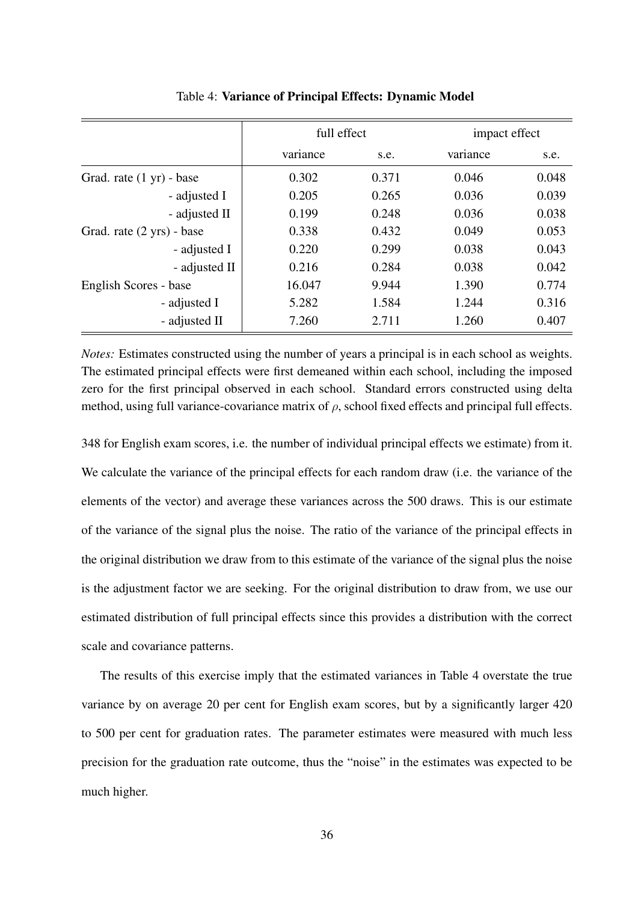Table 4: **Variance of Principal Effects: Dynamic Model**

| | full effect | | impact effect | |
|---|---|---|---|---|
| | variance | s.e. | variance | s.e. |
| Grad. rate (1 yr) - base | 0.302 | 0.371 | 0.046 | 0.048 |
| - adjusted I | 0.205 | 0.265 | 0.036 | 0.039 |
| - adjusted II | 0.199 | 0.248 | 0.036 | 0.038 |
| Grad. rate (2 yrs) - base | 0.338 | 0.432 | 0.049 | 0.053 |
| - adjusted I | 0.220 | 0.299 | 0.038 | 0.043 |
| - adjusted II | 0.216 | 0.284 | 0.038 | 0.042 |
| English Scores - base | 16.047 | 9.944 | 1.390 | 0.774 |
| - adjusted I | 5.282 | 1.584 | 1.244 | 0.316 |
| - adjusted II | 7.260 | 2.711 | 1.260 | 0.407 |

*Notes:* Estimates constructed using the number of years a principal is in each school as weights. The estimated principal effects were first demeaned within each school, including the imposed zero for the first principal observed in each school. Standard errors constructed using delta method, using full variance-covariance matrix of $\rho$, school fixed effects and principal full effects.

348 for English exam scores, i.e. the number of individual principal effects we estimate) from it. We calculate the variance of the principal effects for each random draw (i.e. the variance of the elements of the vector) and average these variances across the 500 draws. This is our estimate of the variance of the signal plus the noise. The ratio of the variance of the principal effects in the original distribution we draw from to this estimate of the variance of the signal plus the noise is the adjustment factor we are seeking. For the original distribution to draw from, we use our estimated distribution of full principal effects since this provides a distribution with the correct scale and covariance patterns.

The results of this exercise imply that the estimated variances in Table 4 overstate the true variance by on average 20 per cent for English exam scores, but by a significantly larger 420 to 500 per cent for graduation rates. The parameter estimates were measured with much less precision for the graduation rate outcome, thus the "noise" in the estimates was expected to be much higher.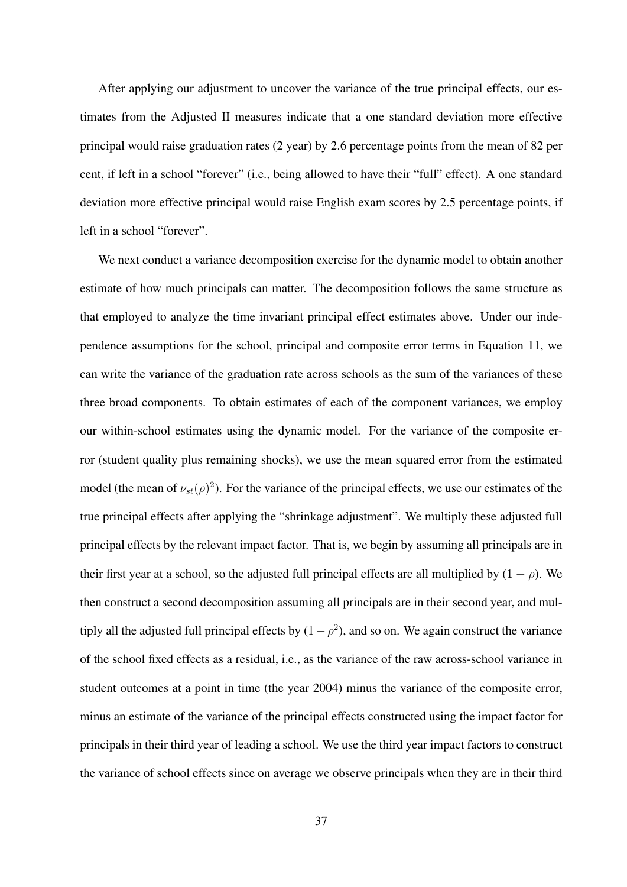After applying our adjustment to uncover the variance of the true principal effects, our estimates from the Adjusted II measures indicate that a one standard deviation more effective principal would raise graduation rates (2 year) by 2.6 percentage points from the mean of 82 per cent, if left in a school "forever" (i.e., being allowed to have their "full" effect). A one standard deviation more effective principal would raise English exam scores by 2.5 percentage points, if left in a school "forever".

We next conduct a variance decomposition exercise for the dynamic model to obtain another estimate of how much principals can matter. The decomposition follows the same structure as that employed to analyze the time invariant principal effect estimates above. Under our independence assumptions for the school, principal and composite error terms in Equation 11, we can write the variance of the graduation rate across schools as the sum of the variances of these three broad components. To obtain estimates of each of the component variances, we employ our within-school estimates using the dynamic model. For the variance of the composite error (student quality plus remaining shocks), we use the mean squared error from the estimated model (the mean of $\nu_{st}(\rho)^2$). For the variance of the principal effects, we use our estimates of the true principal effects after applying the "shrinkage adjustment". We multiply these adjusted full principal effects by the relevant impact factor. That is, we begin by assuming all principals are in their first year at a school, so the adjusted full principal effects are all multiplied by $(1 - \rho)$. We then construct a second decomposition assuming all principals are in their second year, and multiply all the adjusted full principal effects by $(1 - \rho^2)$, and so on. We again construct the variance of the school fixed effects as a residual, i.e., as the variance of the raw across-school variance in student outcomes at a point in time (the year 2004) minus the variance of the composite error, minus an estimate of the variance of the principal effects constructed using the impact factor for principals in their third year of leading a school. We use the third year impact factors to construct the variance of school effects since on average we observe principals when they are in their third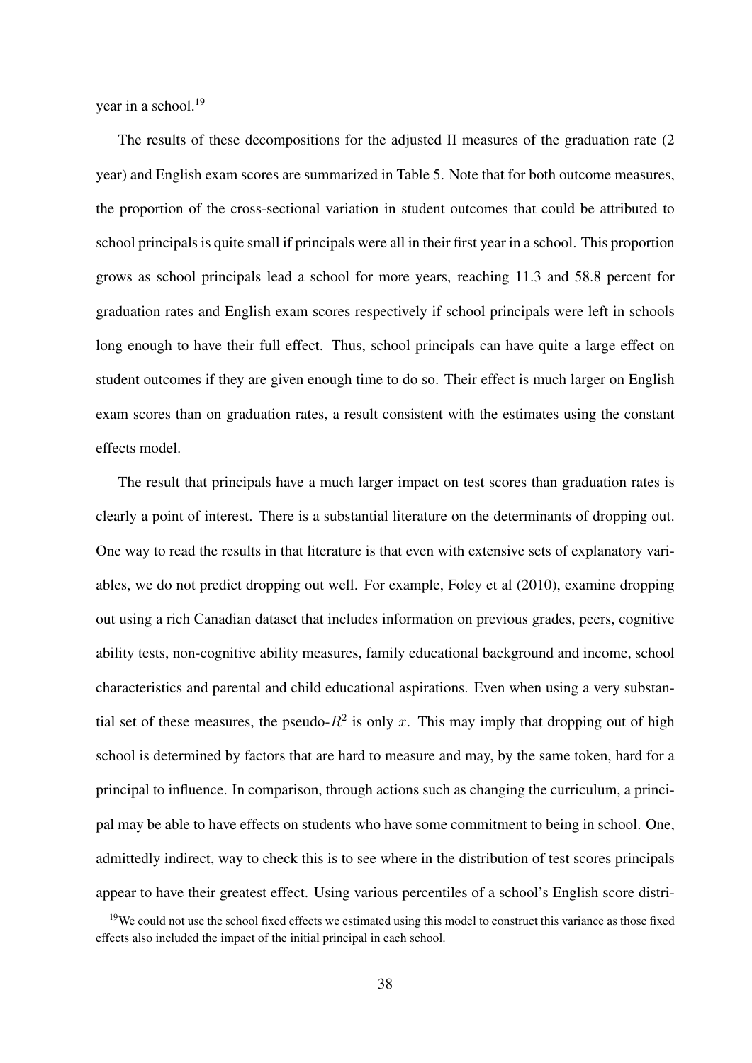year in a school.[19]

The results of these decompositions for the adjusted II measures of the graduation rate (2 year) and English exam scores are summarized in Table 5. Note that for both outcome measures, the proportion of the cross-sectional variation in student outcomes that could be attributed to school principals is quite small if principals were all in their first year in a school. This proportion grows as school principals lead a school for more years, reaching 11.3 and 58.8 percent for graduation rates and English exam scores respectively if school principals were left in schools long enough to have their full effect. Thus, school principals can have quite a large effect on student outcomes if they are given enough time to do so. Their effect is much larger on English exam scores than on graduation rates, a result consistent with the estimates using the constant effects model.

The result that principals have a much larger impact on test scores than graduation rates is clearly a point of interest. There is a substantial literature on the determinants of dropping out. One way to read the results in that literature is that even with extensive sets of explanatory variables, we do not predict dropping out well. For example, Foley et al (2010), examine dropping out using a rich Canadian dataset that includes information on previous grades, peers, cognitive ability tests, non-cognitive ability measures, family educational background and income, school characteristics and parental and child educational aspirations. Even when using a very substantial set of these measures, the pseudo-$R^2$ is only $x$. This may imply that dropping out of high school is determined by factors that are hard to measure and may, by the same token, hard for a principal to influence. In comparison, through actions such as changing the curriculum, a principal may be able to have effects on students who have some commitment to being in school. One, admittedly indirect, way to check this is to see where in the distribution of test scores principals appear to have their greatest effect. Using various percentiles of a school's English score distri-

[19] We could not use the school fixed effects we estimated using this model to construct this variance as those fixed effects also included the impact of the initial principal in each school.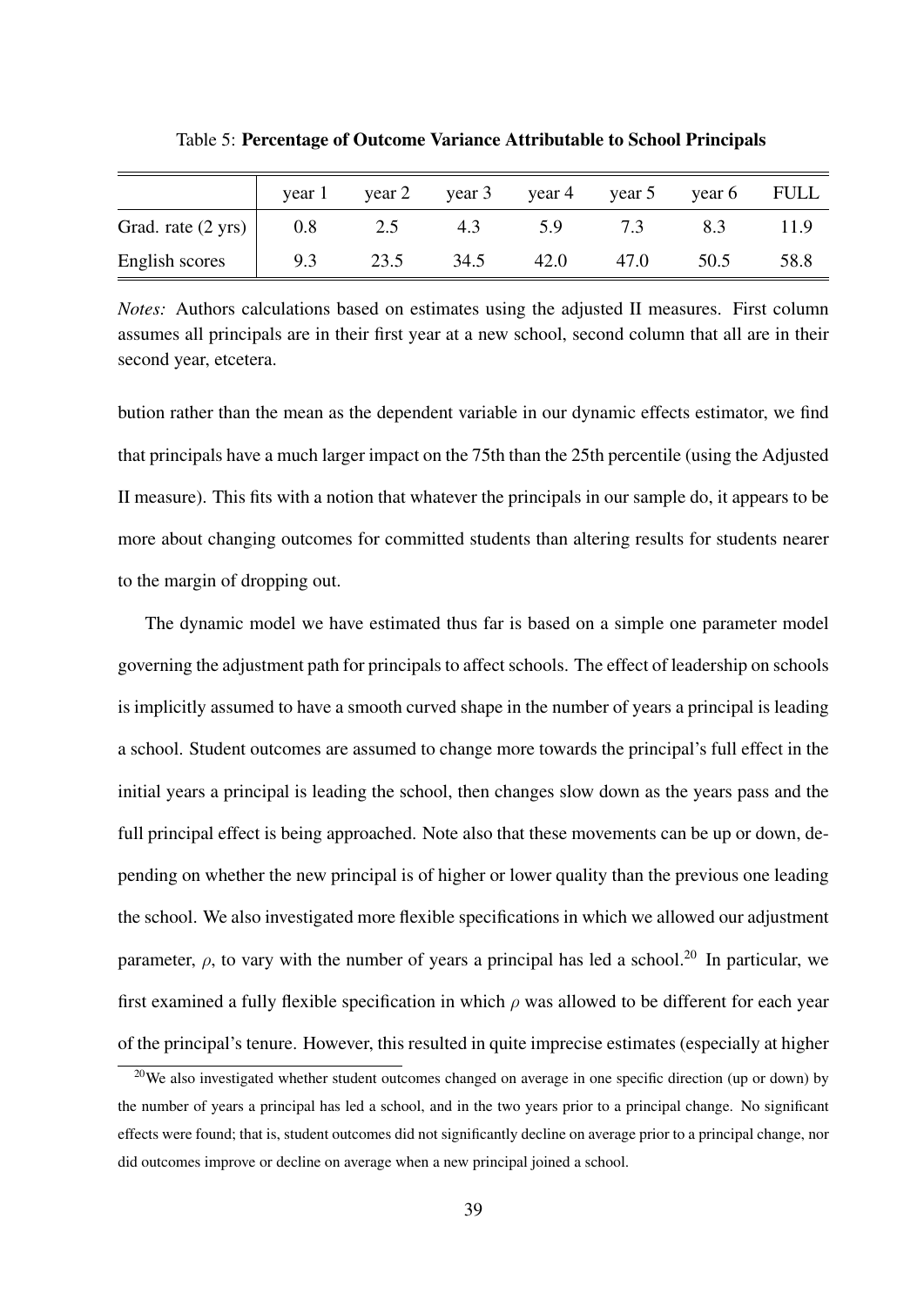Table 5: **Percentage of Outcome Variance Attributable to School Principals**

| | year 1 | year 2 | year 3 | year 4 | year 5 | year 6 | FULL |
|---|---|---|---|---|---|---|---|
| Grad. rate (2 yrs) | 0.8 | 2.5 | 4.3 | 5.9 | 7.3 | 8.3 | 11.9 |
| English scores | 9.3 | 23.5 | 34.5 | 42.0 | 47.0 | 50.5 | 58.8 |

*Notes:* Authors calculations based on estimates using the adjusted II measures. First column assumes all principals are in their first year at a new school, second column that all are in their second year, etcetera.

bution rather than the mean as the dependent variable in our dynamic effects estimator, we find that principals have a much larger impact on the 75th than the 25th percentile (using the Adjusted II measure). This fits with a notion that whatever the principals in our sample do, it appears to be more about changing outcomes for committed students than altering results for students nearer to the margin of dropping out.

The dynamic model we have estimated thus far is based on a simple one parameter model governing the adjustment path for principals to affect schools. The effect of leadership on schools is implicitly assumed to have a smooth curved shape in the number of years a principal is leading a school. Student outcomes are assumed to change more towards the principal's full effect in the initial years a principal is leading the school, then changes slow down as the years pass and the full principal effect is being approached. Note also that these movements can be up or down, depending on whether the new principal is of higher or lower quality than the previous one leading the school. We also investigated more flexible specifications in which we allowed our adjustment parameter, $\rho$, to vary with the number of years a principal has led a school.[20] In particular, we first examined a fully flexible specification in which $\rho$ was allowed to be different for each year of the principal's tenure. However, this resulted in quite imprecise estimates (especially at higher

[20] We also investigated whether student outcomes changed on average in one specific direction (up or down) by the number of years a principal has led a school, and in the two years prior to a principal change. No significant effects were found; that is, student outcomes did not significantly decline on average prior to a principal change, nor did outcomes improve or decline on average when a new principal joined a school.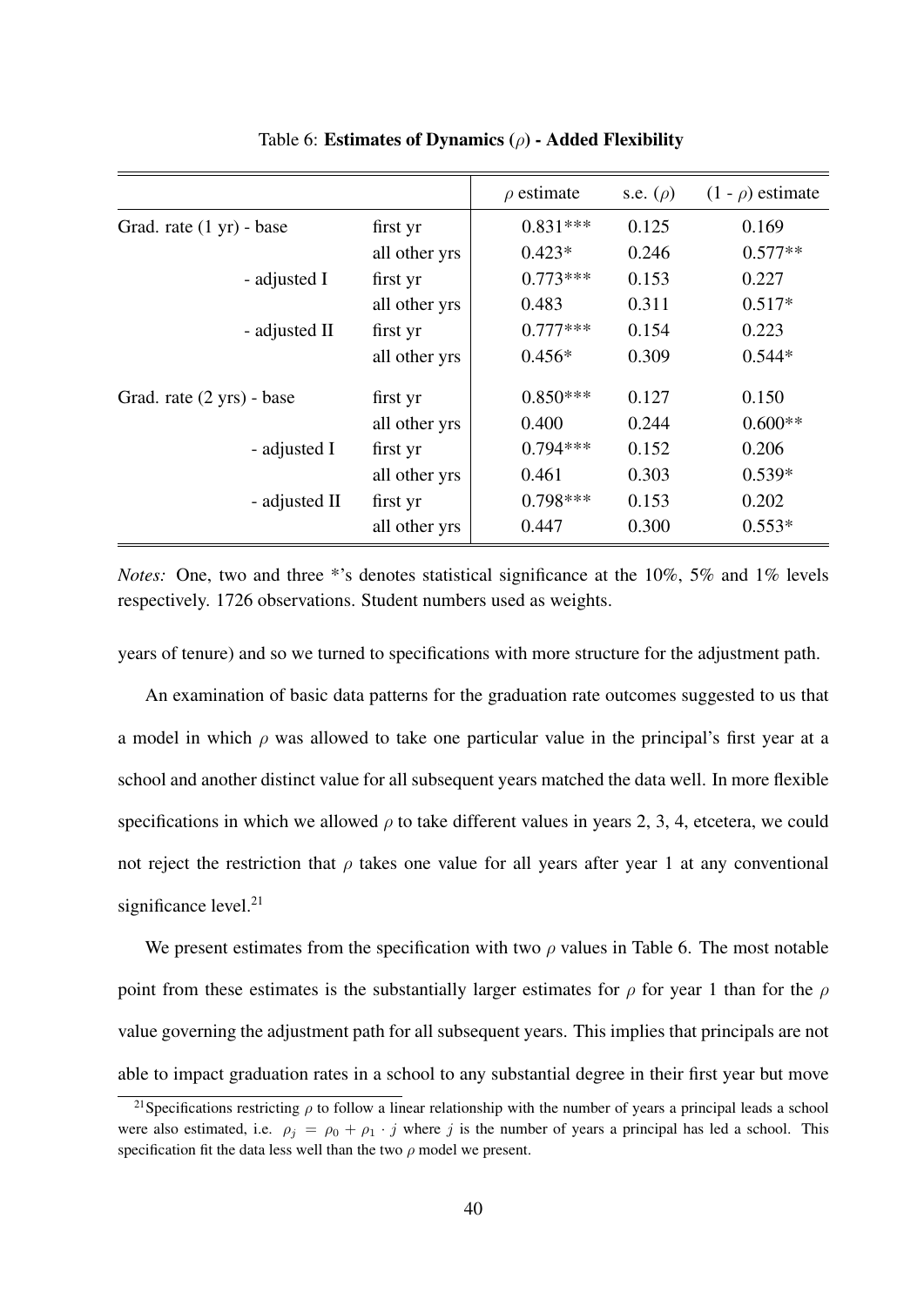Table 6: **Estimates of Dynamics ($\rho$) - Added Flexibility**

| | | $\rho$ estimate | s.e. ($\rho$) | (1 - $\rho$) estimate |
|---|---|---|---|---|
| Grad. rate (1 yr) - base | first yr | 0.831*** | 0.125 | 0.169 |
| | all other yrs | 0.423* | 0.246 | 0.577** |
| - adjusted I | first yr | 0.773*** | 0.153 | 0.227 |
| | all other yrs | 0.483 | 0.311 | 0.517* |
| - adjusted II | first yr | 0.777*** | 0.154 | 0.223 |
| | all other yrs | 0.456* | 0.309 | 0.544* |
| Grad. rate (2 yrs) - base | first yr | 0.850*** | 0.127 | 0.150 |
| | all other yrs | 0.400 | 0.244 | 0.600** |
| - adjusted I | first yr | 0.794*** | 0.152 | 0.206 |
| | all other yrs | 0.461 | 0.303 | 0.539* |
| - adjusted II | first yr | 0.798*** | 0.153 | 0.202 |
| | all other yrs | 0.447 | 0.300 | 0.553* |

*Notes:* One, two and three *'s denotes statistical significance at the 10%, 5% and 1% levels respectively. 1726 observations. Student numbers used as weights.

years of tenure) and so we turned to specifications with more structure for the adjustment path.

An examination of basic data patterns for the graduation rate outcomes suggested to us that a model in which $\rho$ was allowed to take one particular value in the principal's first year at a school and another distinct value for all subsequent years matched the data well. In more flexible specifications in which we allowed $\rho$ to take different values in years 2, 3, 4, etcetera, we could not reject the restriction that $\rho$ takes one value for all years after year 1 at any conventional significance level.[21]

We present estimates from the specification with two $\rho$ values in Table 6. The most notable point from these estimates is the substantially larger estimates for $\rho$ for year 1 than for the $\rho$ value governing the adjustment path for all subsequent years. This implies that principals are not able to impact graduation rates in a school to any substantial degree in their first year but move

[21] Specifications restricting $\rho$ to follow a linear relationship with the number of years a principal leads a school were also estimated, i.e. $\rho_j = \rho_0 + \rho_1 \cdot j$ where $j$ is the number of years a principal has led a school. This specification fit the data less well than the two $\rho$ model we present.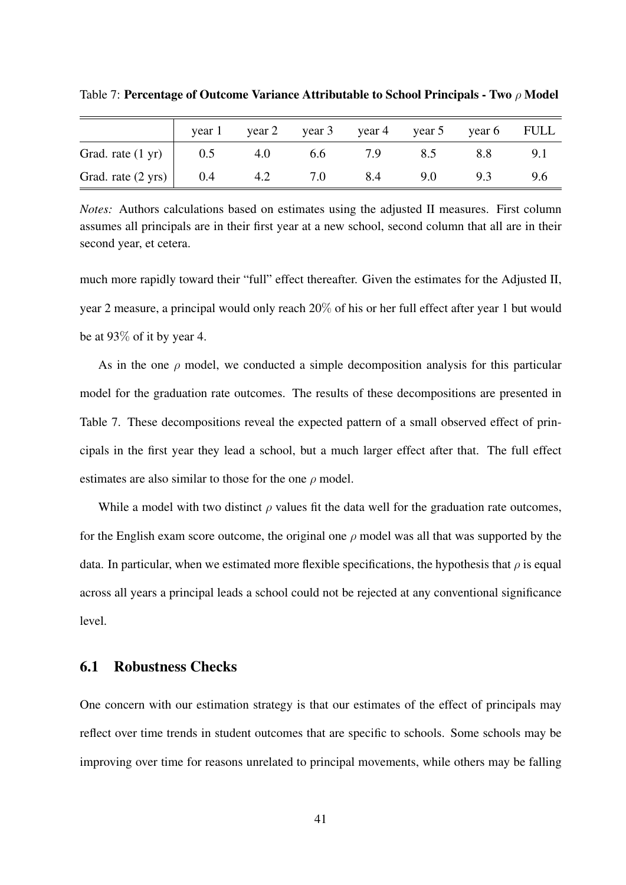Table 7: **Percentage of Outcome Variance Attributable to School Principals - Two $\rho$ Model**

| | year 1 | year 2 | year 3 | year 4 | year 5 | year 6 | FULL |
|---|---|---|---|---|---|---|---|
| Grad. rate (1 yr) | 0.5 | 4.0 | 6.6 | 7.9 | 8.5 | 8.8 | 9.1 |
| Grad. rate (2 yrs) | 0.4 | 4.2 | 7.0 | 8.4 | 9.0 | 9.3 | 9.6 |

*Notes:* Authors calculations based on estimates using the adjusted II measures. First column assumes all principals are in their first year at a new school, second column that all are in their second year, et cetera.

much more rapidly toward their "full" effect thereafter. Given the estimates for the Adjusted II, year 2 measure, a principal would only reach 20% of his or her full effect after year 1 but would be at 93% of it by year 4.

As in the one $\rho$ model, we conducted a simple decomposition analysis for this particular model for the graduation rate outcomes. The results of these decompositions are presented in Table 7. These decompositions reveal the expected pattern of a small observed effect of principals in the first year they lead a school, but a much larger effect after that. The full effect estimates are also similar to those for the one $\rho$ model.

While a model with two distinct $\rho$ values fit the data well for the graduation rate outcomes, for the English exam score outcome, the original one $\rho$ model was all that was supported by the data. In particular, when we estimated more flexible specifications, the hypothesis that $\rho$ is equal across all years a principal leads a school could not be rejected at any conventional significance level.

## 6.1 Robustness Checks

One concern with our estimation strategy is that our estimates of the effect of principals may reflect over time trends in student outcomes that are specific to schools. Some schools may be improving over time for reasons unrelated to principal movements, while others may be falling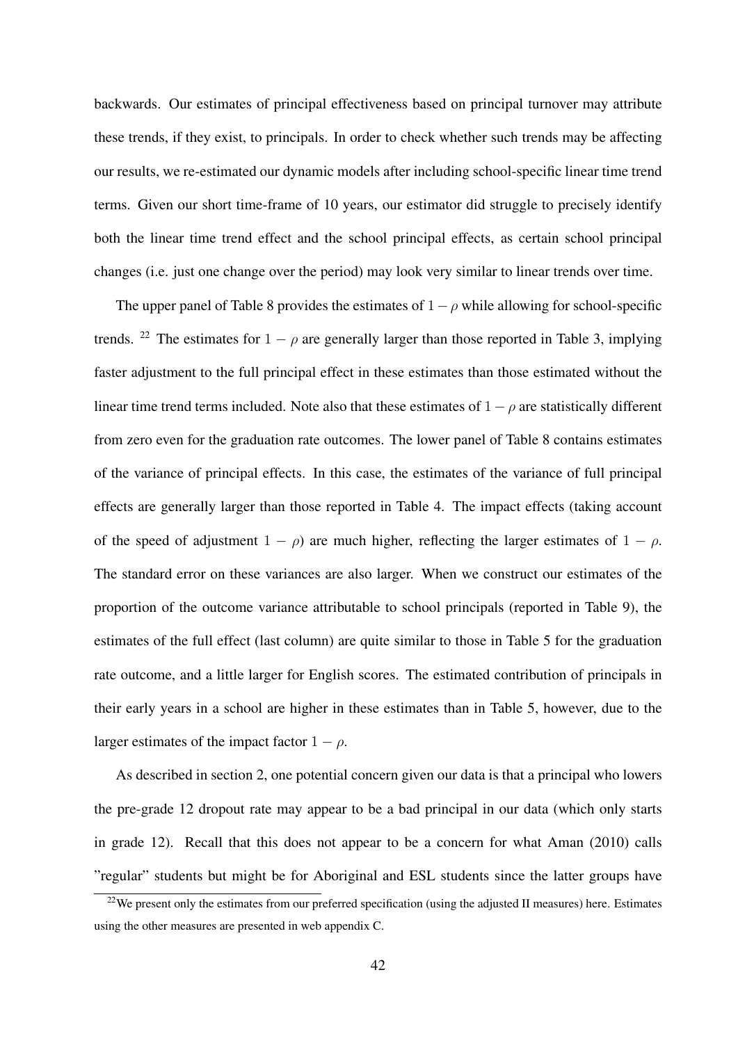backwards. Our estimates of principal effectiveness based on principal turnover may attribute these trends, if they exist, to principals. In order to check whether such trends may be affecting our results, we re-estimated our dynamic models after including school-specific linear time trend terms. Given our short time-frame of 10 years, our estimator did struggle to precisely identify both the linear time trend effect and the school principal effects, as certain school principal changes (i.e. just one change over the period) may look very similar to linear trends over time.

The upper panel of Table 8 provides the estimates of $1-\rho$ while allowing for school-specific trends. [22] The estimates for $1-\rho$ are generally larger than those reported in Table 3, implying faster adjustment to the full principal effect in these estimates than those estimated without the linear time trend terms included. Note also that these estimates of $1-\rho$ are statistically different from zero even for the graduation rate outcomes. The lower panel of Table 8 contains estimates of the variance of principal effects. In this case, the estimates of the variance of full principal effects are generally larger than those reported in Table 4. The impact effects (taking account of the speed of adjustment $1-\rho$) are much higher, reflecting the larger estimates of $1-\rho$. The standard error on these variances are also larger. When we construct our estimates of the proportion of the outcome variance attributable to school principals (reported in Table 9), the estimates of the full effect (last column) are quite similar to those in Table 5 for the graduation rate outcome, and a little larger for English scores. The estimated contribution of principals in their early years in a school are higher in these estimates than in Table 5, however, due to the larger estimates of the impact factor $1-\rho$.

As described in section 2, one potential concern given our data is that a principal who lowers the pre-grade 12 dropout rate may appear to be a bad principal in our data (which only starts in grade 12). Recall that this does not appear to be a concern for what Aman (2010) calls "regular" students but might be for Aboriginal and ESL students since the latter groups have

[22] We present only the estimates from our preferred specification (using the adjusted II measures) here. Estimates using the other measures are presented in web appendix C.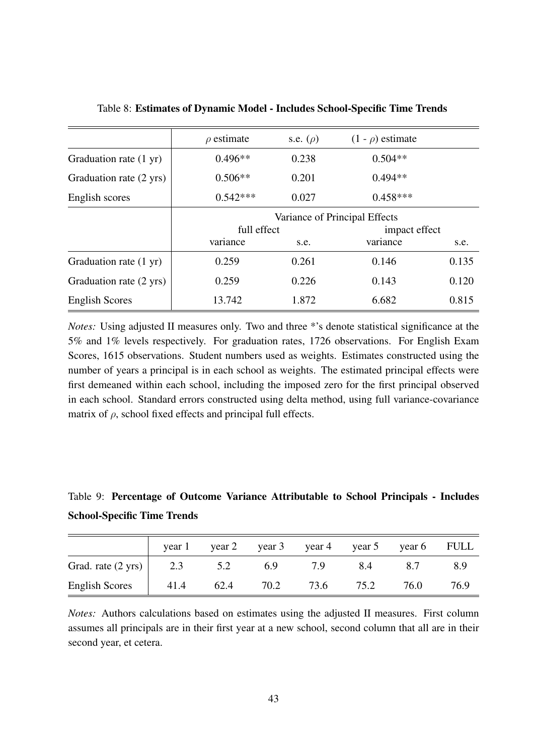Table 8: **Estimates of Dynamic Model - Includes School-Specific Time Trends**

| | $\rho$ estimate | s.e. ($\rho$) | (1 - $\rho$) estimate | |
|---|---|---|---|---|
| Graduation rate (1 yr) | 0.496** | 0.238 | 0.504** | |
| Graduation rate (2 yrs) | 0.506** | 0.201 | 0.494** | |
| English scores | 0.542*** | 0.027 | 0.458*** | |
| | Variance of Principal Effects | | | |
| | full effect | | impact effect | |
| | variance | s.e. | variance | s.e. |
| Graduation rate (1 yr) | 0.259 | 0.261 | 0.146 | 0.135 |
| Graduation rate (2 yrs) | 0.259 | 0.226 | 0.143 | 0.120 |
| English Scores | 13.742 | 1.872 | 6.682 | 0.815 |

*Notes:* Using adjusted II measures only. Two and three *'s denote statistical significance at the 5% and 1% levels respectively. For graduation rates, 1726 observations. For English Exam Scores, 1615 observations. Student numbers used as weights. Estimates constructed using the number of years a principal is in each school as weights. The estimated principal effects were first demeaned within each school, including the imposed zero for the first principal observed in each school. Standard errors constructed using delta method, using full variance-covariance matrix of $\rho$, school fixed effects and principal full effects.

Table 9: **Percentage of Outcome Variance Attributable to School Principals - Includes School-Specific Time Trends**

| | year 1 | year 2 | year 3 | year 4 | year 5 | year 6 | FULL |
|---|---|---|---|---|---|---|---|
| Grad. rate (2 yrs) | 2.3 | 5.2 | 6.9 | 7.9 | 8.4 | 8.7 | 8.9 |
| English Scores | 41.4 | 62.4 | 70.2 | 73.6 | 75.2 | 76.0 | 76.9 |

*Notes:* Authors calculations based on estimates using the adjusted II measures. First column assumes all principals are in their first year at a new school, second column that all are in their second year, et cetera.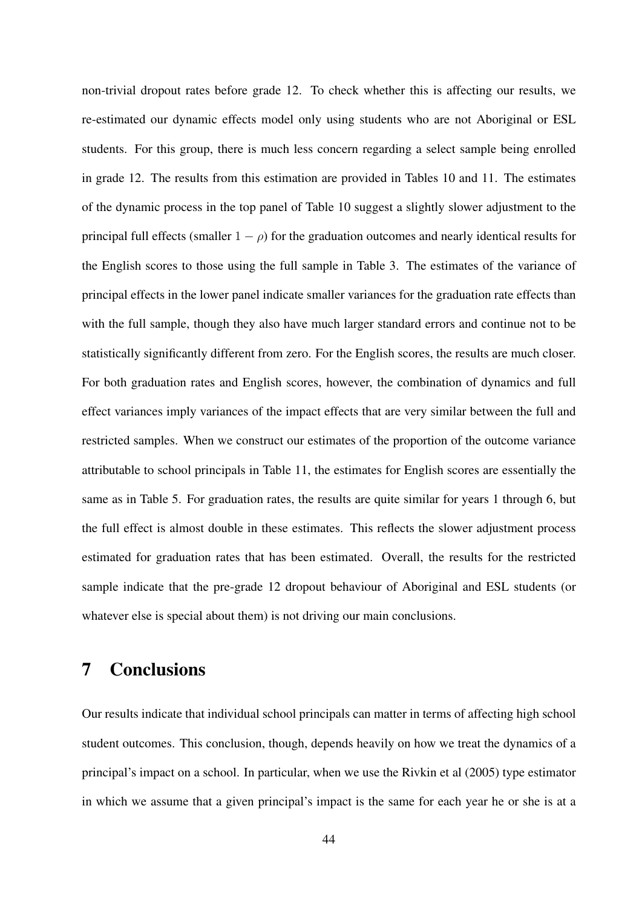non-trivial dropout rates before grade 12. To check whether this is affecting our results, we re-estimated our dynamic effects model only using students who are not Aboriginal or ESL students. For this group, there is much less concern regarding a select sample being enrolled in grade 12. The results from this estimation are provided in Tables 10 and 11. The estimates of the dynamic process in the top panel of Table 10 suggest a slightly slower adjustment to the principal full effects (smaller $1 - \rho$) for the graduation outcomes and nearly identical results for the English scores to those using the full sample in Table 3. The estimates of the variance of principal effects in the lower panel indicate smaller variances for the graduation rate effects than with the full sample, though they also have much larger standard errors and continue not to be statistically significantly different from zero. For the English scores, the results are much closer. For both graduation rates and English scores, however, the combination of dynamics and full effect variances imply variances of the impact effects that are very similar between the full and restricted samples. When we construct our estimates of the proportion of the outcome variance attributable to school principals in Table 11, the estimates for English scores are essentially the same as in Table 5. For graduation rates, the results are quite similar for years 1 through 6, but the full effect is almost double in these estimates. This reflects the slower adjustment process estimated for graduation rates that has been estimated. Overall, the results for the restricted sample indicate that the pre-grade 12 dropout behaviour of Aboriginal and ESL students (or whatever else is special about them) is not driving our main conclusions.

# 7 Conclusions

Our results indicate that individual school principals can matter in terms of affecting high school student outcomes. This conclusion, though, depends heavily on how we treat the dynamics of a principal's impact on a school. In particular, when we use the Rivkin et al (2005) type estimator in which we assume that a given principal's impact is the same for each year he or she is at a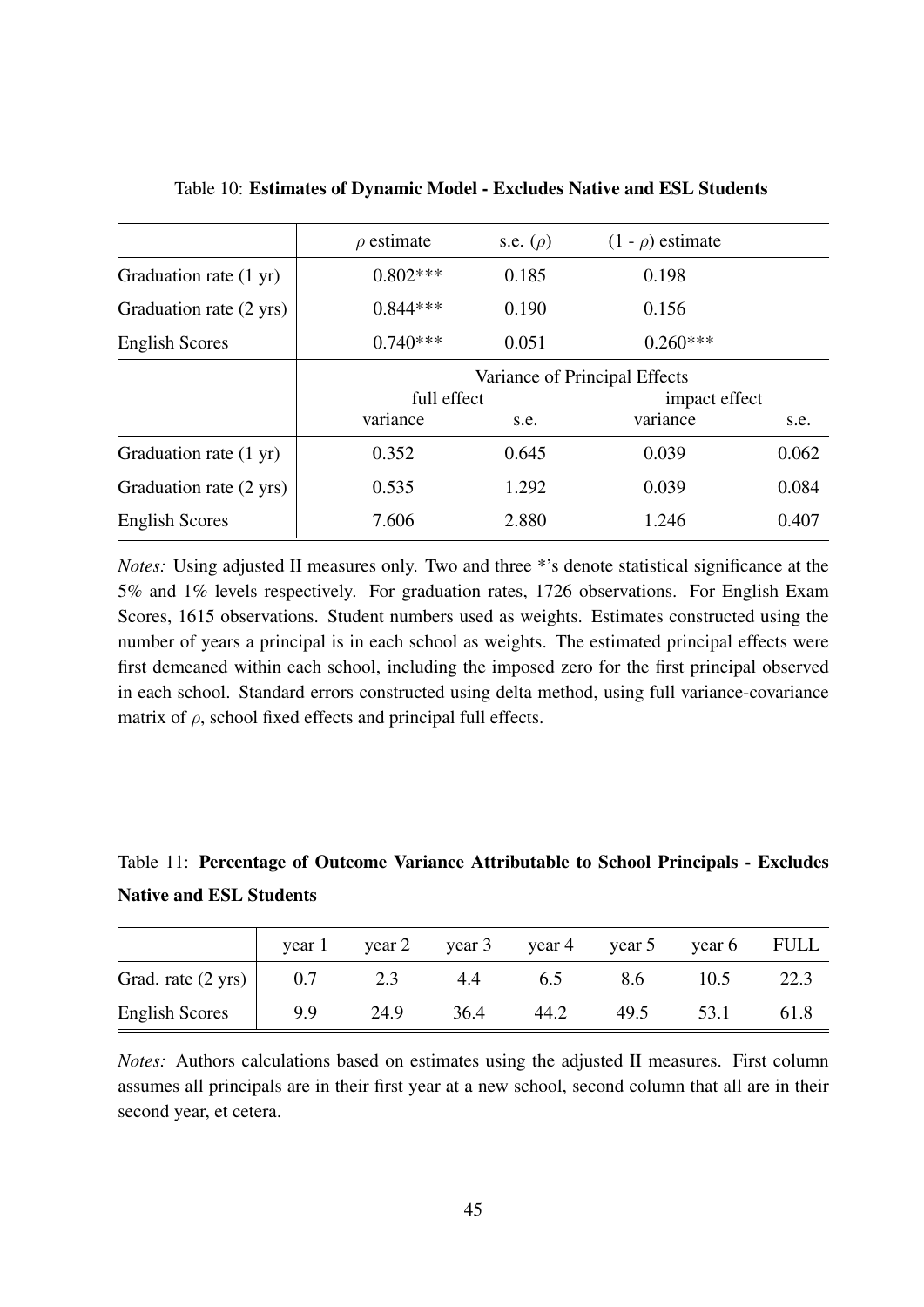Table 10: **Estimates of Dynamic Model - Excludes Native and ESL Students**

| | $\rho$ estimate | s.e. ($\rho$) | (1 - $\rho$) estimate | |
|---|---|---|---|---|
| Graduation rate (1 yr) | 0.802*** | 0.185 | 0.198 | |
| Graduation rate (2 yrs) | 0.844*** | 0.190 | 0.156 | |
| English Scores | 0.740*** | 0.051 | 0.260*** | |
| | Variance of Principal Effects | | | |
| | full effect | | impact effect | |
| | variance | s.e. | variance | s.e. |
| Graduation rate (1 yr) | 0.352 | 0.645 | 0.039 | 0.062 |
| Graduation rate (2 yrs) | 0.535 | 1.292 | 0.039 | 0.084 |
| English Scores | 7.606 | 2.880 | 1.246 | 0.407 |

*Notes:* Using adjusted II measures only. Two and three *'s denote statistical significance at the 5% and 1% levels respectively. For graduation rates, 1726 observations. For English Exam Scores, 1615 observations. Student numbers used as weights. Estimates constructed using the number of years a principal is in each school as weights. The estimated principal effects were first demeaned within each school, including the imposed zero for the first principal observed in each school. Standard errors constructed using delta method, using full variance-covariance matrix of $\rho$, school fixed effects and principal full effects.

Table 11: **Percentage of Outcome Variance Attributable to School Principals - Excludes Native and ESL Students**

| | year 1 | year 2 | year 3 | year 4 | year 5 | year 6 | FULL |
|---|---|---|---|---|---|---|---|
| Grad. rate (2 yrs) | 0.7 | 2.3 | 4.4 | 6.5 | 8.6 | 10.5 | 22.3 |
| English Scores | 9.9 | 24.9 | 36.4 | 44.2 | 49.5 | 53.1 | 61.8 |

*Notes:* Authors calculations based on estimates using the adjusted II measures. First column assumes all principals are in their first year at a new school, second column that all are in their second year, et cetera.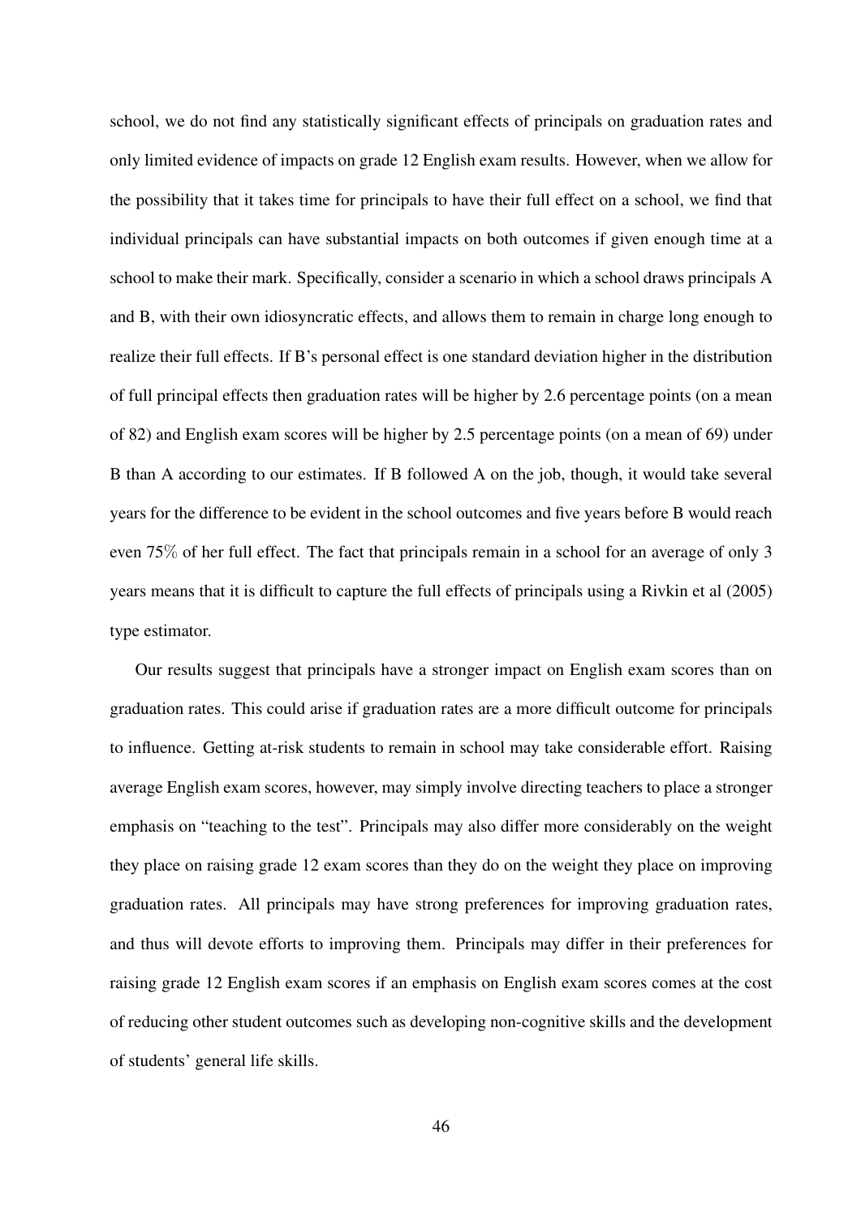school, we do not find any statistically significant effects of principals on graduation rates and only limited evidence of impacts on grade 12 English exam results. However, when we allow for the possibility that it takes time for principals to have their full effect on a school, we find that individual principals can have substantial impacts on both outcomes if given enough time at a school to make their mark. Specifically, consider a scenario in which a school draws principals A and B, with their own idiosyncratic effects, and allows them to remain in charge long enough to realize their full effects. If B's personal effect is one standard deviation higher in the distribution of full principal effects then graduation rates will be higher by 2.6 percentage points (on a mean of 82) and English exam scores will be higher by 2.5 percentage points (on a mean of 69) under B than A according to our estimates. If B followed A on the job, though, it would take several years for the difference to be evident in the school outcomes and five years before B would reach even 75% of her full effect. The fact that principals remain in a school for an average of only 3 years means that it is difficult to capture the full effects of principals using a Rivkin et al (2005) type estimator.

Our results suggest that principals have a stronger impact on English exam scores than on graduation rates. This could arise if graduation rates are a more difficult outcome for principals to influence. Getting at-risk students to remain in school may take considerable effort. Raising average English exam scores, however, may simply involve directing teachers to place a stronger emphasis on "teaching to the test". Principals may also differ more considerably on the weight they place on raising grade 12 exam scores than they do on the weight they place on improving graduation rates. All principals may have strong preferences for improving graduation rates, and thus will devote efforts to improving them. Principals may differ in their preferences for raising grade 12 English exam scores if an emphasis on English exam scores comes at the cost of reducing other student outcomes such as developing non-cognitive skills and the development of students' general life skills.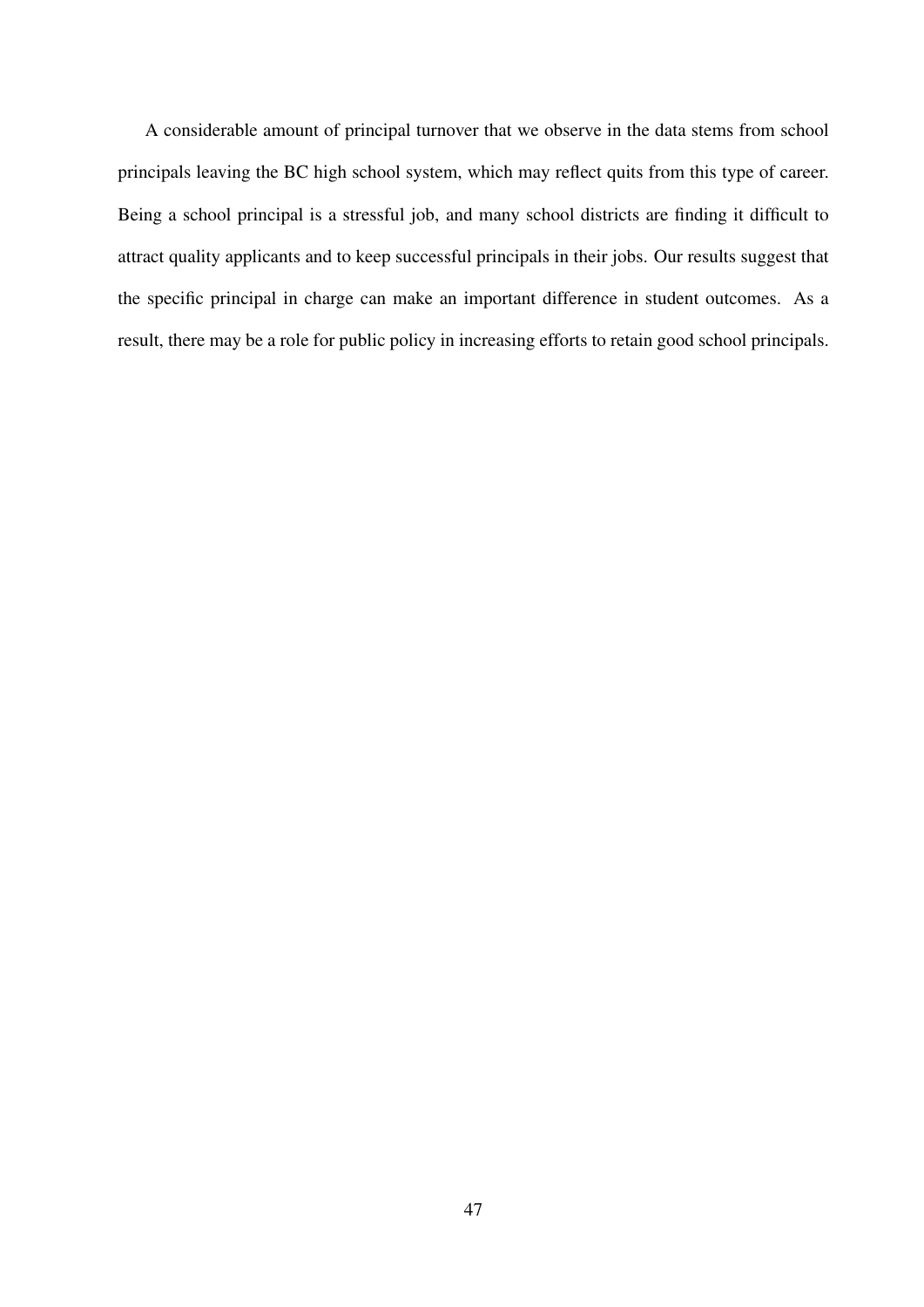A considerable amount of principal turnover that we observe in the data stems from school principals leaving the BC high school system, which may reflect quits from this type of career. Being a school principal is a stressful job, and many school districts are finding it difficult to attract quality applicants and to keep successful principals in their jobs. Our results suggest that the specific principal in charge can make an important difference in student outcomes. As a result, there may be a role for public policy in increasing efforts to retain good school principals.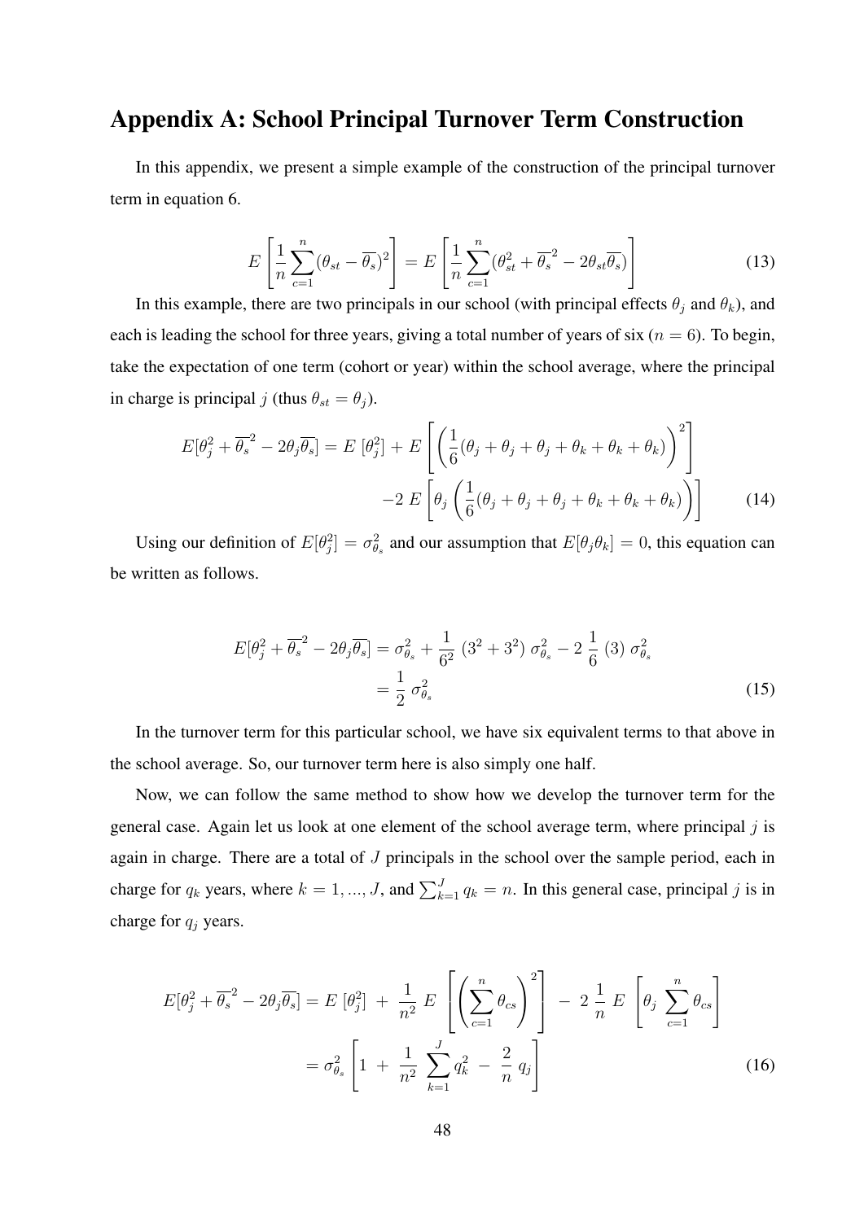## Appendix A: School Principal Turnover Term Construction

In this appendix, we present a simple example of the construction of the principal turnover term in equation 6.

$$E\left[\frac{1}{n}\sum_{c=1}^{n}(\theta_{st}-\overline{\theta_s})^2\right] = E\left[\frac{1}{n}\sum_{c=1}^{n}(\theta_{st}^2+\overline{\theta_s}^2-2\theta_{st}\overline{\theta_s})\right] \tag{13}$$

In this example, there are two principals in our school (with principal effects $\theta_j$ and $\theta_k$), and each is leading the school for three years, giving a total number of years of six ($n = 6$). To begin, take the expectation of one term (cohort or year) within the school average, where the principal in charge is principal $j$ (thus $\theta_{st} = \theta_j$).

$$\begin{aligned} E[\theta_j^2+\overline{\theta_s}^2-2\theta_j\overline{\theta_s}] &= E\left[\theta_j^2\right] + E\left[\left(\frac{1}{6}(\theta_j+\theta_j+\theta_j+\theta_k+\theta_k+\theta_k)\right)^2\right] \\ &\quad -2\,E\left[\theta_j\left(\frac{1}{6}(\theta_j+\theta_j+\theta_j+\theta_k+\theta_k+\theta_k)\right)\right] \end{aligned} \tag{14}$$

Using our definition of $E[\theta_j^2] = \sigma_{\theta_s}^2$ and our assumption that $E[\theta_j\theta_k] = 0$, this equation can be written as follows.

$$\begin{aligned} E[\theta_j^2+\overline{\theta_s}^2-2\theta_j\overline{\theta_s}] &= \sigma_{\theta_s}^2 + \frac{1}{6^2}\,(3^2+3^2)\,\sigma_{\theta_s}^2 - 2\,\frac{1}{6}\,(3)\,\sigma_{\theta_s}^2 \\ &= \frac{1}{2}\,\sigma_{\theta_s}^2 \end{aligned} \tag{15}$$

In the turnover term for this particular school, we have six equivalent terms to that above in the school average. So, our turnover term here is also simply one half.

Now, we can follow the same method to show how we develop the turnover term for the general case. Again let us look at one element of the school average term, where principal $j$ is again in charge. There are a total of $J$ principals in the school over the sample period, each in charge for $q_k$ years, where $k = 1, ..., J$, and $\sum_{k=1}^{J} q_k = n$. In this general case, principal $j$ is in charge for $q_j$ years.

$$\begin{aligned} E[\theta_j^2+\overline{\theta_s}^2-2\theta_j\overline{\theta_s}] &= E\left[\theta_j^2\right] \;+\; \frac{1}{n^2}\,E\left[\left(\sum_{c=1}^{n}\theta_{cs}\right)^2\right] \;-\; 2\,\frac{1}{n}\,E\left[\theta_j\,\sum_{c=1}^{n}\theta_{cs}\right] \\ &= \sigma_{\theta_s}^2\left[1 \;+\; \frac{1}{n^2}\,\sum_{k=1}^{J}q_k^2 \;-\; \frac{2}{n}\,q_j\right] \end{aligned} \tag{16}$$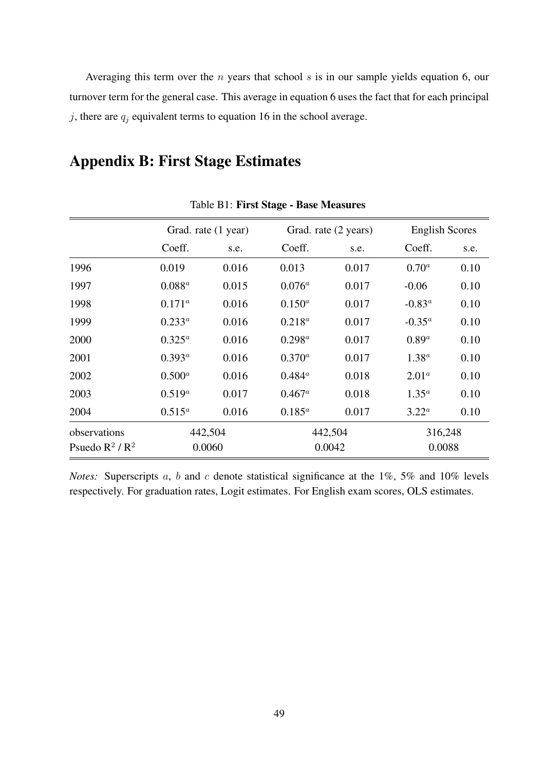Averaging this term over the $n$ years that school $s$ is in our sample yields equation 6, our turnover term for the general case. This average in equation 6 uses the fact that for each principal $j$, there are $q_j$ equivalent terms to equation 16 in the school average.

## Appendix B: First Stage Estimates

Table B1: **First Stage - Base Measures**

| | Grad. rate (1 year) | | Grad. rate (2 years) | | English Scores | |
|---|---|---|---|---|---|---|
| | Coeff. | s.e. | Coeff. | s.e. | Coeff. | s.e. |
| 1996 | 0.019 | 0.016 | 0.013 | 0.017 | $0.70^a$ | 0.10 |
| 1997 | $0.088^a$ | 0.015 | $0.076^a$ | 0.017 | -0.06 | 0.10 |
| 1998 | $0.171^a$ | 0.016 | $0.150^a$ | 0.017 | $-0.83^a$ | 0.10 |
| 1999 | $0.233^a$ | 0.016 | $0.218^a$ | 0.017 | $-0.35^a$ | 0.10 |
| 2000 | $0.325^a$ | 0.016 | $0.298^a$ | 0.017 | $0.89^a$ | 0.10 |
| 2001 | $0.393^a$ | 0.016 | $0.370^a$ | 0.017 | $1.38^a$ | 0.10 |
| 2002 | $0.500^a$ | 0.016 | $0.484^a$ | 0.018 | $2.01^a$ | 0.10 |
| 2003 | $0.519^a$ | 0.017 | $0.467^a$ | 0.018 | $1.35^a$ | 0.10 |
| 2004 | $0.515^a$ | 0.016 | $0.185^a$ | 0.017 | $3.22^a$ | 0.10 |
| observations | 442,504 | | 442,504 | | 316,248 | |
| Psuedo $R^2$ / $R^2$ | 0.0060 | | 0.0042 | | 0.0088 | |

*Notes:* Superscripts $a$, $b$ and $c$ denote statistical significance at the 1%, 5% and 10% levels respectively. For graduation rates, Logit estimates. For English exam scores, OLS estimates.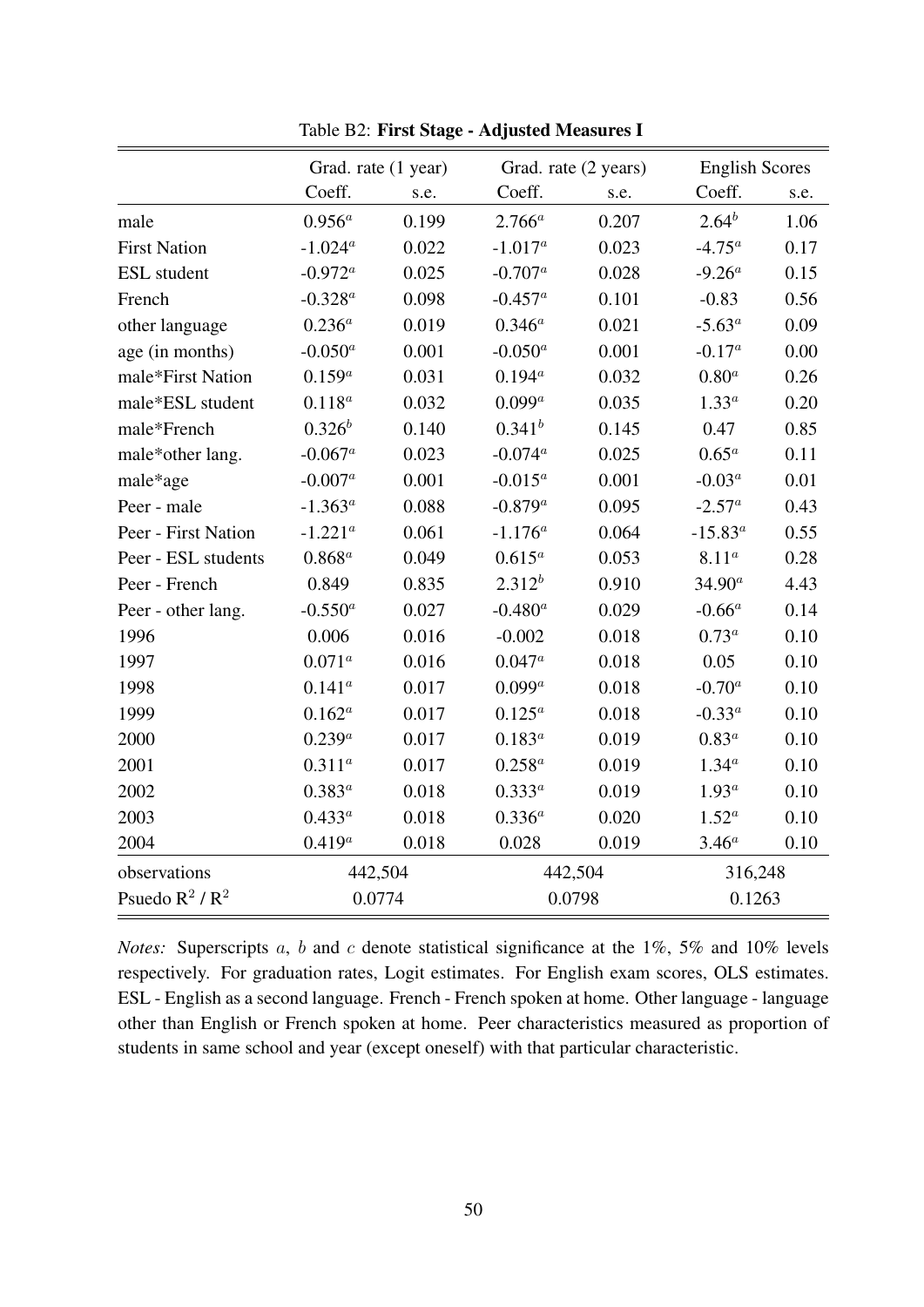Table B2: **First Stage - Adjusted Measures I**

| | Grad. rate (1 year) | | Grad. rate (2 years) | | English Scores | |
|---|---|---|---|---|---|---|
| | Coeff. | s.e. | Coeff. | s.e. | Coeff. | s.e. |
| male | $0.956^a$ | 0.199 | $2.766^a$ | 0.207 | $2.64^b$ | 1.06 |
| First Nation | $-1.024^a$ | 0.022 | $-1.017^a$ | 0.023 | $-4.75^a$ | 0.17 |
| ESL student | $-0.972^a$ | 0.025 | $-0.707^a$ | 0.028 | $-9.26^a$ | 0.15 |
| French | $-0.328^a$ | 0.098 | $-0.457^a$ | 0.101 | -0.83 | 0.56 |
| other language | $0.236^a$ | 0.019 | $0.346^a$ | 0.021 | $-5.63^a$ | 0.09 |
| age (in months) | $-0.050^a$ | 0.001 | $-0.050^a$ | 0.001 | $-0.17^a$ | 0.00 |
| male*First Nation | $0.159^a$ | 0.031 | $0.194^a$ | 0.032 | $0.80^a$ | 0.26 |
| male*ESL student | $0.118^a$ | 0.032 | $0.099^a$ | 0.035 | $1.33^a$ | 0.20 |
| male*French | $0.326^b$ | 0.140 | $0.341^b$ | 0.145 | 0.47 | 0.85 |
| male*other lang. | $-0.067^a$ | 0.023 | $-0.074^a$ | 0.025 | $0.65^a$ | 0.11 |
| male*age | $-0.007^a$ | 0.001 | $-0.015^a$ | 0.001 | $-0.03^a$ | 0.01 |
| Peer - male | $-1.363^a$ | 0.088 | $-0.879^a$ | 0.095 | $-2.57^a$ | 0.43 |
| Peer - First Nation | $-1.221^a$ | 0.061 | $-1.176^a$ | 0.064 | $-15.83^a$ | 0.55 |
| Peer - ESL students | $0.868^a$ | 0.049 | $0.615^a$ | 0.053 | $8.11^a$ | 0.28 |
| Peer - French | 0.849 | 0.835 | $2.312^b$ | 0.910 | $34.90^a$ | 4.43 |
| Peer - other lang. | $-0.550^a$ | 0.027 | $-0.480^a$ | 0.029 | $-0.66^a$ | 0.14 |
| 1996 | 0.006 | 0.016 | -0.002 | 0.018 | $0.73^a$ | 0.10 |
| 1997 | $0.071^a$ | 0.016 | $0.047^a$ | 0.018 | 0.05 | 0.10 |
| 1998 | $0.141^a$ | 0.017 | $0.099^a$ | 0.018 | $-0.70^a$ | 0.10 |
| 1999 | $0.162^a$ | 0.017 | $0.125^a$ | 0.018 | $-0.33^a$ | 0.10 |
| 2000 | $0.239^a$ | 0.017 | $0.183^a$ | 0.019 | $0.83^a$ | 0.10 |
| 2001 | $0.311^a$ | 0.017 | $0.258^a$ | 0.019 | $1.34^a$ | 0.10 |
| 2002 | $0.383^a$ | 0.018 | $0.333^a$ | 0.019 | $1.93^a$ | 0.10 |
| 2003 | $0.433^a$ | 0.018 | $0.336^a$ | 0.020 | $1.52^a$ | 0.10 |
| 2004 | $0.419^a$ | 0.018 | 0.028 | 0.019 | $3.46^a$ | 0.10 |
| observations | 442,504 | | 442,504 | | 316,248 | |
| Psuedo $R^2$ / $R^2$ | 0.0774 | | 0.0798 | | 0.1263 | |

*Notes:* Superscripts $a$, $b$ and $c$ denote statistical significance at the 1%, 5% and 10% levels respectively. For graduation rates, Logit estimates. For English exam scores, OLS estimates. ESL - English as a second language. French - French spoken at home. Other language - language other than English or French spoken at home. Peer characteristics measured as proportion of students in same school and year (except oneself) with that particular characteristic.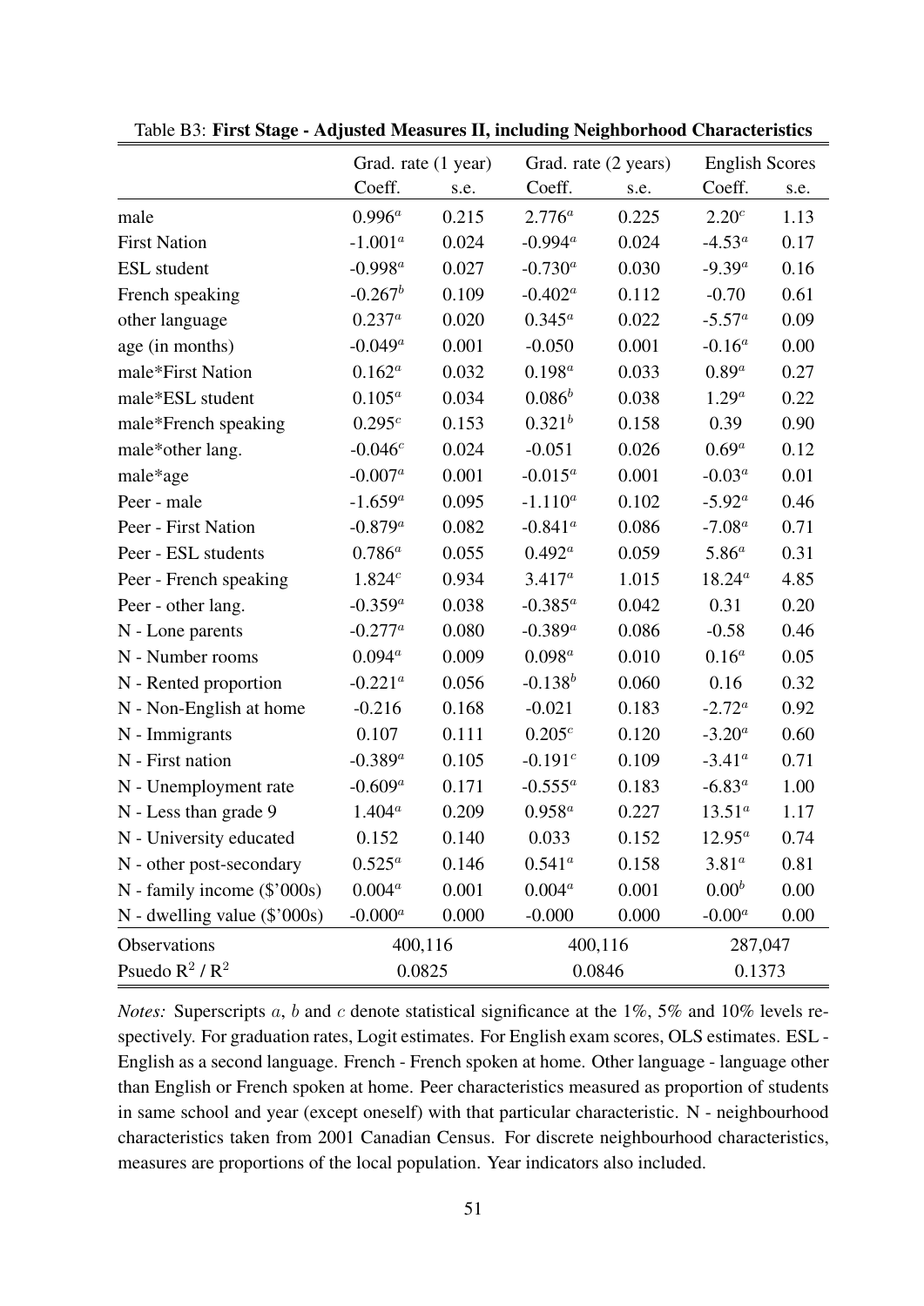Table B3: **First Stage - Adjusted Measures II, including Neighborhood Characteristics**

| | Grad. rate (1 year) | | Grad. rate (2 years) | | English Scores | |
|---|---|---|---|---|---|---|
| | Coeff. | s.e. | Coeff. | s.e. | Coeff. | s.e. |
| male | $0.996^a$ | 0.215 | $2.776^a$ | 0.225 | $2.20^c$ | 1.13 |
| First Nation | $-1.001^a$ | 0.024 | $-0.994^a$ | 0.024 | $-4.53^a$ | 0.17 |
| ESL student | $-0.998^a$ | 0.027 | $-0.730^a$ | 0.030 | $-9.39^a$ | 0.16 |
| French speaking | $-0.267^b$ | 0.109 | $-0.402^a$ | 0.112 | -0.70 | 0.61 |
| other language | $0.237^a$ | 0.020 | $0.345^a$ | 0.022 | $-5.57^a$ | 0.09 |
| age (in months) | $-0.049^a$ | 0.001 | -0.050 | 0.001 | $-0.16^a$ | 0.00 |
| male*First Nation | $0.162^a$ | 0.032 | $0.198^a$ | 0.033 | $0.89^a$ | 0.27 |
| male*ESL student | $0.105^a$ | 0.034 | $0.086^b$ | 0.038 | $1.29^a$ | 0.22 |
| male*French speaking | $0.295^c$ | 0.153 | $0.321^b$ | 0.158 | 0.39 | 0.90 |
| male*other lang. | $-0.046^c$ | 0.024 | -0.051 | 0.026 | $0.69^a$ | 0.12 |
| male*age | $-0.007^a$ | 0.001 | $-0.015^a$ | 0.001 | $-0.03^a$ | 0.01 |
| Peer - male | $-1.659^a$ | 0.095 | $-1.110^a$ | 0.102 | $-5.92^a$ | 0.46 |
| Peer - First Nation | $-0.879^a$ | 0.082 | $-0.841^a$ | 0.086 | $-7.08^a$ | 0.71 |
| Peer - ESL students | $0.786^a$ | 0.055 | $0.492^a$ | 0.059 | $5.86^a$ | 0.31 |
| Peer - French speaking | $1.824^c$ | 0.934 | $3.417^a$ | 1.015 | $18.24^a$ | 4.85 |
| Peer - other lang. | $-0.359^a$ | 0.038 | $-0.385^a$ | 0.042 | 0.31 | 0.20 |
| N - Lone parents | $-0.277^a$ | 0.080 | $-0.389^a$ | 0.086 | -0.58 | 0.46 |
| N - Number rooms | $0.094^a$ | 0.009 | $0.098^a$ | 0.010 | $0.16^a$ | 0.05 |
| N - Rented proportion | $-0.221^a$ | 0.056 | $-0.138^b$ | 0.060 | 0.16 | 0.32 |
| N - Non-English at home | -0.216 | 0.168 | -0.021 | 0.183 | $-2.72^a$ | 0.92 |
| N - Immigrants | 0.107 | 0.111 | $0.205^c$ | 0.120 | $-3.20^a$ | 0.60 |
| N - First nation | $-0.389^a$ | 0.105 | $-0.191^c$ | 0.109 | $-3.41^a$ | 0.71 |
| N - Unemployment rate | $-0.609^a$ | 0.171 | $-0.555^a$ | 0.183 | $-6.83^a$ | 1.00 |
| N - Less than grade 9 | $1.404^a$ | 0.209 | $0.958^a$ | 0.227 | $13.51^a$ | 1.17 |
| N - University educated | 0.152 | 0.140 | 0.033 | 0.152 | $12.95^a$ | 0.74 |
| N - other post-secondary | $0.525^a$ | 0.146 | $0.541^a$ | 0.158 | $3.81^a$ | 0.81 |
| N - family income ($'000s) | $0.004^a$ | 0.001 | $0.004^a$ | 0.001 | $0.00^b$ | 0.00 |
| N - dwelling value ($'000s) | $-0.000^a$ | 0.000 | -0.000 | 0.000 | $-0.00^a$ | 0.00 |
| Observations | 400,116 | | 400,116 | | 287,047 | |
| Psuedo $R^2$ / $R^2$ | 0.0825 | | 0.0846 | | 0.1373 | |

*Notes:* Superscripts $a$, $b$ and $c$ denote statistical significance at the 1%, 5% and 10% levels respectively. For graduation rates, Logit estimates. For English exam scores, OLS estimates. ESL - English as a second language. French - French spoken at home. Other language - language other than English or French spoken at home. Peer characteristics measured as proportion of students in same school and year (except oneself) with that particular characteristic. N - neighbourhood characteristics taken from 2001 Canadian Census. For discrete neighbourhood characteristics, measures are proportions of the local population. Year indicators also included.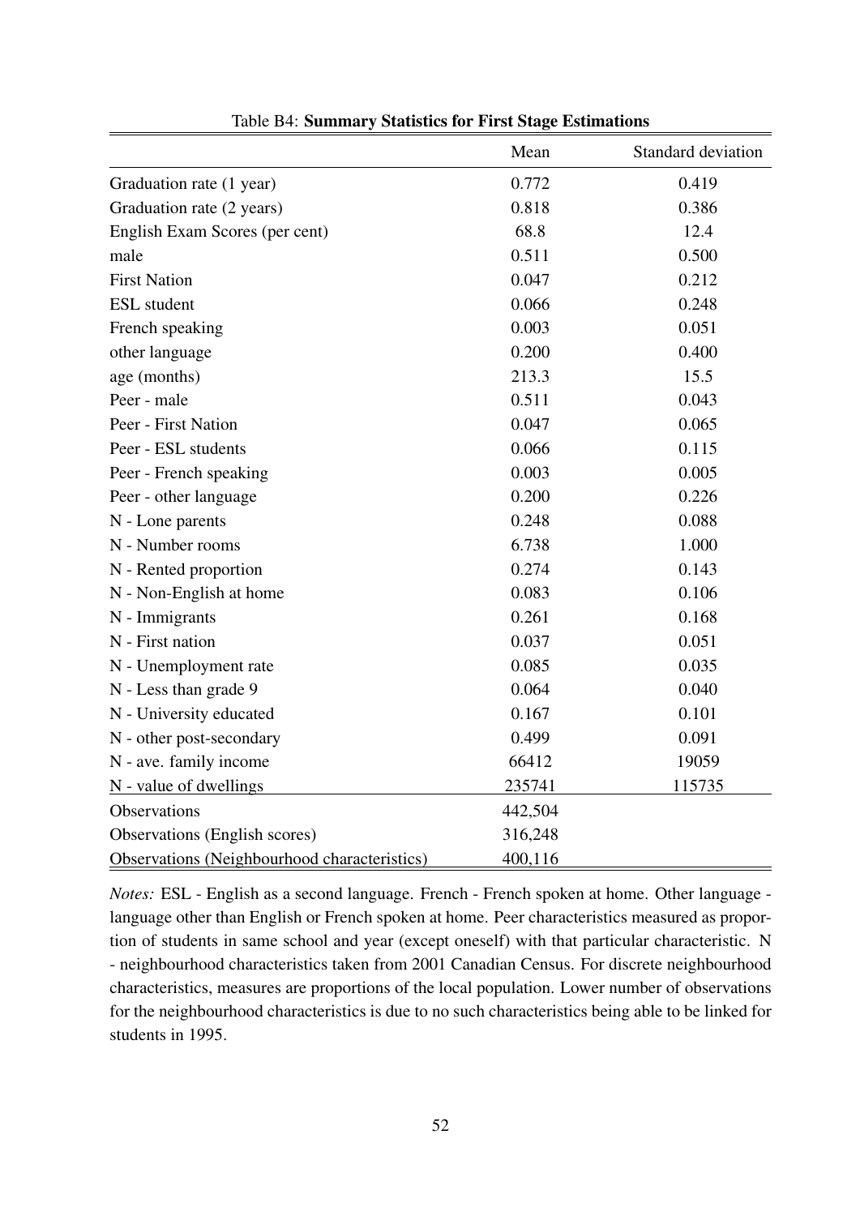Table B4: **Summary Statistics for First Stage Estimations**

| | Mean | Standard deviation |
|---|---|---|
| Graduation rate (1 year) | 0.772 | 0.419 |
| Graduation rate (2 years) | 0.818 | 0.386 |
| English Exam Scores (per cent) | 68.8 | 12.4 |
| male | 0.511 | 0.500 |
| First Nation | 0.047 | 0.212 |
| ESL student | 0.066 | 0.248 |
| French speaking | 0.003 | 0.051 |
| other language | 0.200 | 0.400 |
| age (months) | 213.3 | 15.5 |
| Peer - male | 0.511 | 0.043 |
| Peer - First Nation | 0.047 | 0.065 |
| Peer - ESL students | 0.066 | 0.115 |
| Peer - French speaking | 0.003 | 0.005 |
| Peer - other language | 0.200 | 0.226 |
| N - Lone parents | 0.248 | 0.088 |
| N - Number rooms | 6.738 | 1.000 |
| N - Rented proportion | 0.274 | 0.143 |
| N - Non-English at home | 0.083 | 0.106 |
| N - Immigrants | 0.261 | 0.168 |
| N - First nation | 0.037 | 0.051 |
| N - Unemployment rate | 0.085 | 0.035 |
| N - Less than grade 9 | 0.064 | 0.040 |
| N - University educated | 0.167 | 0.101 |
| N - other post-secondary | 0.499 | 0.091 |
| N - ave. family income | 66412 | 19059 |
| N - value of dwellings | 235741 | 115735 |
| Observations | 442,504 | |
| Observations (English scores) | 316,248 | |
| Observations (Neighbourhood characteristics) | 400,116 | |

*Notes:* ESL - English as a second language. French - French spoken at home. Other language - language other than English or French spoken at home. Peer characteristics measured as proportion of students in same school and year (except oneself) with that particular characteristic. N - neighbourhood characteristics taken from 2001 Canadian Census. For discrete neighbourhood characteristics, measures are proportions of the local population. Lower number of observations for the neighbourhood characteristics is due to no such characteristics being able to be linked for students in 1995.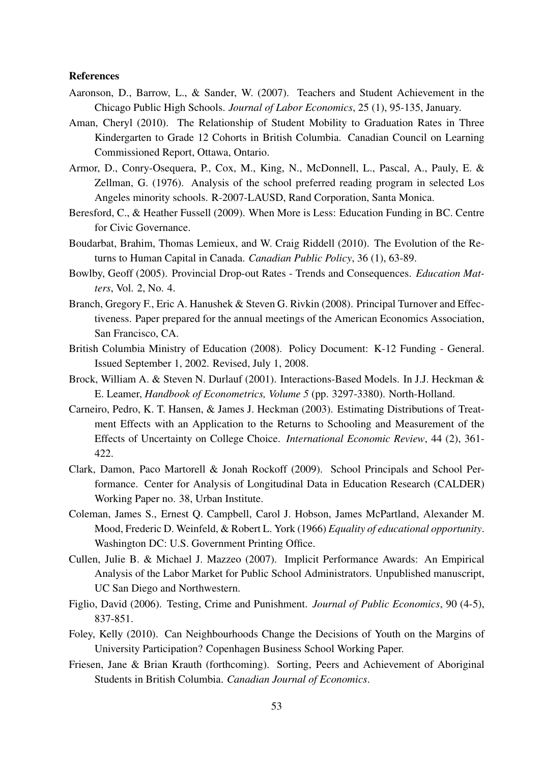**References**

Aaronson, D., Barrow, L., & Sander, W. (2007). Teachers and Student Achievement in the Chicago Public High Schools. *Journal of Labor Economics*, 25 (1), 95-135, January.

Aman, Cheryl (2010). The Relationship of Student Mobility to Graduation Rates in Three Kindergarten to Grade 12 Cohorts in British Columbia. Canadian Council on Learning Commissioned Report, Ottawa, Ontario.

Armor, D., Conry-Osequera, P., Cox, M., King, N., McDonnell, L., Pascal, A., Pauly, E. & Zellman, G. (1976). Analysis of the school preferred reading program in selected Los Angeles minority schools. R-2007-LAUSD, Rand Corporation, Santa Monica.

Beresford, C., & Heather Fussell (2009). When More is Less: Education Funding in BC. Centre for Civic Governance.

Boudarbat, Brahim, Thomas Lemieux, and W. Craig Riddell (2010). The Evolution of the Returns to Human Capital in Canada. *Canadian Public Policy*, 36 (1), 63-89.

Bowlby, Geoff (2005). Provincial Drop-out Rates - Trends and Consequences. *Education Matters*, Vol. 2, No. 4.

Branch, Gregory F., Eric A. Hanushek & Steven G. Rivkin (2008). Principal Turnover and Effectiveness. Paper prepared for the annual meetings of the American Economics Association, San Francisco, CA.

British Columbia Ministry of Education (2008). Policy Document: K-12 Funding - General. Issued September 1, 2002. Revised, July 1, 2008.

Brock, William A. & Steven N. Durlauf (2001). Interactions-Based Models. In J.J. Heckman & E. Leamer, *Handbook of Econometrics, Volume 5* (pp. 3297-3380). North-Holland.

Carneiro, Pedro, K. T. Hansen, & James J. Heckman (2003). Estimating Distributions of Treatment Effects with an Application to the Returns to Schooling and Measurement of the Effects of Uncertainty on College Choice. *International Economic Review*, 44 (2), 361-422.

Clark, Damon, Paco Martorell & Jonah Rockoff (2009). School Principals and School Performance. Center for Analysis of Longitudinal Data in Education Research (CALDER) Working Paper no. 38, Urban Institute.

Coleman, James S., Ernest Q. Campbell, Carol J. Hobson, James McPartland, Alexander M. Mood, Frederic D. Weinfeld, & Robert L. York (1966) *Equality of educational opportunity*. Washington DC: U.S. Government Printing Office.

Cullen, Julie B. & Michael J. Mazzeo (2007). Implicit Performance Awards: An Empirical Analysis of the Labor Market for Public School Administrators. Unpublished manuscript, UC San Diego and Northwestern.

Figlio, David (2006). Testing, Crime and Punishment. *Journal of Public Economics*, 90 (4-5), 837-851.

Foley, Kelly (2010). Can Neighbourhoods Change the Decisions of Youth on the Margins of University Participation? Copenhagen Business School Working Paper.

Friesen, Jane & Brian Krauth (forthcoming). Sorting, Peers and Achievement of Aboriginal Students in British Columbia. *Canadian Journal of Economics*.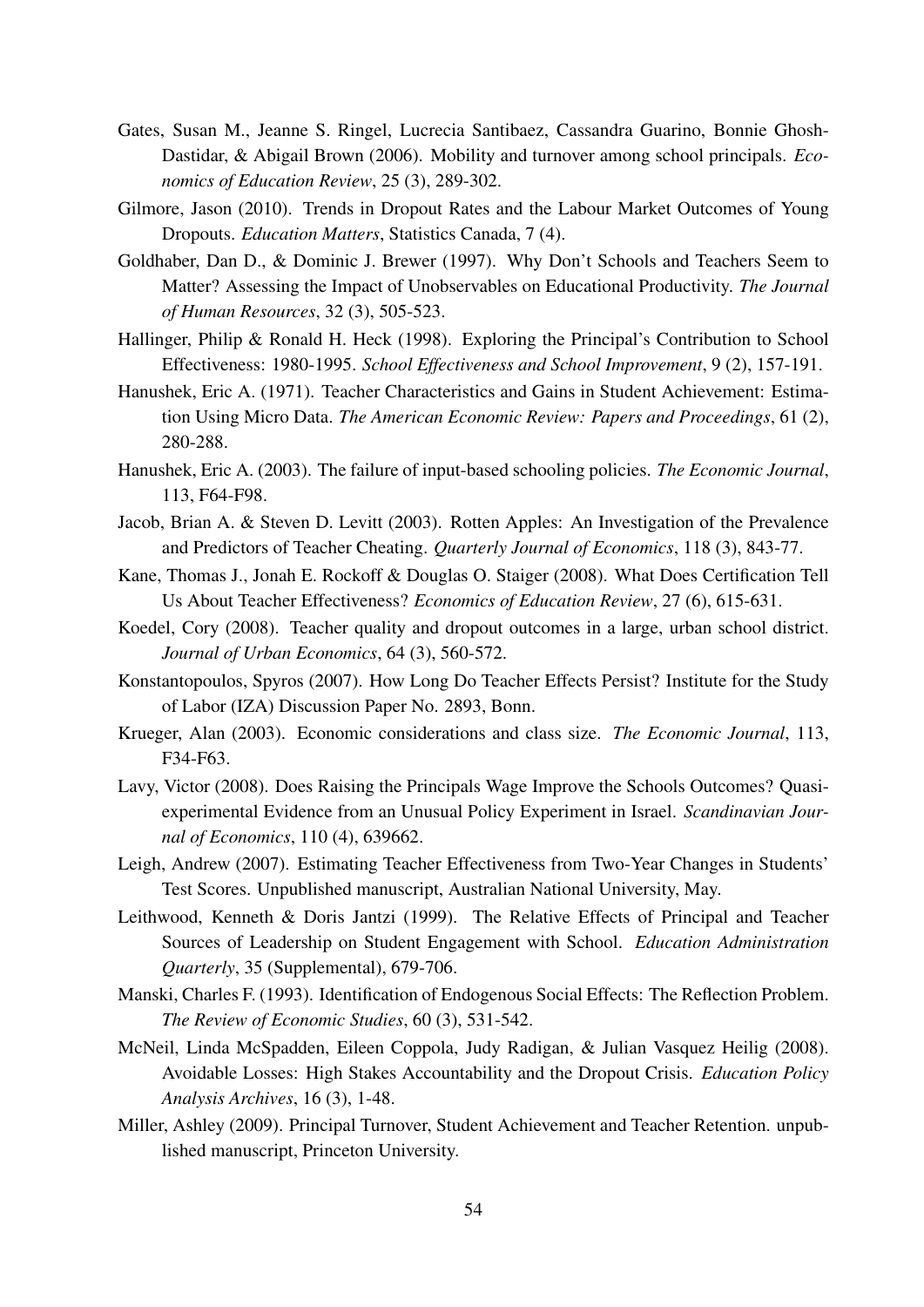Gates, Susan M., Jeanne S. Ringel, Lucrecia Santibaez, Cassandra Guarino, Bonnie Ghosh-Dastidar, & Abigail Brown (2006). Mobility and turnover among school principals. *Economics of Education Review*, 25 (3), 289-302.

Gilmore, Jason (2010). Trends in Dropout Rates and the Labour Market Outcomes of Young Dropouts. *Education Matters*, Statistics Canada, 7 (4).

Goldhaber, Dan D., & Dominic J. Brewer (1997). Why Don't Schools and Teachers Seem to Matter? Assessing the Impact of Unobservables on Educational Productivity. *The Journal of Human Resources*, 32 (3), 505-523.

Hallinger, Philip & Ronald H. Heck (1998). Exploring the Principal's Contribution to School Effectiveness: 1980-1995. *School Effectiveness and School Improvement*, 9 (2), 157-191.

Hanushek, Eric A. (1971). Teacher Characteristics and Gains in Student Achievement: Estimation Using Micro Data. *The American Economic Review: Papers and Proceedings*, 61 (2), 280-288.

Hanushek, Eric A. (2003). The failure of input-based schooling policies. *The Economic Journal*, 113, F64-F98.

Jacob, Brian A. & Steven D. Levitt (2003). Rotten Apples: An Investigation of the Prevalence and Predictors of Teacher Cheating. *Quarterly Journal of Economics*, 118 (3), 843-77.

Kane, Thomas J., Jonah E. Rockoff & Douglas O. Staiger (2008). What Does Certification Tell Us About Teacher Effectiveness? *Economics of Education Review*, 27 (6), 615-631.

Koedel, Cory (2008). Teacher quality and dropout outcomes in a large, urban school district. *Journal of Urban Economics*, 64 (3), 560-572.

Konstantopoulos, Spyros (2007). How Long Do Teacher Effects Persist? Institute for the Study of Labor (IZA) Discussion Paper No. 2893, Bonn.

Krueger, Alan (2003). Economic considerations and class size. *The Economic Journal*, 113, F34-F63.

Lavy, Victor (2008). Does Raising the Principals Wage Improve the Schools Outcomes? Quasi-experimental Evidence from an Unusual Policy Experiment in Israel. *Scandinavian Journal of Economics*, 110 (4), 639662.

Leigh, Andrew (2007). Estimating Teacher Effectiveness from Two-Year Changes in Students' Test Scores. Unpublished manuscript, Australian National University, May.

Leithwood, Kenneth & Doris Jantzi (1999). The Relative Effects of Principal and Teacher Sources of Leadership on Student Engagement with School. *Education Administration Quarterly*, 35 (Supplemental), 679-706.

Manski, Charles F. (1993). Identification of Endogenous Social Effects: The Reflection Problem. *The Review of Economic Studies*, 60 (3), 531-542.

McNeil, Linda McSpadden, Eileen Coppola, Judy Radigan, & Julian Vasquez Heilig (2008). Avoidable Losses: High Stakes Accountability and the Dropout Crisis. *Education Policy Analysis Archives*, 16 (3), 1-48.

Miller, Ashley (2009). Principal Turnover, Student Achievement and Teacher Retention. unpublished manuscript, Princeton University.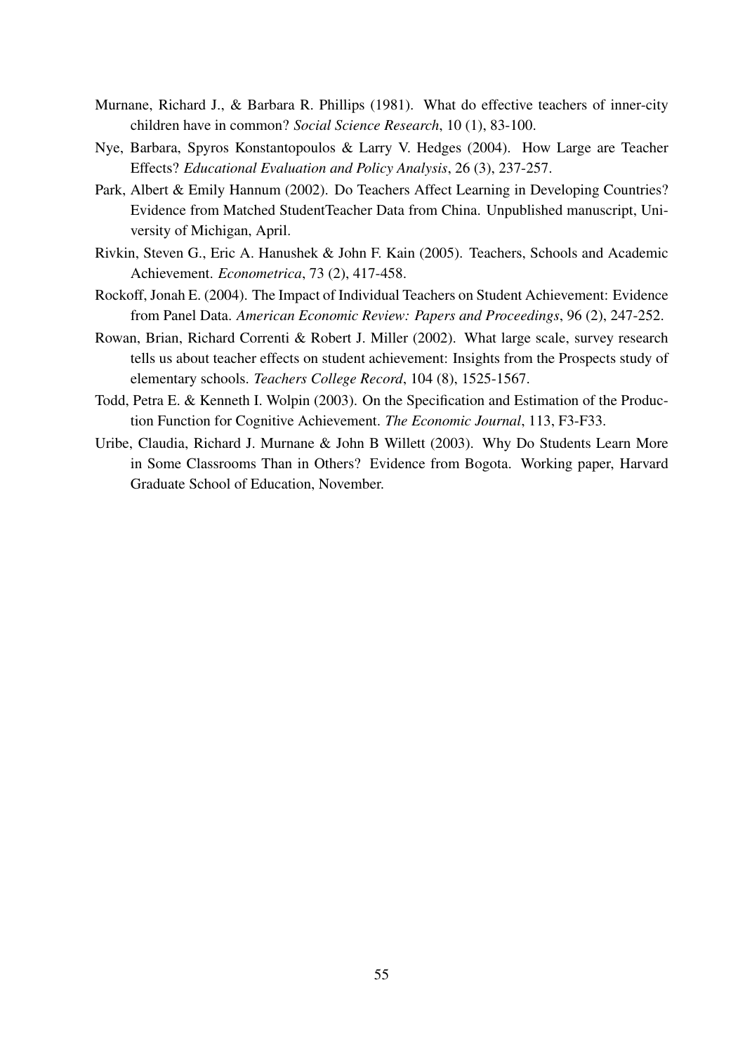Murnane, Richard J., & Barbara R. Phillips (1981). What do effective teachers of inner-city children have in common? *Social Science Research*, 10 (1), 83-100.

Nye, Barbara, Spyros Konstantopoulos & Larry V. Hedges (2004). How Large are Teacher Effects? *Educational Evaluation and Policy Analysis*, 26 (3), 237-257.

Park, Albert & Emily Hannum (2002). Do Teachers Affect Learning in Developing Countries? Evidence from Matched StudentTeacher Data from China. Unpublished manuscript, University of Michigan, April.

Rivkin, Steven G., Eric A. Hanushek & John F. Kain (2005). Teachers, Schools and Academic Achievement. *Econometrica*, 73 (2), 417-458.

Rockoff, Jonah E. (2004). The Impact of Individual Teachers on Student Achievement: Evidence from Panel Data. *American Economic Review: Papers and Proceedings*, 96 (2), 247-252.

Rowan, Brian, Richard Correnti & Robert J. Miller (2002). What large scale, survey research tells us about teacher effects on student achievement: Insights from the Prospects study of elementary schools. *Teachers College Record*, 104 (8), 1525-1567.

Todd, Petra E. & Kenneth I. Wolpin (2003). On the Specification and Estimation of the Production Function for Cognitive Achievement. *The Economic Journal*, 113, F3-F33.

Uribe, Claudia, Richard J. Murnane & John B Willett (2003). Why Do Students Learn More in Some Classrooms Than in Others? Evidence from Bogota. Working paper, Harvard Graduate School of Education, November.